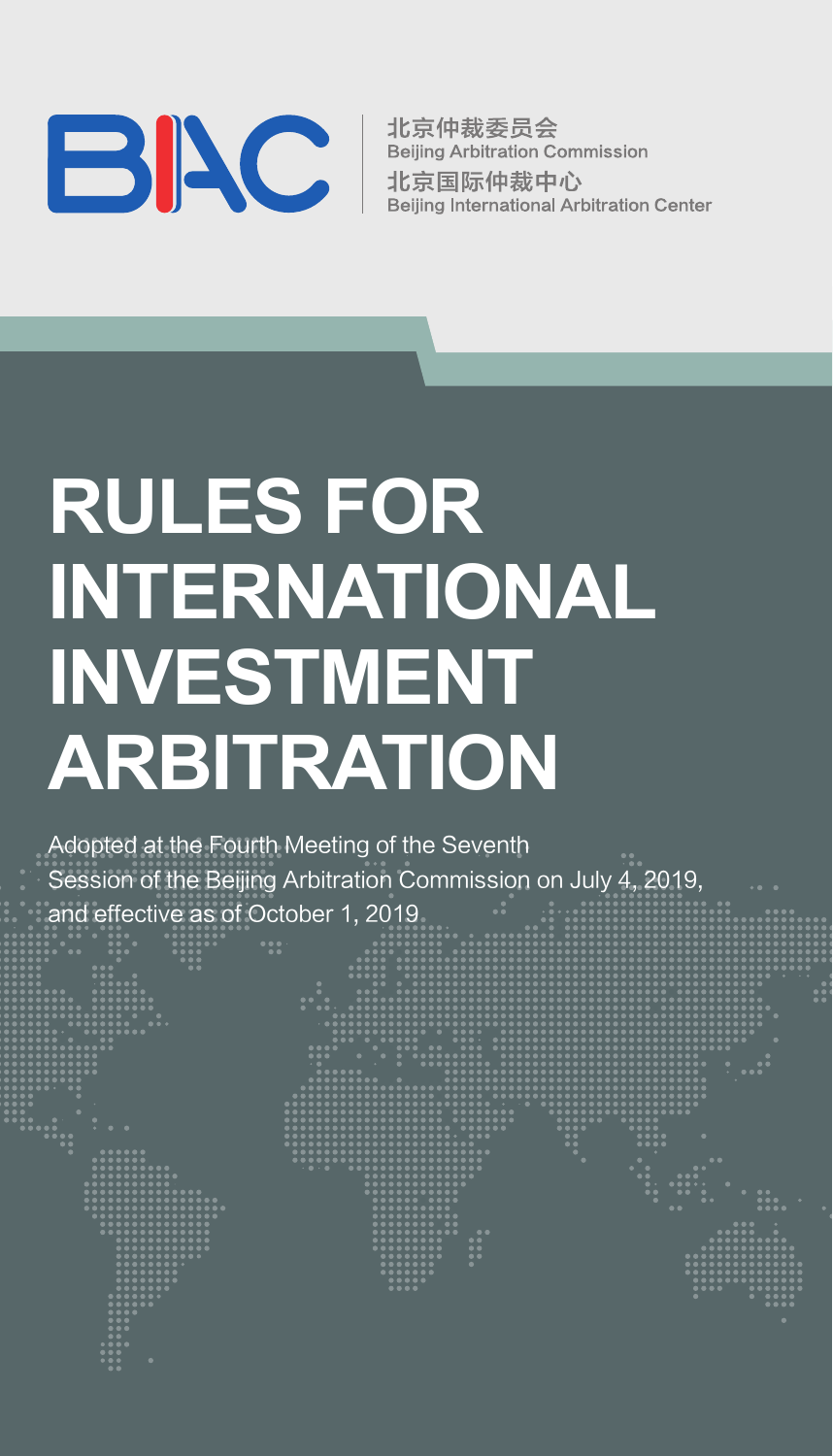BIAC

北京仲裁委员会
Beijing Arbitration Commission
北京国际仲裁中心
Beijing International Arbitration Center

# RULES FOR INTERNATIONAL INVESTMENT ARBITRATION

Adopted at the Fourth Meeting of the Seventh Session of the Beijing Arbitration Commission on July 4, 2019, and effective as of October 1, 2019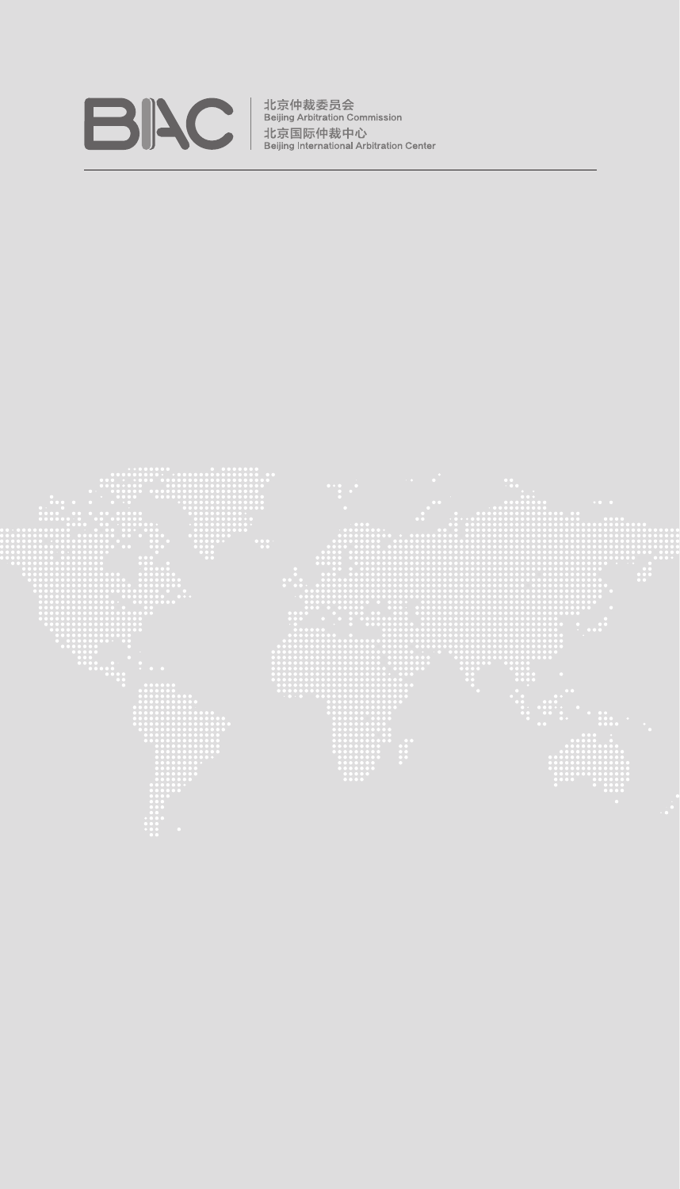BIAC

北京仲裁委员会
Beijing Arbitration Commission
北京国际仲裁中心
Beijing International Arbitration Center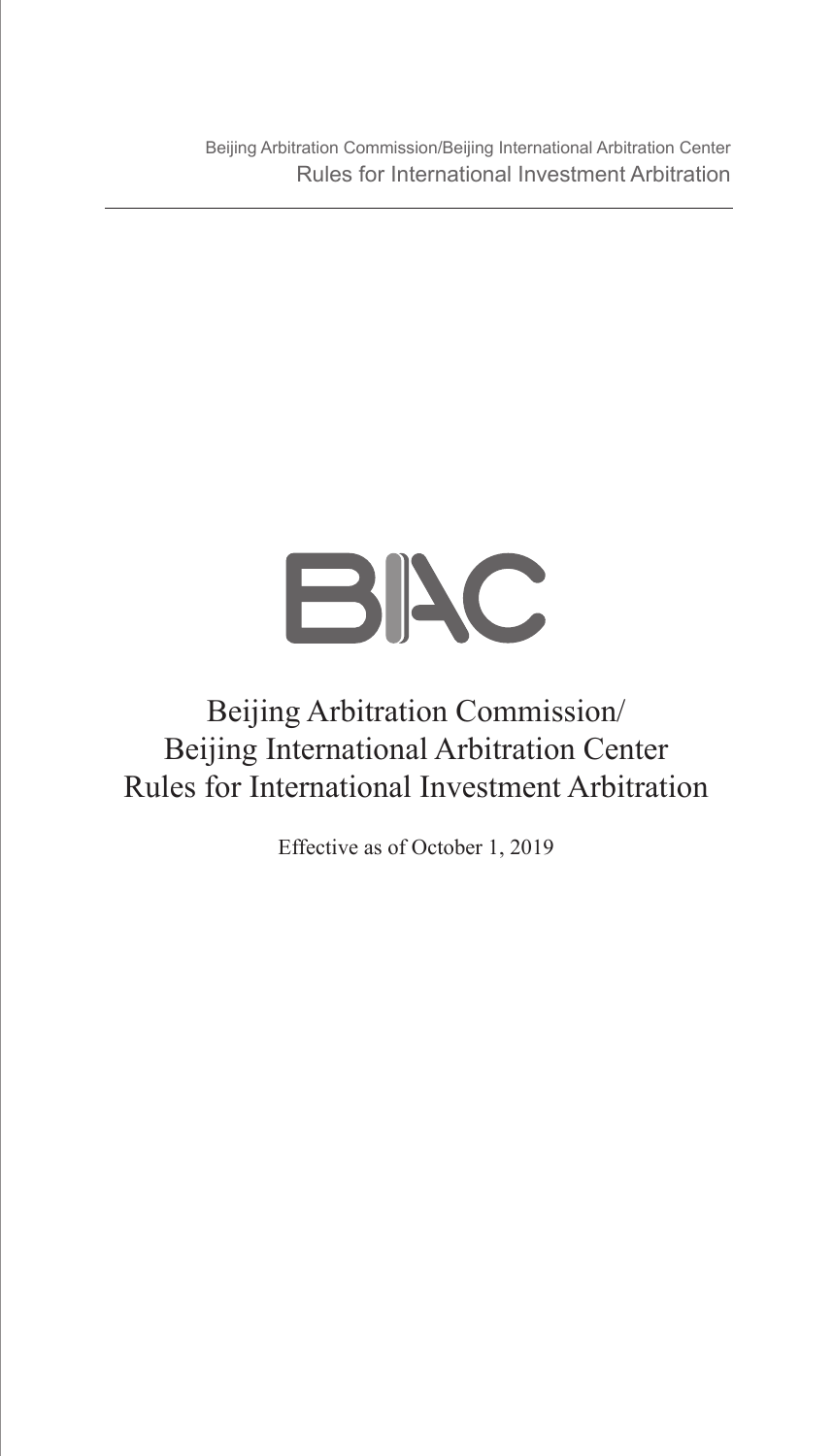BIAC

# Beijing Arbitration Commission/ Beijing International Arbitration Center Rules for International Investment Arbitration

Effective as of October 1, 2019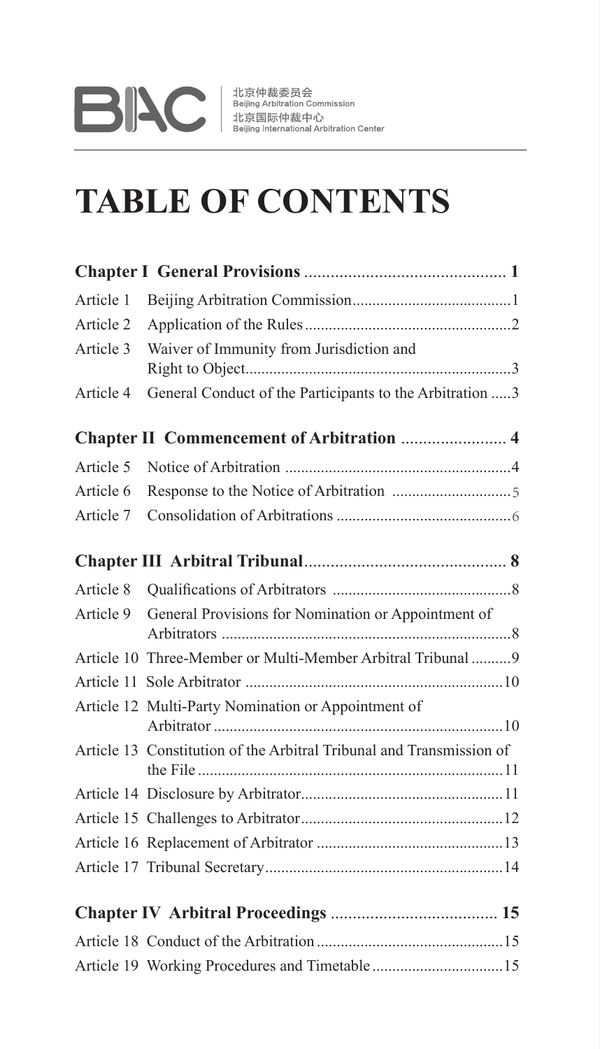# TABLE OF CONTENTS

| | | |
|---|---|---|
| **Chapter I General Provisions** | | **1** |
| Article 1 | Beijing Arbitration Commission | 1 |
| Article 2 | Application of the Rules | 2 |
| Article 3 | Waiver of Immunity from Jurisdiction and Right to Object | 3 |
| Article 4 | General Conduct of the Participants to the Arbitration | 3 |
| **Chapter II Commencement of Arbitration** | | **4** |
| Article 5 | Notice of Arbitration | 4 |
| Article 6 | Response to the Notice of Arbitration | 5 |
| Article 7 | Consolidation of Arbitrations | 6 |
| **Chapter III Arbitral Tribunal** | | **8** |
| Article 8 | Qualifications of Arbitrators | 8 |
| Article 9 | General Provisions for Nomination or Appointment of Arbitrators | 8 |
| Article 10 | Three-Member or Multi-Member Arbitral Tribunal | 9 |
| Article 11 | Sole Arbitrator | 10 |
| Article 12 | Multi-Party Nomination or Appointment of Arbitrator | 10 |
| Article 13 | Constitution of the Arbitral Tribunal and Transmission of the File | 11 |
| Article 14 | Disclosure by Arbitrator | 11 |
| Article 15 | Challenges to Arbitrator | 12 |
| Article 16 | Replacement of Arbitrator | 13 |
| Article 17 | Tribunal Secretary | 14 |
| **Chapter IV Arbitral Proceedings** | | **15** |
| Article 18 | Conduct of the Arbitration | 15 |
| Article 19 | Working Procedures and Timetable | 15 |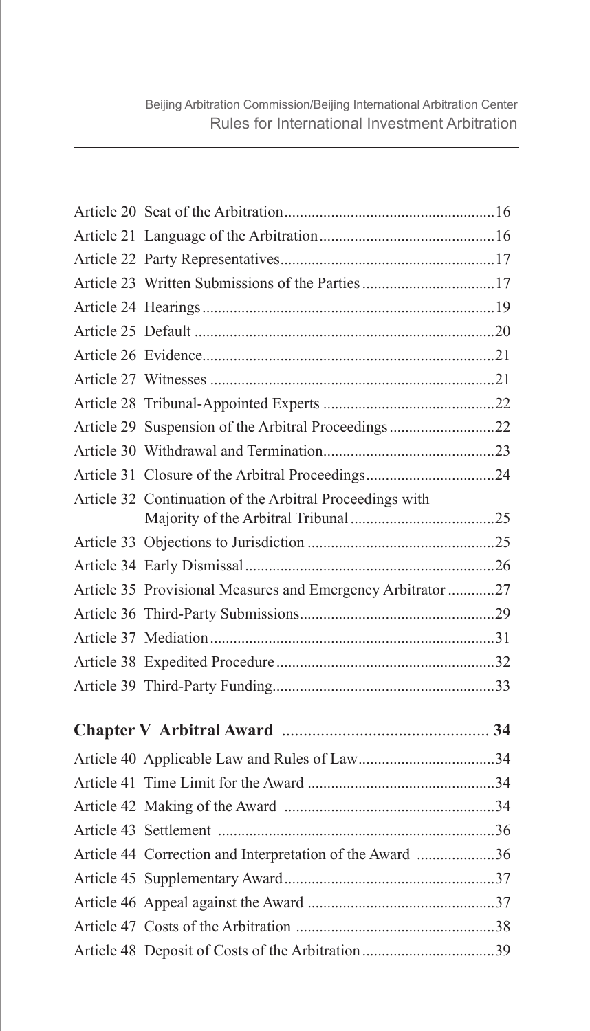Article 20 Seat of the Arbitration......................................................16

Article 21 Language of the Arbitration.............................................16

Article 22 Party Representatives.......................................................17

Article 23 Written Submissions of the Parties..................................17

Article 24 Hearings...........................................................................19

Article 25 Default .............................................................................20

Article 26 Evidence...........................................................................21

Article 27 Witnesses .........................................................................21

Article 28 Tribunal-Appointed Experts ............................................22

Article 29 Suspension of the Arbitral Proceedings...........................22

Article 30 Withdrawal and Termination............................................23

Article 31 Closure of the Arbitral Proceedings.................................24

Article 32 Continuation of the Arbitral Proceedings with Majority of the Arbitral Tribunal.....................................25

Article 33 Objections to Jurisdiction ................................................25

Article 34 Early Dismissal................................................................26

Article 35 Provisional Measures and Emergency Arbitrator ............27

Article 36 Third-Party Submissions..................................................29

Article 37 Mediation..........................................................................31

Article 38 Expedited Procedure........................................................32

Article 39 Third-Party Funding.........................................................33

**Chapter V Arbitral Award ................................................ 34**

Article 40 Applicable Law and Rules of Law...................................34

Article 41 Time Limit for the Award ................................................34

Article 42 Making of the Award ......................................................34

Article 43 Settlement .......................................................................36

Article 44 Correction and Interpretation of the Award ....................36

Article 45 Supplementary Award......................................................37

Article 46 Appeal against the Award ................................................37

Article 47 Costs of the Arbitration ...................................................38

Article 48 Deposit of Costs of the Arbitration..................................39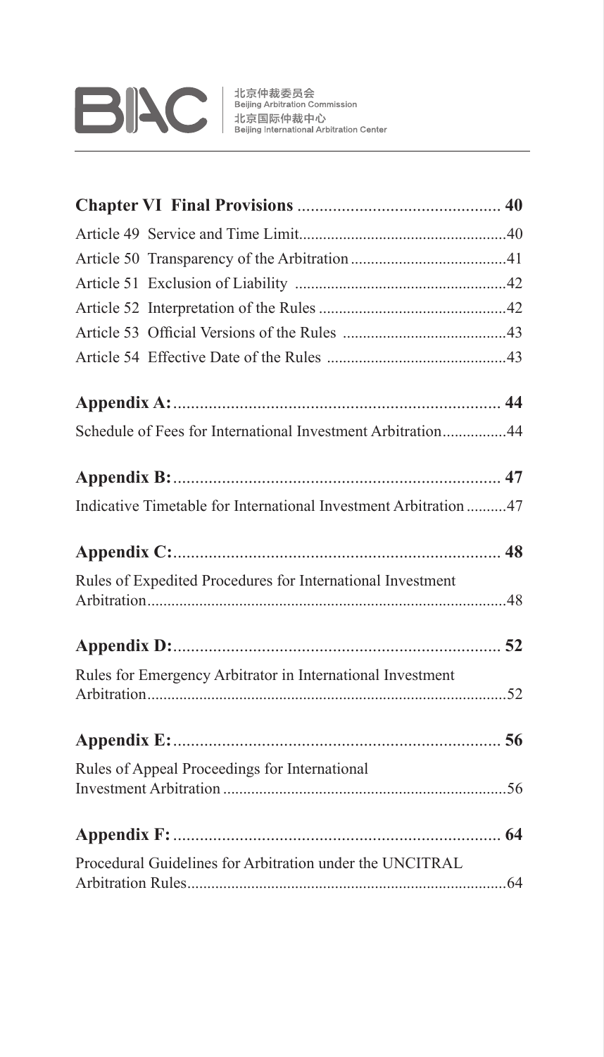**Chapter VI Final Provisions** .............................................. 40

Article 49 Service and Time Limit....................................................40

Article 50 Transparency of the Arbitration .......................................41

Article 51 Exclusion of Liability ....................................................42

Article 52 Interpretation of the Rules ...............................................42

Article 53 Official Versions of the Rules .........................................43

Article 54 Effective Date of the Rules .............................................43

**Appendix A:**.......................................................................... 44

Schedule of Fees for International Investment Arbitration................44

**Appendix B:**.......................................................................... 47

Indicative Timetable for International Investment Arbitration ..........47

**Appendix C:**.......................................................................... 48

Rules of Expedited Procedures for International Investment Arbitration.........................................................................................48

**Appendix D:**.......................................................................... 52

Rules for Emergency Arbitrator in International Investment Arbitration.........................................................................................52

**Appendix E:**.......................................................................... 56

Rules of Appeal Proceedings for International Investment Arbitration .......................................................................56

**Appendix F:**.......................................................................... 64

Procedural Guidelines for Arbitration under the UNCITRAL Arbitration Rules................................................................................64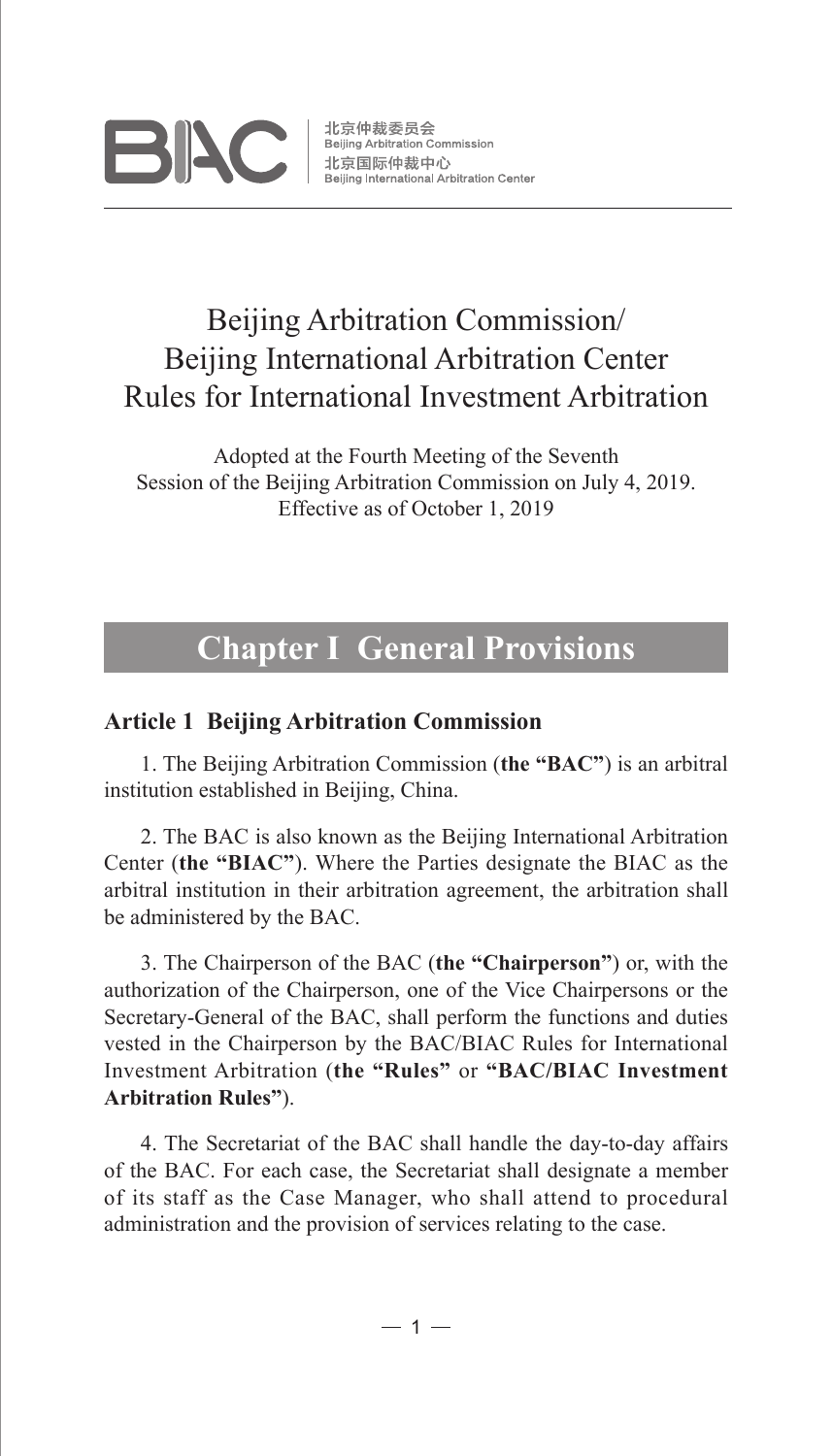# Beijing Arbitration Commission/ Beijing International Arbitration Center Rules for International Investment Arbitration

Adopted at the Fourth Meeting of the Seventh Session of the Beijing Arbitration Commission on July 4, 2019.
Effective as of October 1, 2019

## Chapter I General Provisions

### Article 1 Beijing Arbitration Commission

1. The Beijing Arbitration Commission (**the "BAC"**) is an arbitral institution established in Beijing, China.

2. The BAC is also known as the Beijing International Arbitration Center (**the "BIAC"**). Where the Parties designate the BIAC as the arbitral institution in their arbitration agreement, the arbitration shall be administered by the BAC.

3. The Chairperson of the BAC (**the "Chairperson"**) or, with the authorization of the Chairperson, one of the Vice Chairpersons or the Secretary-General of the BAC, shall perform the functions and duties vested in the Chairperson by the BAC/BIAC Rules for International Investment Arbitration (**the "Rules"** or **"BAC/BIAC Investment Arbitration Rules"**).

4. The Secretariat of the BAC shall handle the day-to-day affairs of the BAC. For each case, the Secretariat shall designate a member of its staff as the Case Manager, who shall attend to procedural administration and the provision of services relating to the case.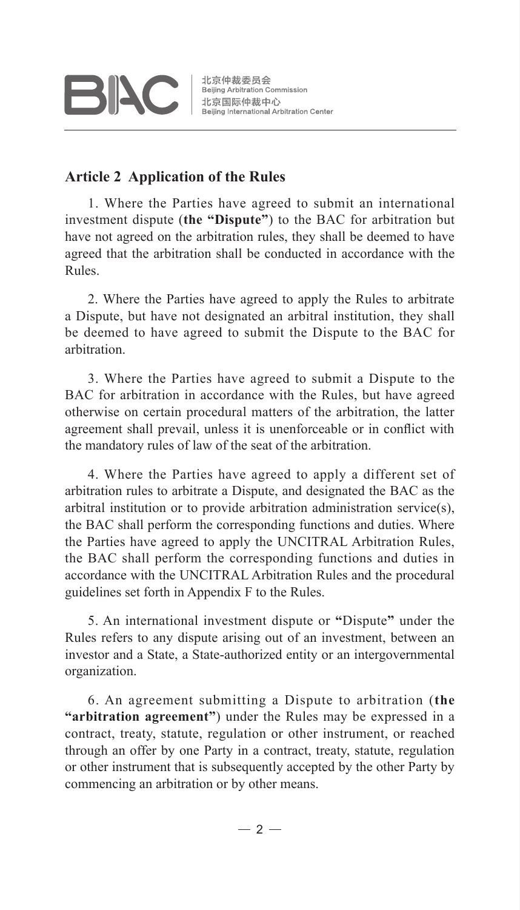## Article 2 Application of the Rules

1. Where the Parties have agreed to submit an international investment dispute (**the "Dispute"**) to the BAC for arbitration but have not agreed on the arbitration rules, they shall be deemed to have agreed that the arbitration shall be conducted in accordance with the Rules.

2. Where the Parties have agreed to apply the Rules to arbitrate a Dispute, but have not designated an arbitral institution, they shall be deemed to have agreed to submit the Dispute to the BAC for arbitration.

3. Where the Parties have agreed to submit a Dispute to the BAC for arbitration in accordance with the Rules, but have agreed otherwise on certain procedural matters of the arbitration, the latter agreement shall prevail, unless it is unenforceable or in conflict with the mandatory rules of law of the seat of the arbitration.

4. Where the Parties have agreed to apply a different set of arbitration rules to arbitrate a Dispute, and designated the BAC as the arbitral institution or to provide arbitration administration service(s), the BAC shall perform the corresponding functions and duties. Where the Parties have agreed to apply the UNCITRAL Arbitration Rules, the BAC shall perform the corresponding functions and duties in accordance with the UNCITRAL Arbitration Rules and the procedural guidelines set forth in Appendix F to the Rules.

5. An international investment dispute or **"**Dispute**"** under the Rules refers to any dispute arising out of an investment, between an investor and a State, a State-authorized entity or an intergovernmental organization.

6. An agreement submitting a Dispute to arbitration (**the "arbitration agreement"**) under the Rules may be expressed in a contract, treaty, statute, regulation or other instrument, or reached through an offer by one Party in a contract, treaty, statute, regulation or other instrument that is subsequently accepted by the other Party by commencing an arbitration or by other means.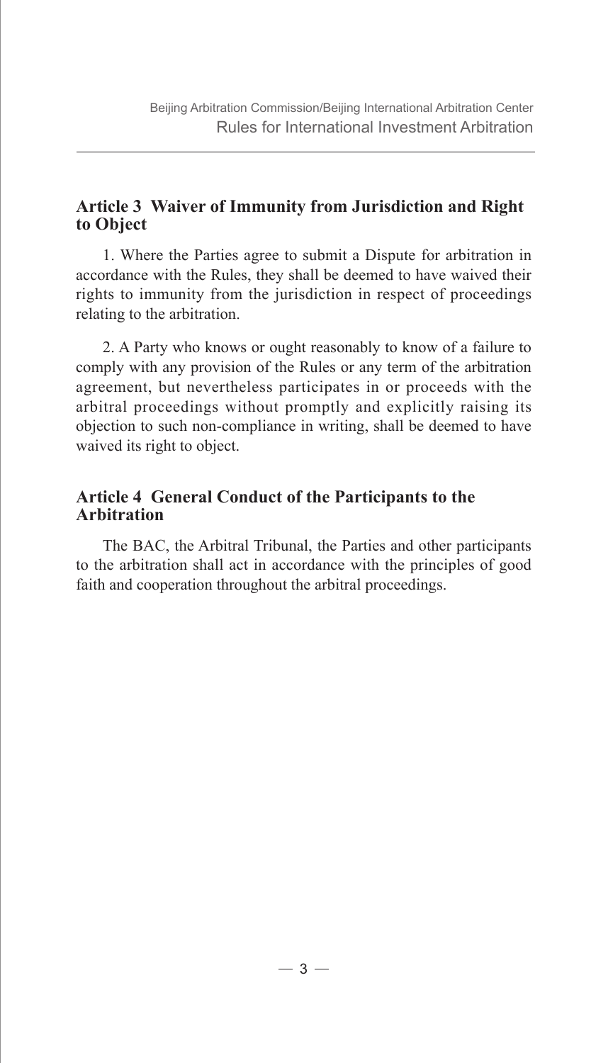## Article 3 Waiver of Immunity from Jurisdiction and Right to Object

1. Where the Parties agree to submit a Dispute for arbitration in accordance with the Rules, they shall be deemed to have waived their rights to immunity from the jurisdiction in respect of proceedings relating to the arbitration.

2. A Party who knows or ought reasonably to know of a failure to comply with any provision of the Rules or any term of the arbitration agreement, but nevertheless participates in or proceeds with the arbitral proceedings without promptly and explicitly raising its objection to such non-compliance in writing, shall be deemed to have waived its right to object.

## Article 4 General Conduct of the Participants to the Arbitration

The BAC, the Arbitral Tribunal, the Parties and other participants to the arbitration shall act in accordance with the principles of good faith and cooperation throughout the arbitral proceedings.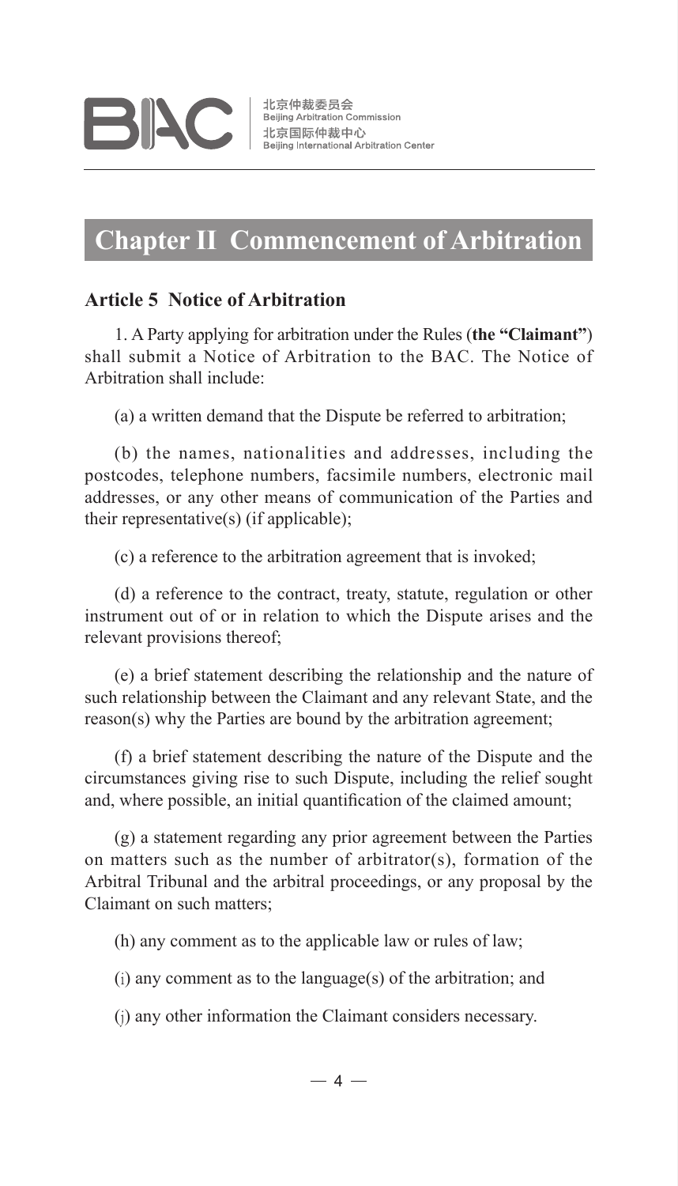## Chapter II Commencement of Arbitration

### Article 5 Notice of Arbitration

1. A Party applying for arbitration under the Rules (**the "Claimant"**) shall submit a Notice of Arbitration to the BAC. The Notice of Arbitration shall include:

(a) a written demand that the Dispute be referred to arbitration;

(b) the names, nationalities and addresses, including the postcodes, telephone numbers, facsimile numbers, electronic mail addresses, or any other means of communication of the Parties and their representative(s) (if applicable);

(c) a reference to the arbitration agreement that is invoked;

(d) a reference to the contract, treaty, statute, regulation or other instrument out of or in relation to which the Dispute arises and the relevant provisions thereof;

(e) a brief statement describing the relationship and the nature of such relationship between the Claimant and any relevant State, and the reason(s) why the Parties are bound by the arbitration agreement;

(f) a brief statement describing the nature of the Dispute and the circumstances giving rise to such Dispute, including the relief sought and, where possible, an initial quantification of the claimed amount;

(g) a statement regarding any prior agreement between the Parties on matters such as the number of arbitrator(s), formation of the Arbitral Tribunal and the arbitral proceedings, or any proposal by the Claimant on such matters;

(h) any comment as to the applicable law or rules of law;

(i) any comment as to the language(s) of the arbitration; and

(j) any other information the Claimant considers necessary.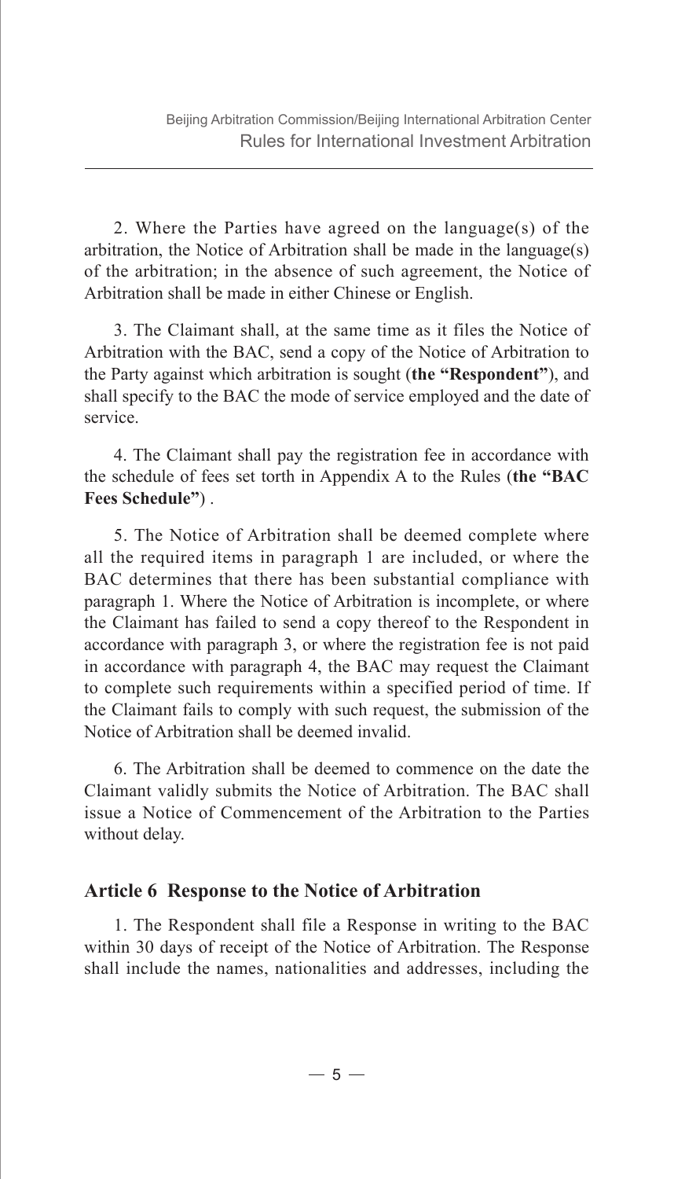2. Where the Parties have agreed on the language(s) of the arbitration, the Notice of Arbitration shall be made in the language(s) of the arbitration; in the absence of such agreement, the Notice of Arbitration shall be made in either Chinese or English.

3. The Claimant shall, at the same time as it files the Notice of Arbitration with the BAC, send a copy of the Notice of Arbitration to the Party against which arbitration is sought (**the "Respondent"**), and shall specify to the BAC the mode of service employed and the date of service.

4. The Claimant shall pay the registration fee in accordance with the schedule of fees set torth in Appendix A to the Rules (**the "BAC Fees Schedule"**) .

5. The Notice of Arbitration shall be deemed complete where all the required items in paragraph 1 are included, or where the BAC determines that there has been substantial compliance with paragraph 1. Where the Notice of Arbitration is incomplete, or where the Claimant has failed to send a copy thereof to the Respondent in accordance with paragraph 3, or where the registration fee is not paid in accordance with paragraph 4, the BAC may request the Claimant to complete such requirements within a specified period of time. If the Claimant fails to comply with such request, the submission of the Notice of Arbitration shall be deemed invalid.

6. The Arbitration shall be deemed to commence on the date the Claimant validly submits the Notice of Arbitration. The BAC shall issue a Notice of Commencement of the Arbitration to the Parties without delay.

## Article 6 Response to the Notice of Arbitration

1. The Respondent shall file a Response in writing to the BAC within 30 days of receipt of the Notice of Arbitration. The Response shall include the names, nationalities and addresses, including the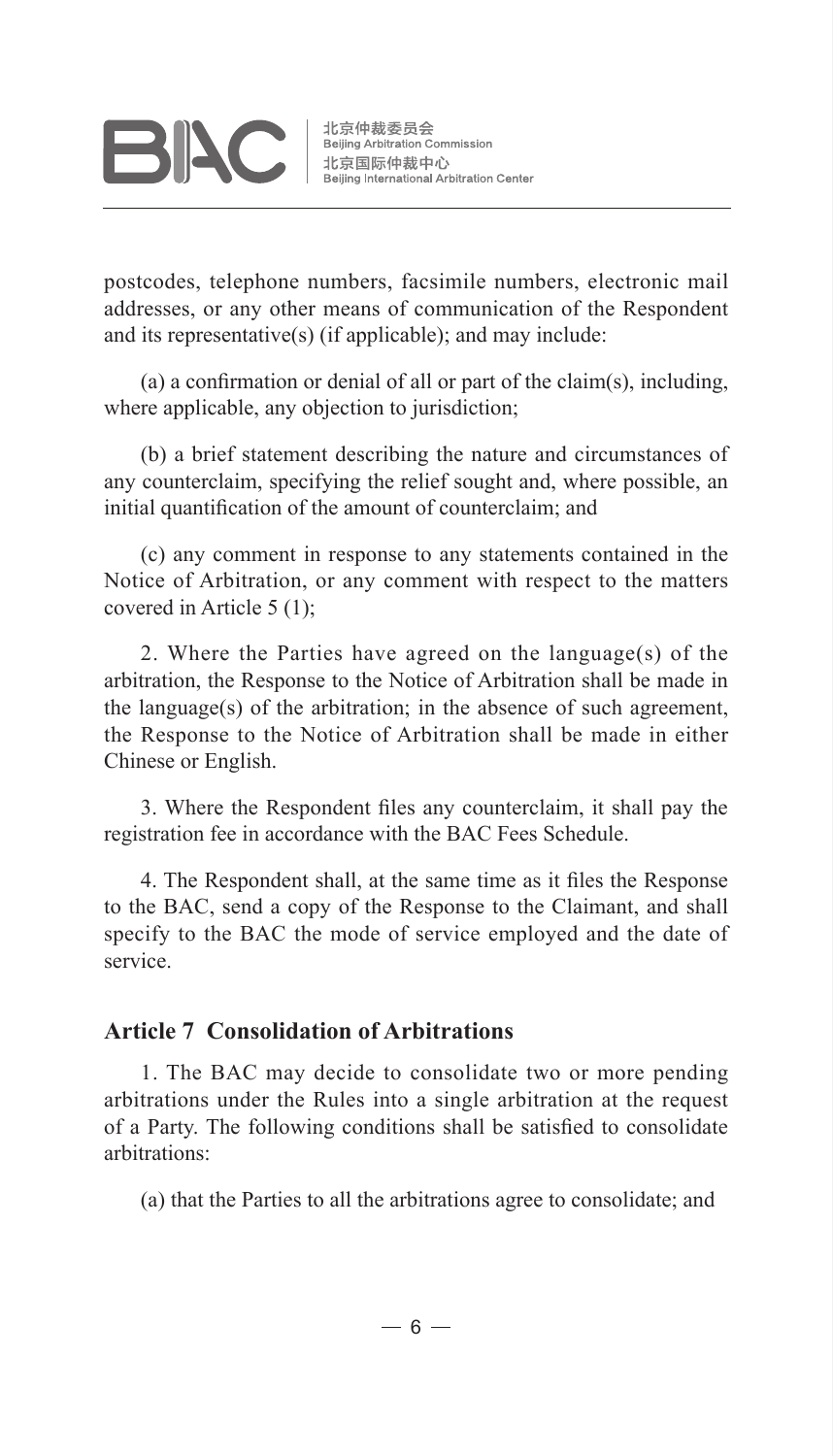postcodes, telephone numbers, facsimile numbers, electronic mail addresses, or any other means of communication of the Respondent and its representative(s) (if applicable); and may include:

(a) a confirmation or denial of all or part of the claim(s), including, where applicable, any objection to jurisdiction;

(b) a brief statement describing the nature and circumstances of any counterclaim, specifying the relief sought and, where possible, an initial quantification of the amount of counterclaim; and

(c) any comment in response to any statements contained in the Notice of Arbitration, or any comment with respect to the matters covered in Article 5 (1);

2. Where the Parties have agreed on the language(s) of the arbitration, the Response to the Notice of Arbitration shall be made in the language(s) of the arbitration; in the absence of such agreement, the Response to the Notice of Arbitration shall be made in either Chinese or English.

3. Where the Respondent files any counterclaim, it shall pay the registration fee in accordance with the BAC Fees Schedule.

4. The Respondent shall, at the same time as it files the Response to the BAC, send a copy of the Response to the Claimant, and shall specify to the BAC the mode of service employed and the date of service.

### Article 7 Consolidation of Arbitrations

1. The BAC may decide to consolidate two or more pending arbitrations under the Rules into a single arbitration at the request of a Party. The following conditions shall be satisfied to consolidate arbitrations:

(a) that the Parties to all the arbitrations agree to consolidate; and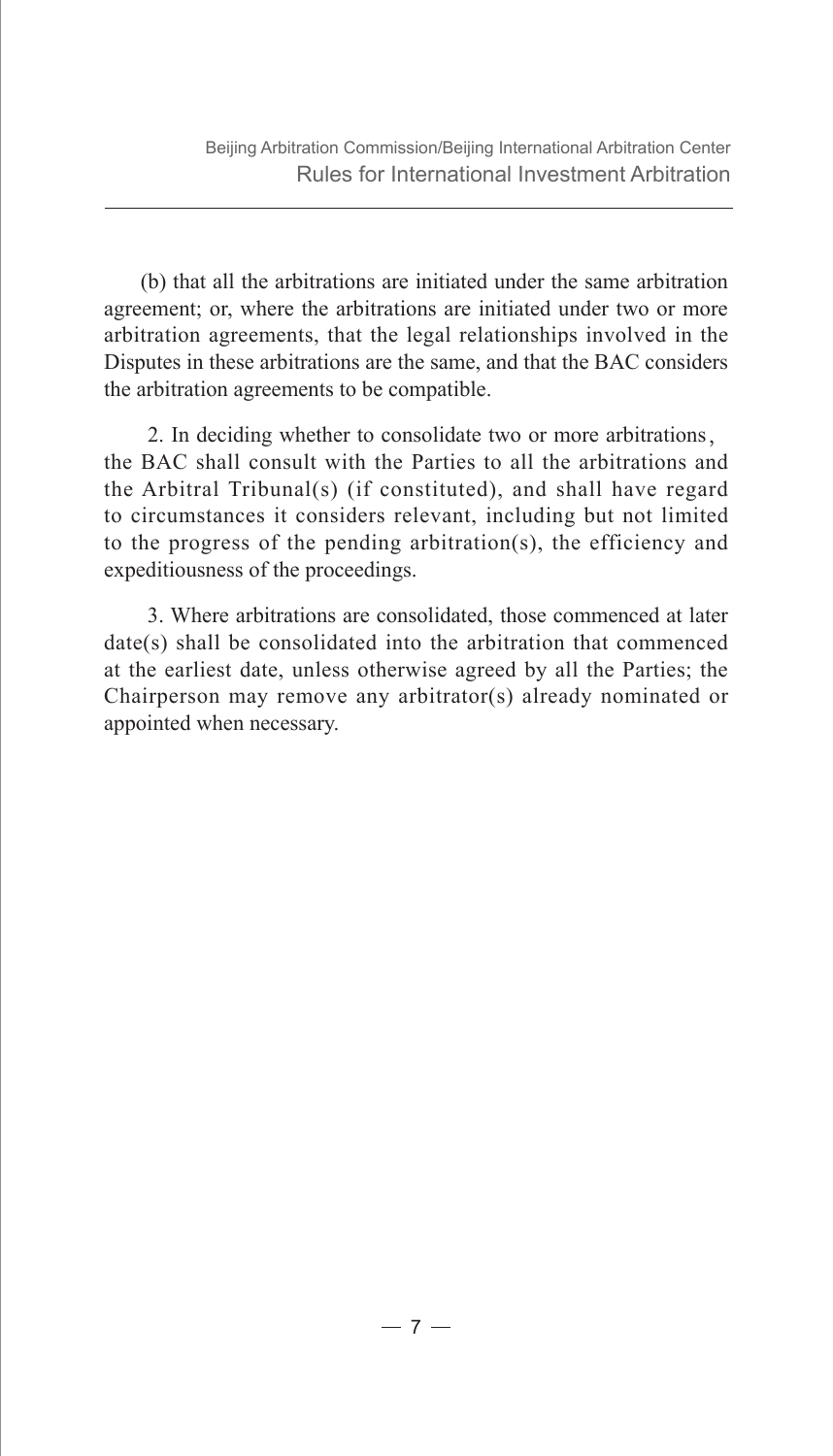(b) that all the arbitrations are initiated under the same arbitration agreement; or, where the arbitrations are initiated under two or more arbitration agreements, that the legal relationships involved in the Disputes in these arbitrations are the same, and that the BAC considers the arbitration agreements to be compatible.

2. In deciding whether to consolidate two or more arbitrations, the BAC shall consult with the Parties to all the arbitrations and the Arbitral Tribunal(s) (if constituted), and shall have regard to circumstances it considers relevant, including but not limited to the progress of the pending arbitration(s), the efficiency and expeditiousness of the proceedings.

3. Where arbitrations are consolidated, those commenced at later date(s) shall be consolidated into the arbitration that commenced at the earliest date, unless otherwise agreed by all the Parties; the Chairperson may remove any arbitrator(s) already nominated or appointed when necessary.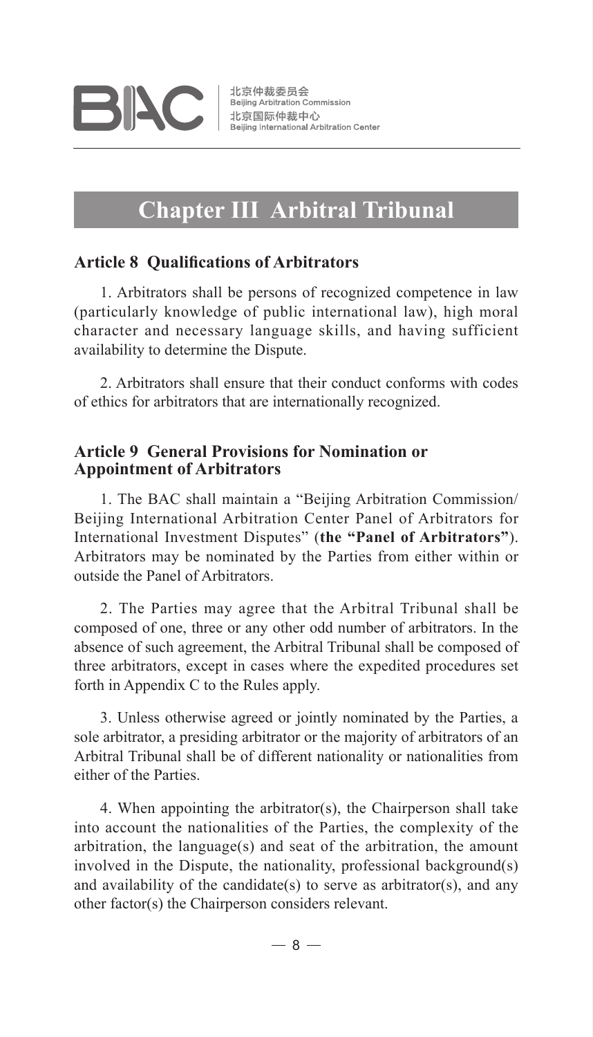# Chapter III Arbitral Tribunal

## Article 8 Qualifications of Arbitrators

1. Arbitrators shall be persons of recognized competence in law (particularly knowledge of public international law), high moral character and necessary language skills, and having sufficient availability to determine the Dispute.

2. Arbitrators shall ensure that their conduct conforms with codes of ethics for arbitrators that are internationally recognized.

## Article 9 General Provisions for Nomination or Appointment of Arbitrators

1. The BAC shall maintain a "Beijing Arbitration Commission/ Beijing International Arbitration Center Panel of Arbitrators for International Investment Disputes" (**the "Panel of Arbitrators"**). Arbitrators may be nominated by the Parties from either within or outside the Panel of Arbitrators.

2. The Parties may agree that the Arbitral Tribunal shall be composed of one, three or any other odd number of arbitrators. In the absence of such agreement, the Arbitral Tribunal shall be composed of three arbitrators, except in cases where the expedited procedures set forth in Appendix C to the Rules apply.

3. Unless otherwise agreed or jointly nominated by the Parties, a sole arbitrator, a presiding arbitrator or the majority of arbitrators of an Arbitral Tribunal shall be of different nationality or nationalities from either of the Parties.

4. When appointing the arbitrator(s), the Chairperson shall take into account the nationalities of the Parties, the complexity of the arbitration, the language(s) and seat of the arbitration, the amount involved in the Dispute, the nationality, professional background(s) and availability of the candidate(s) to serve as arbitrator(s), and any other factor(s) the Chairperson considers relevant.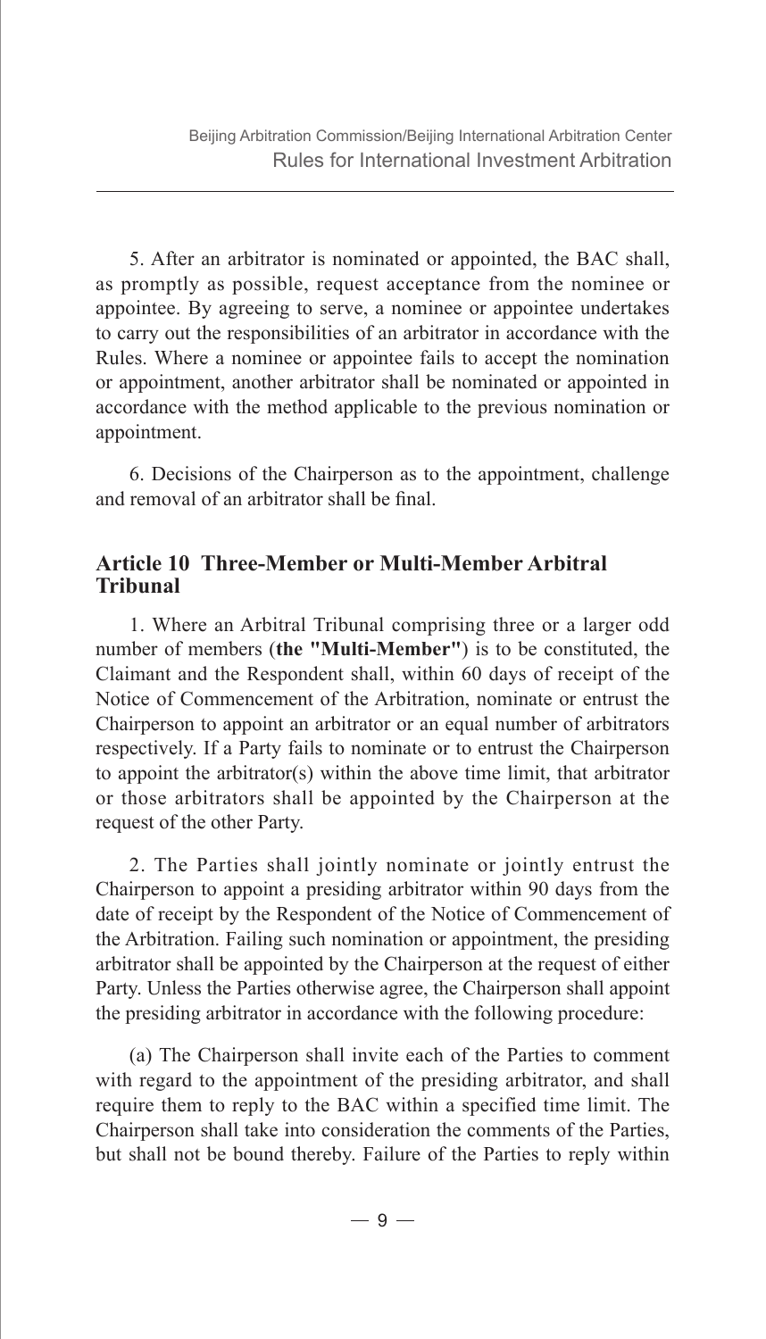5. After an arbitrator is nominated or appointed, the BAC shall, as promptly as possible, request acceptance from the nominee or appointee. By agreeing to serve, a nominee or appointee undertakes to carry out the responsibilities of an arbitrator in accordance with the Rules. Where a nominee or appointee fails to accept the nomination or appointment, another arbitrator shall be nominated or appointed in accordance with the method applicable to the previous nomination or appointment.

6. Decisions of the Chairperson as to the appointment, challenge and removal of an arbitrator shall be final.

### Article 10 Three-Member or Multi-Member Arbitral Tribunal

1. Where an Arbitral Tribunal comprising three or a larger odd number of members (**the "Multi-Member"**) is to be constituted, the Claimant and the Respondent shall, within 60 days of receipt of the Notice of Commencement of the Arbitration, nominate or entrust the Chairperson to appoint an arbitrator or an equal number of arbitrators respectively. If a Party fails to nominate or to entrust the Chairperson to appoint the arbitrator(s) within the above time limit, that arbitrator or those arbitrators shall be appointed by the Chairperson at the request of the other Party.

2. The Parties shall jointly nominate or jointly entrust the Chairperson to appoint a presiding arbitrator within 90 days from the date of receipt by the Respondent of the Notice of Commencement of the Arbitration. Failing such nomination or appointment, the presiding arbitrator shall be appointed by the Chairperson at the request of either Party. Unless the Parties otherwise agree, the Chairperson shall appoint the presiding arbitrator in accordance with the following procedure:

(a) The Chairperson shall invite each of the Parties to comment with regard to the appointment of the presiding arbitrator, and shall require them to reply to the BAC within a specified time limit. The Chairperson shall take into consideration the comments of the Parties, but shall not be bound thereby. Failure of the Parties to reply within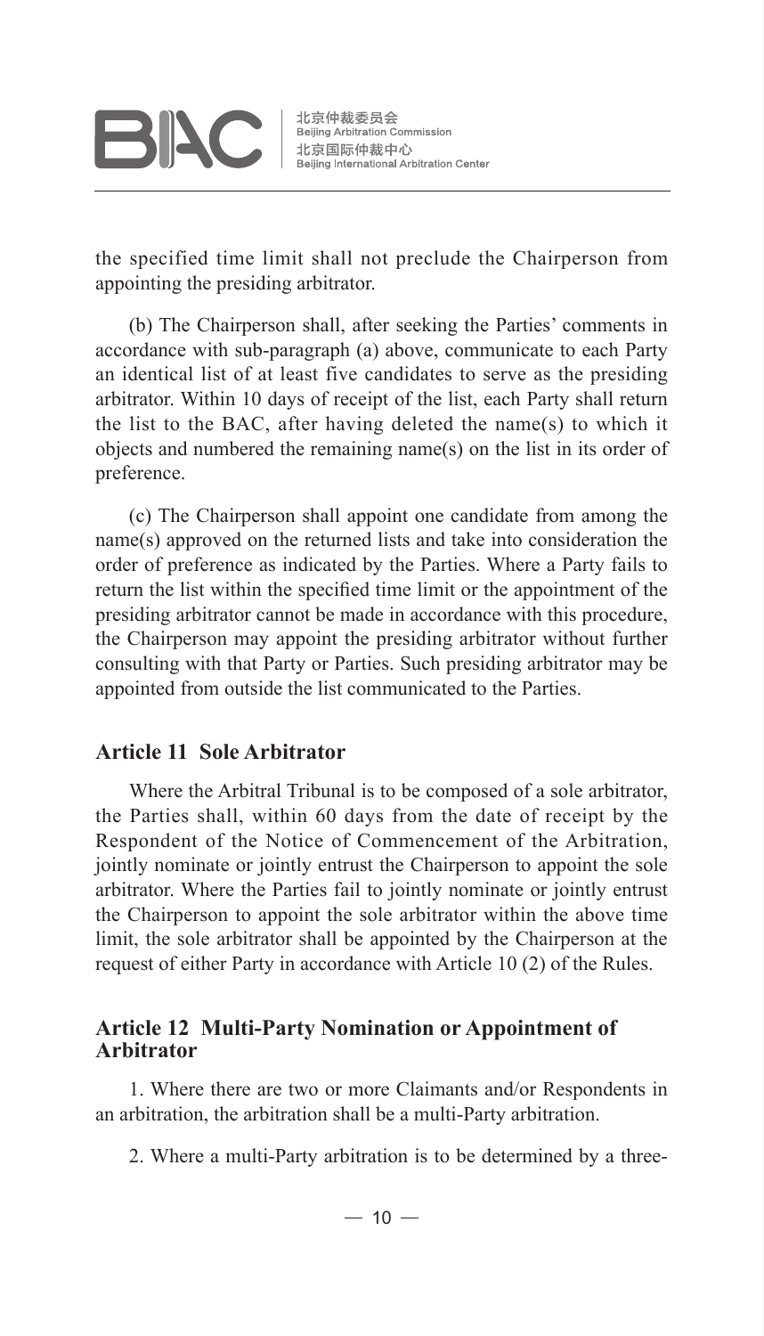the specified time limit shall not preclude the Chairperson from appointing the presiding arbitrator.

(b) The Chairperson shall, after seeking the Parties' comments in accordance with sub-paragraph (a) above, communicate to each Party an identical list of at least five candidates to serve as the presiding arbitrator. Within 10 days of receipt of the list, each Party shall return the list to the BAC, after having deleted the name(s) to which it objects and numbered the remaining name(s) on the list in its order of preference.

(c) The Chairperson shall appoint one candidate from among the name(s) approved on the returned lists and take into consideration the order of preference as indicated by the Parties. Where a Party fails to return the list within the specified time limit or the appointment of the presiding arbitrator cannot be made in accordance with this procedure, the Chairperson may appoint the presiding arbitrator without further consulting with that Party or Parties. Such presiding arbitrator may be appointed from outside the list communicated to the Parties.

### Article 11 Sole Arbitrator

Where the Arbitral Tribunal is to be composed of a sole arbitrator, the Parties shall, within 60 days from the date of receipt by the Respondent of the Notice of Commencement of the Arbitration, jointly nominate or jointly entrust the Chairperson to appoint the sole arbitrator. Where the Parties fail to jointly nominate or jointly entrust the Chairperson to appoint the sole arbitrator within the above time limit, the sole arbitrator shall be appointed by the Chairperson at the request of either Party in accordance with Article 10 (2) of the Rules.

### Article 12 Multi-Party Nomination or Appointment of Arbitrator

1. Where there are two or more Claimants and/or Respondents in an arbitration, the arbitration shall be a multi-Party arbitration.

2. Where a multi-Party arbitration is to be determined by a three-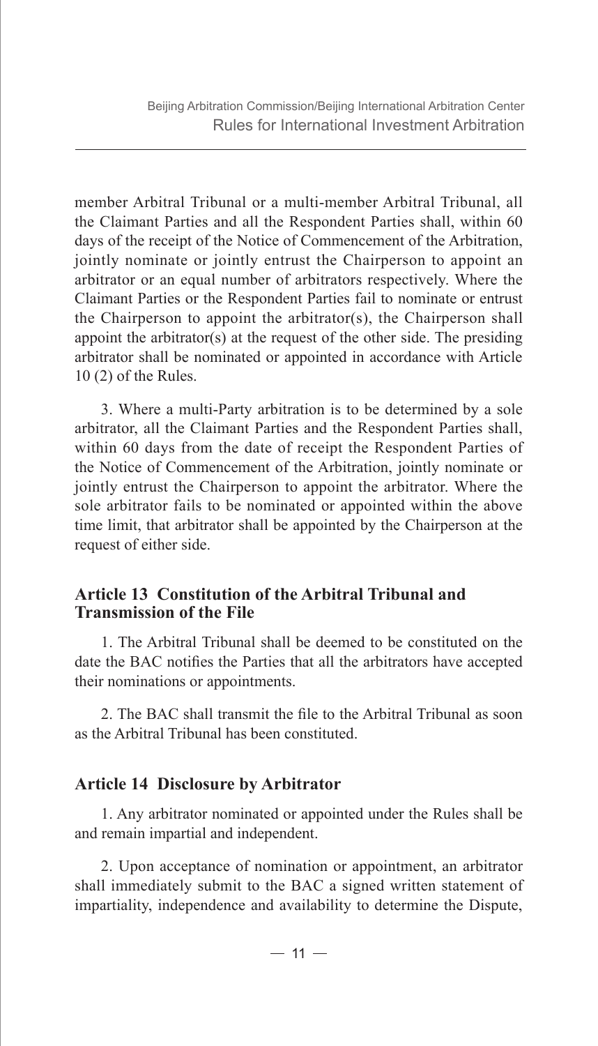member Arbitral Tribunal or a multi-member Arbitral Tribunal, all the Claimant Parties and all the Respondent Parties shall, within 60 days of the receipt of the Notice of Commencement of the Arbitration, jointly nominate or jointly entrust the Chairperson to appoint an arbitrator or an equal number of arbitrators respectively. Where the Claimant Parties or the Respondent Parties fail to nominate or entrust the Chairperson to appoint the arbitrator(s), the Chairperson shall appoint the arbitrator(s) at the request of the other side. The presiding arbitrator shall be nominated or appointed in accordance with Article 10 (2) of the Rules.

3. Where a multi-Party arbitration is to be determined by a sole arbitrator, all the Claimant Parties and the Respondent Parties shall, within 60 days from the date of receipt the Respondent Parties of the Notice of Commencement of the Arbitration, jointly nominate or jointly entrust the Chairperson to appoint the arbitrator. Where the sole arbitrator fails to be nominated or appointed within the above time limit, that arbitrator shall be appointed by the Chairperson at the request of either side.

### Article 13 Constitution of the Arbitral Tribunal and Transmission of the File

1. The Arbitral Tribunal shall be deemed to be constituted on the date the BAC notifies the Parties that all the arbitrators have accepted their nominations or appointments.

2. The BAC shall transmit the file to the Arbitral Tribunal as soon as the Arbitral Tribunal has been constituted.

### Article 14 Disclosure by Arbitrator

1. Any arbitrator nominated or appointed under the Rules shall be and remain impartial and independent.

2. Upon acceptance of nomination or appointment, an arbitrator shall immediately submit to the BAC a signed written statement of impartiality, independence and availability to determine the Dispute,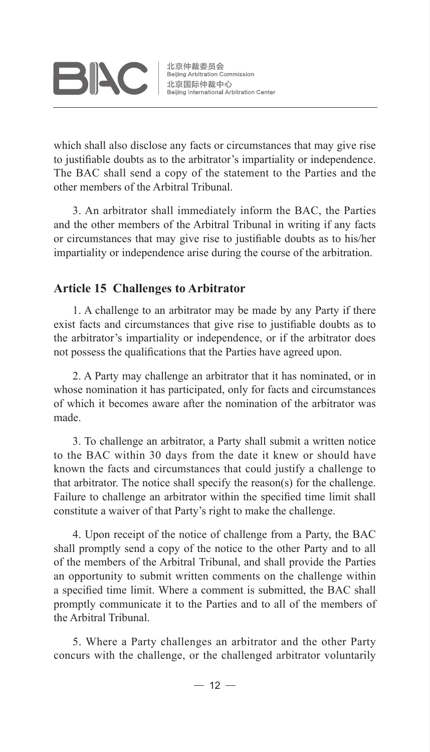which shall also disclose any facts or circumstances that may give rise to justifiable doubts as to the arbitrator's impartiality or independence. The BAC shall send a copy of the statement to the Parties and the other members of the Arbitral Tribunal.

3. An arbitrator shall immediately inform the BAC, the Parties and the other members of the Arbitral Tribunal in writing if any facts or circumstances that may give rise to justifiable doubts as to his/her impartiality or independence arise during the course of the arbitration.

## Article 15 Challenges to Arbitrator

1. A challenge to an arbitrator may be made by any Party if there exist facts and circumstances that give rise to justifiable doubts as to the arbitrator's impartiality or independence, or if the arbitrator does not possess the qualifications that the Parties have agreed upon.

2. A Party may challenge an arbitrator that it has nominated, or in whose nomination it has participated, only for facts and circumstances of which it becomes aware after the nomination of the arbitrator was made.

3. To challenge an arbitrator, a Party shall submit a written notice to the BAC within 30 days from the date it knew or should have known the facts and circumstances that could justify a challenge to that arbitrator. The notice shall specify the reason(s) for the challenge. Failure to challenge an arbitrator within the specified time limit shall constitute a waiver of that Party's right to make the challenge.

4. Upon receipt of the notice of challenge from a Party, the BAC shall promptly send a copy of the notice to the other Party and to all of the members of the Arbitral Tribunal, and shall provide the Parties an opportunity to submit written comments on the challenge within a specified time limit. Where a comment is submitted, the BAC shall promptly communicate it to the Parties and to all of the members of the Arbitral Tribunal.

5. Where a Party challenges an arbitrator and the other Party concurs with the challenge, or the challenged arbitrator voluntarily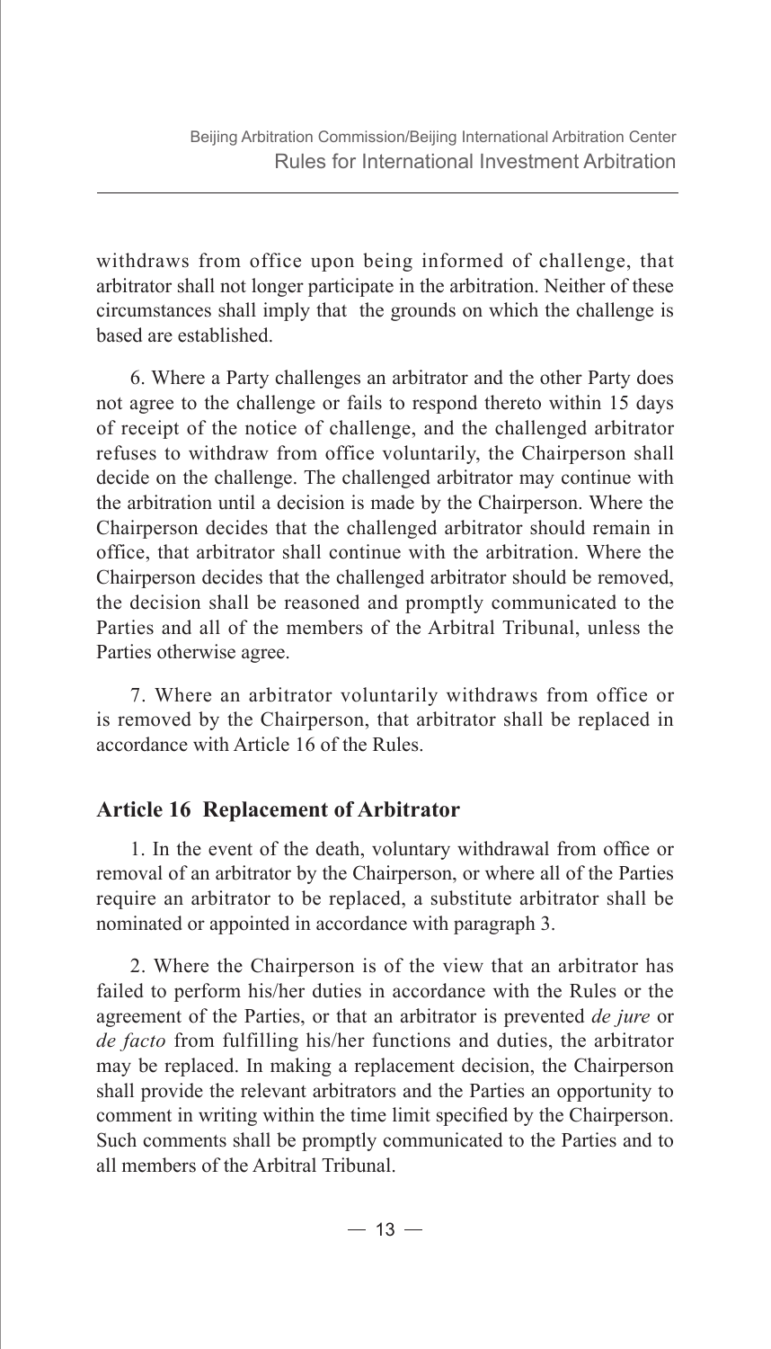withdraws from office upon being informed of challenge, that arbitrator shall not longer participate in the arbitration. Neither of these circumstances shall imply that the grounds on which the challenge is based are established.

6. Where a Party challenges an arbitrator and the other Party does not agree to the challenge or fails to respond thereto within 15 days of receipt of the notice of challenge, and the challenged arbitrator refuses to withdraw from office voluntarily, the Chairperson shall decide on the challenge. The challenged arbitrator may continue with the arbitration until a decision is made by the Chairperson. Where the Chairperson decides that the challenged arbitrator should remain in office, that arbitrator shall continue with the arbitration. Where the Chairperson decides that the challenged arbitrator should be removed, the decision shall be reasoned and promptly communicated to the Parties and all of the members of the Arbitral Tribunal, unless the Parties otherwise agree.

7. Where an arbitrator voluntarily withdraws from office or is removed by the Chairperson, that arbitrator shall be replaced in accordance with Article 16 of the Rules.

### Article 16 Replacement of Arbitrator

1. In the event of the death, voluntary withdrawal from office or removal of an arbitrator by the Chairperson, or where all of the Parties require an arbitrator to be replaced, a substitute arbitrator shall be nominated or appointed in accordance with paragraph 3.

2. Where the Chairperson is of the view that an arbitrator has failed to perform his/her duties in accordance with the Rules or the agreement of the Parties, or that an arbitrator is prevented *de jure* or *de facto* from fulfilling his/her functions and duties, the arbitrator may be replaced. In making a replacement decision, the Chairperson shall provide the relevant arbitrators and the Parties an opportunity to comment in writing within the time limit specified by the Chairperson. Such comments shall be promptly communicated to the Parties and to all members of the Arbitral Tribunal.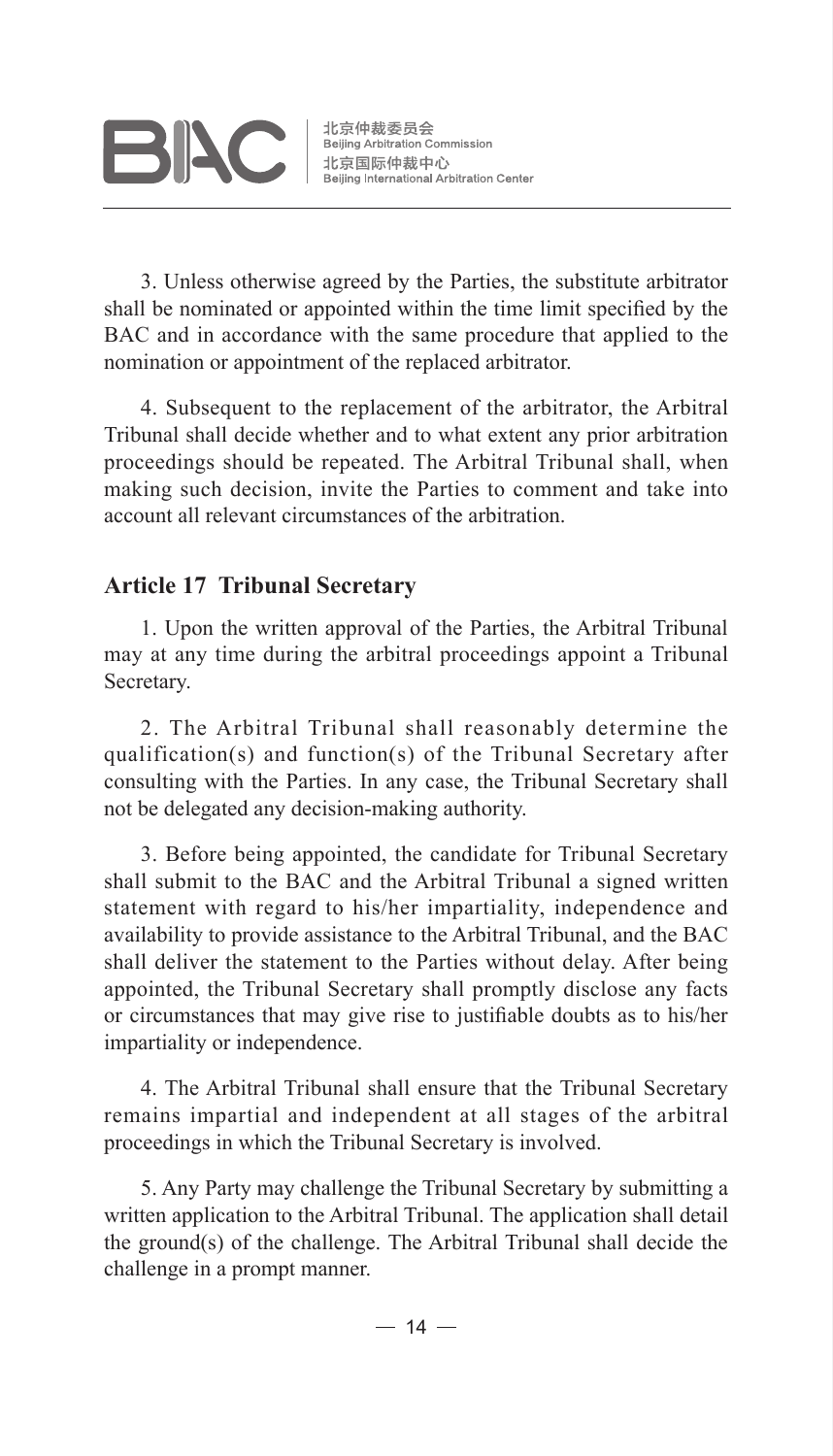3. Unless otherwise agreed by the Parties, the substitute arbitrator shall be nominated or appointed within the time limit specified by the BAC and in accordance with the same procedure that applied to the nomination or appointment of the replaced arbitrator.

4. Subsequent to the replacement of the arbitrator, the Arbitral Tribunal shall decide whether and to what extent any prior arbitration proceedings should be repeated. The Arbitral Tribunal shall, when making such decision, invite the Parties to comment and take into account all relevant circumstances of the arbitration.

## Article 17 Tribunal Secretary

1. Upon the written approval of the Parties, the Arbitral Tribunal may at any time during the arbitral proceedings appoint a Tribunal Secretary.

2. The Arbitral Tribunal shall reasonably determine the qualification(s) and function(s) of the Tribunal Secretary after consulting with the Parties. In any case, the Tribunal Secretary shall not be delegated any decision-making authority.

3. Before being appointed, the candidate for Tribunal Secretary shall submit to the BAC and the Arbitral Tribunal a signed written statement with regard to his/her impartiality, independence and availability to provide assistance to the Arbitral Tribunal, and the BAC shall deliver the statement to the Parties without delay. After being appointed, the Tribunal Secretary shall promptly disclose any facts or circumstances that may give rise to justifiable doubts as to his/her impartiality or independence.

4. The Arbitral Tribunal shall ensure that the Tribunal Secretary remains impartial and independent at all stages of the arbitral proceedings in which the Tribunal Secretary is involved.

5. Any Party may challenge the Tribunal Secretary by submitting a written application to the Arbitral Tribunal. The application shall detail the ground(s) of the challenge. The Arbitral Tribunal shall decide the challenge in a prompt manner.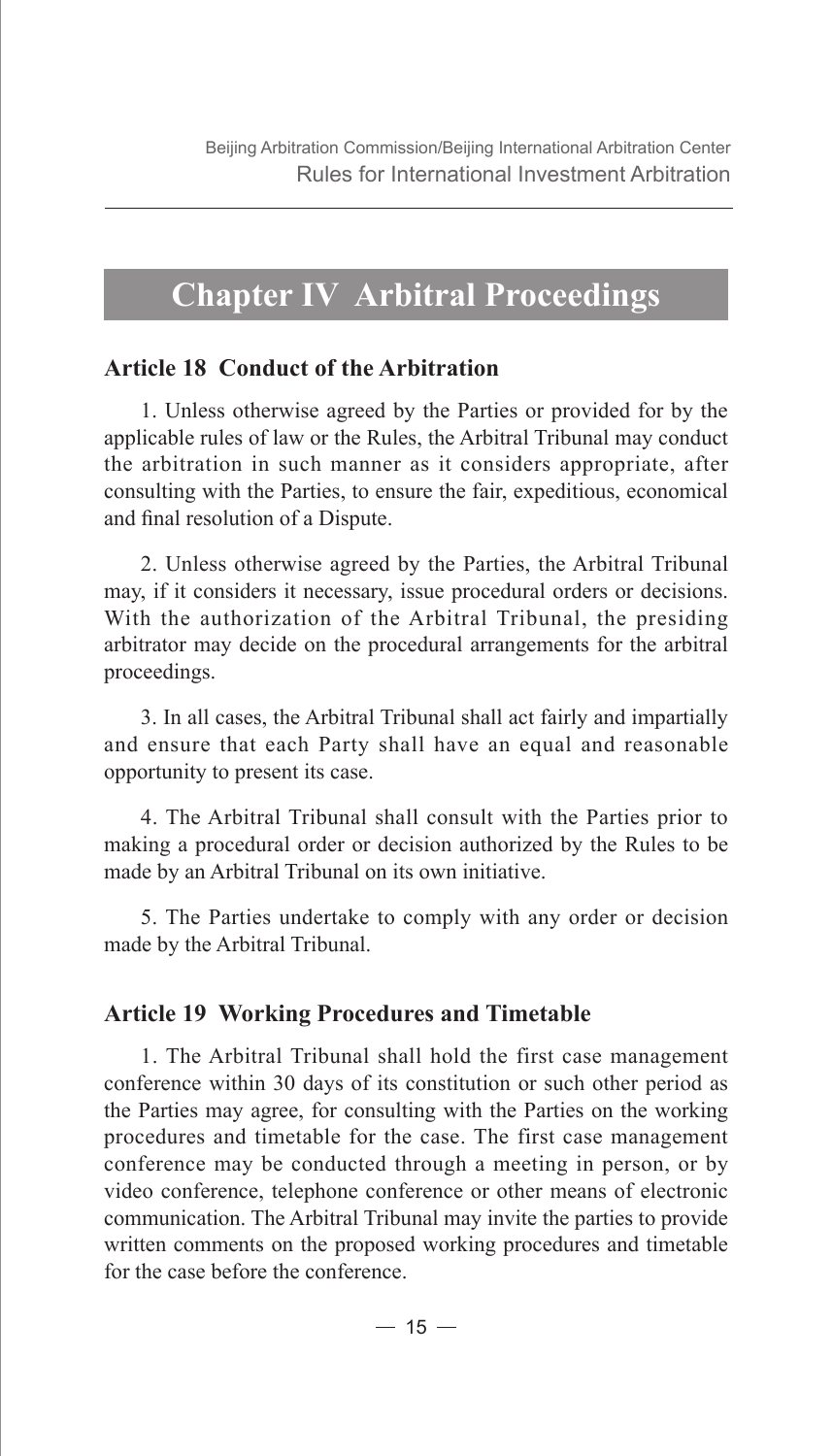## Chapter IV Arbitral Proceedings

### Article 18 Conduct of the Arbitration

1. Unless otherwise agreed by the Parties or provided for by the applicable rules of law or the Rules, the Arbitral Tribunal may conduct the arbitration in such manner as it considers appropriate, after consulting with the Parties, to ensure the fair, expeditious, economical and final resolution of a Dispute.

2. Unless otherwise agreed by the Parties, the Arbitral Tribunal may, if it considers it necessary, issue procedural orders or decisions. With the authorization of the Arbitral Tribunal, the presiding arbitrator may decide on the procedural arrangements for the arbitral proceedings.

3. In all cases, the Arbitral Tribunal shall act fairly and impartially and ensure that each Party shall have an equal and reasonable opportunity to present its case.

4. The Arbitral Tribunal shall consult with the Parties prior to making a procedural order or decision authorized by the Rules to be made by an Arbitral Tribunal on its own initiative.

5. The Parties undertake to comply with any order or decision made by the Arbitral Tribunal.

### Article 19 Working Procedures and Timetable

1. The Arbitral Tribunal shall hold the first case management conference within 30 days of its constitution or such other period as the Parties may agree, for consulting with the Parties on the working procedures and timetable for the case. The first case management conference may be conducted through a meeting in person, or by video conference, telephone conference or other means of electronic communication. The Arbitral Tribunal may invite the parties to provide written comments on the proposed working procedures and timetable for the case before the conference.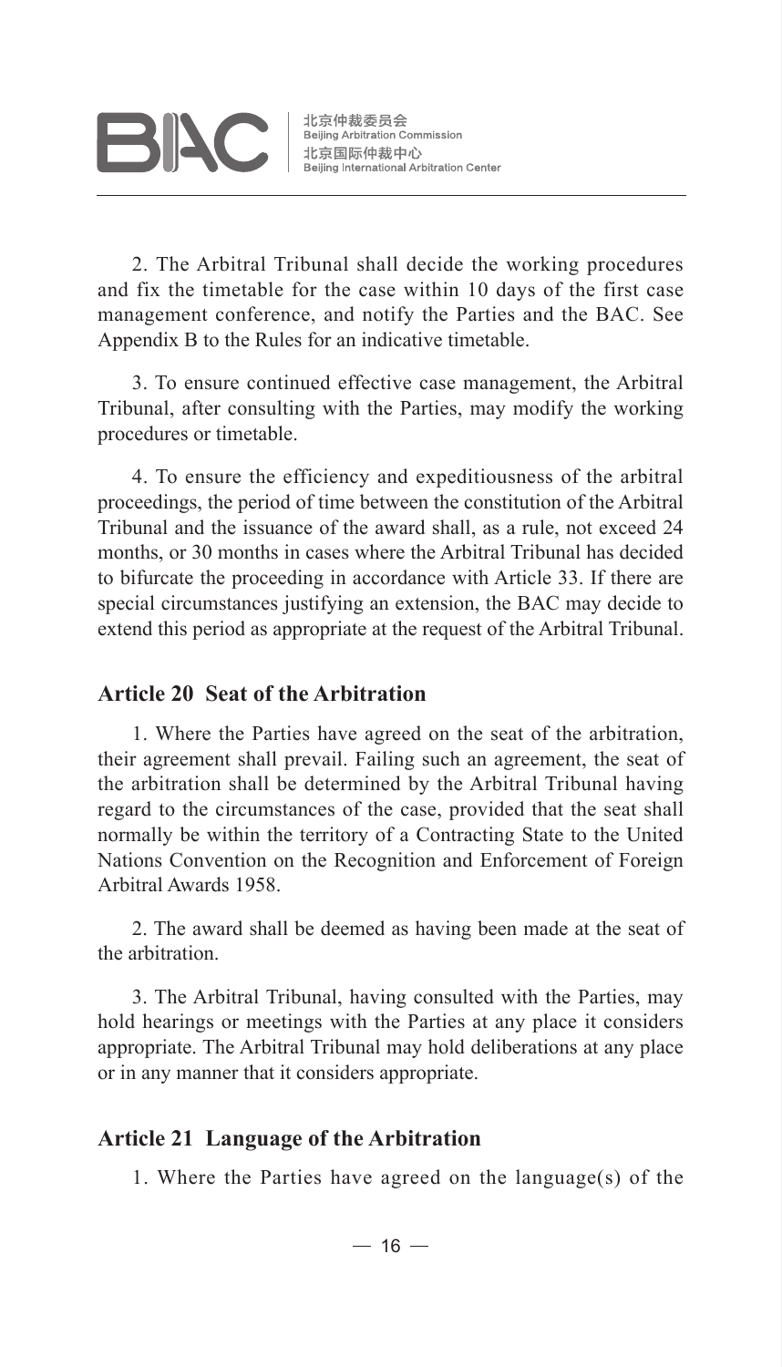2. The Arbitral Tribunal shall decide the working procedures and fix the timetable for the case within 10 days of the first case management conference, and notify the Parties and the BAC. See Appendix B to the Rules for an indicative timetable.

3. To ensure continued effective case management, the Arbitral Tribunal, after consulting with the Parties, may modify the working procedures or timetable.

4. To ensure the efficiency and expeditiousness of the arbitral proceedings, the period of time between the constitution of the Arbitral Tribunal and the issuance of the award shall, as a rule, not exceed 24 months, or 30 months in cases where the Arbitral Tribunal has decided to bifurcate the proceeding in accordance with Article 33. If there are special circumstances justifying an extension, the BAC may decide to extend this period as appropriate at the request of the Arbitral Tribunal.

### Article 20 Seat of the Arbitration

1. Where the Parties have agreed on the seat of the arbitration, their agreement shall prevail. Failing such an agreement, the seat of the arbitration shall be determined by the Arbitral Tribunal having regard to the circumstances of the case, provided that the seat shall normally be within the territory of a Contracting State to the United Nations Convention on the Recognition and Enforcement of Foreign Arbitral Awards 1958.

2. The award shall be deemed as having been made at the seat of the arbitration.

3. The Arbitral Tribunal, having consulted with the Parties, may hold hearings or meetings with the Parties at any place it considers appropriate. The Arbitral Tribunal may hold deliberations at any place or in any manner that it considers appropriate.

### Article 21 Language of the Arbitration

1. Where the Parties have agreed on the language(s) of the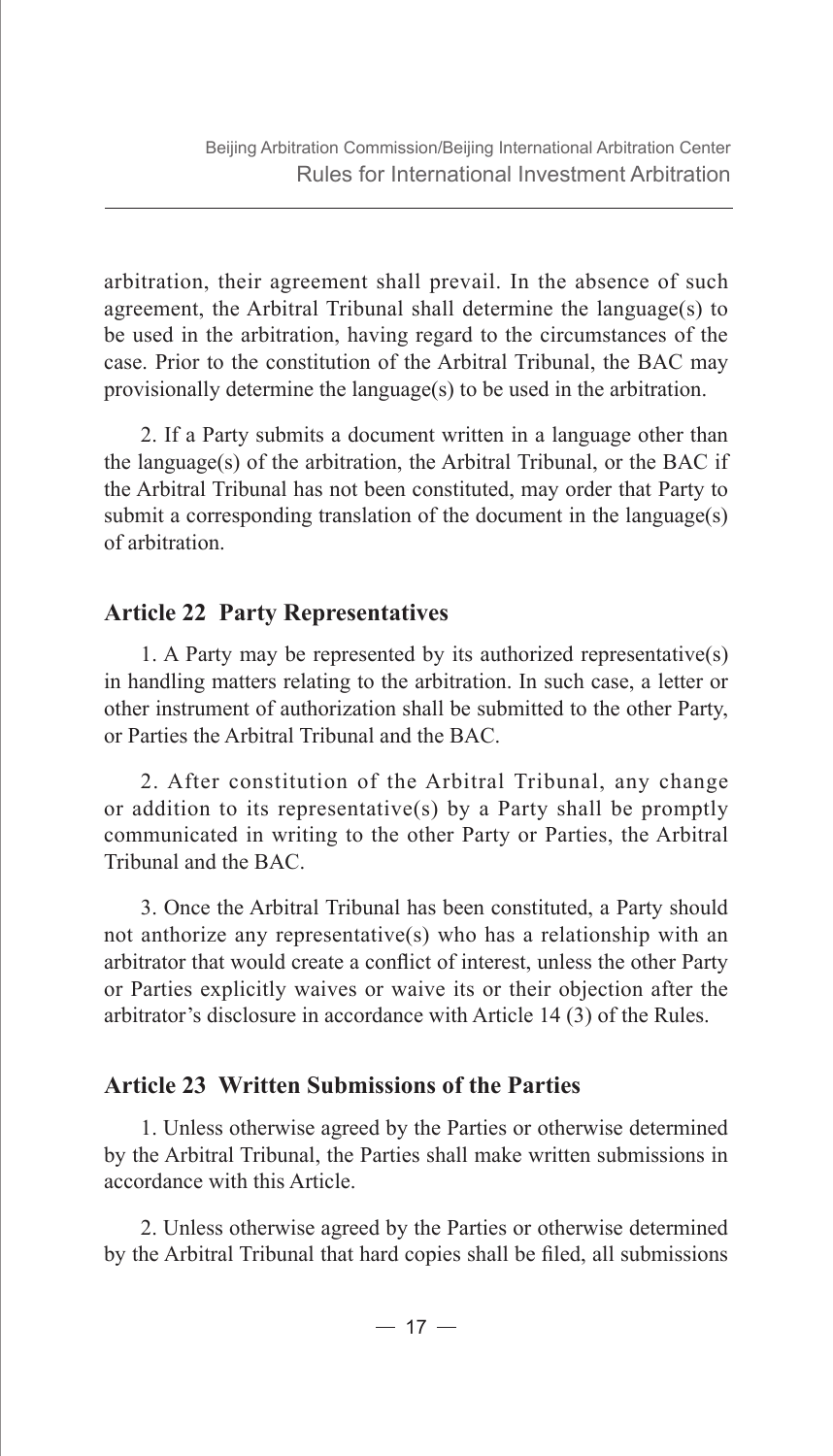arbitration, their agreement shall prevail. In the absence of such agreement, the Arbitral Tribunal shall determine the language(s) to be used in the arbitration, having regard to the circumstances of the case. Prior to the constitution of the Arbitral Tribunal, the BAC may provisionally determine the language(s) to be used in the arbitration.

2. If a Party submits a document written in a language other than the language(s) of the arbitration, the Arbitral Tribunal, or the BAC if the Arbitral Tribunal has not been constituted, may order that Party to submit a corresponding translation of the document in the language(s) of arbitration.

## Article 22 Party Representatives

1. A Party may be represented by its authorized representative(s) in handling matters relating to the arbitration. In such case, a letter or other instrument of authorization shall be submitted to the other Party, or Parties the Arbitral Tribunal and the BAC.

2. After constitution of the Arbitral Tribunal, any change or addition to its representative(s) by a Party shall be promptly communicated in writing to the other Party or Parties, the Arbitral Tribunal and the BAC.

3. Once the Arbitral Tribunal has been constituted, a Party should not anthorize any representative(s) who has a relationship with an arbitrator that would create a conflict of interest, unless the other Party or Parties explicitly waives or waive its or their objection after the arbitrator's disclosure in accordance with Article 14 (3) of the Rules.

## Article 23 Written Submissions of the Parties

1. Unless otherwise agreed by the Parties or otherwise determined by the Arbitral Tribunal, the Parties shall make written submissions in accordance with this Article.

2. Unless otherwise agreed by the Parties or otherwise determined by the Arbitral Tribunal that hard copies shall be filed, all submissions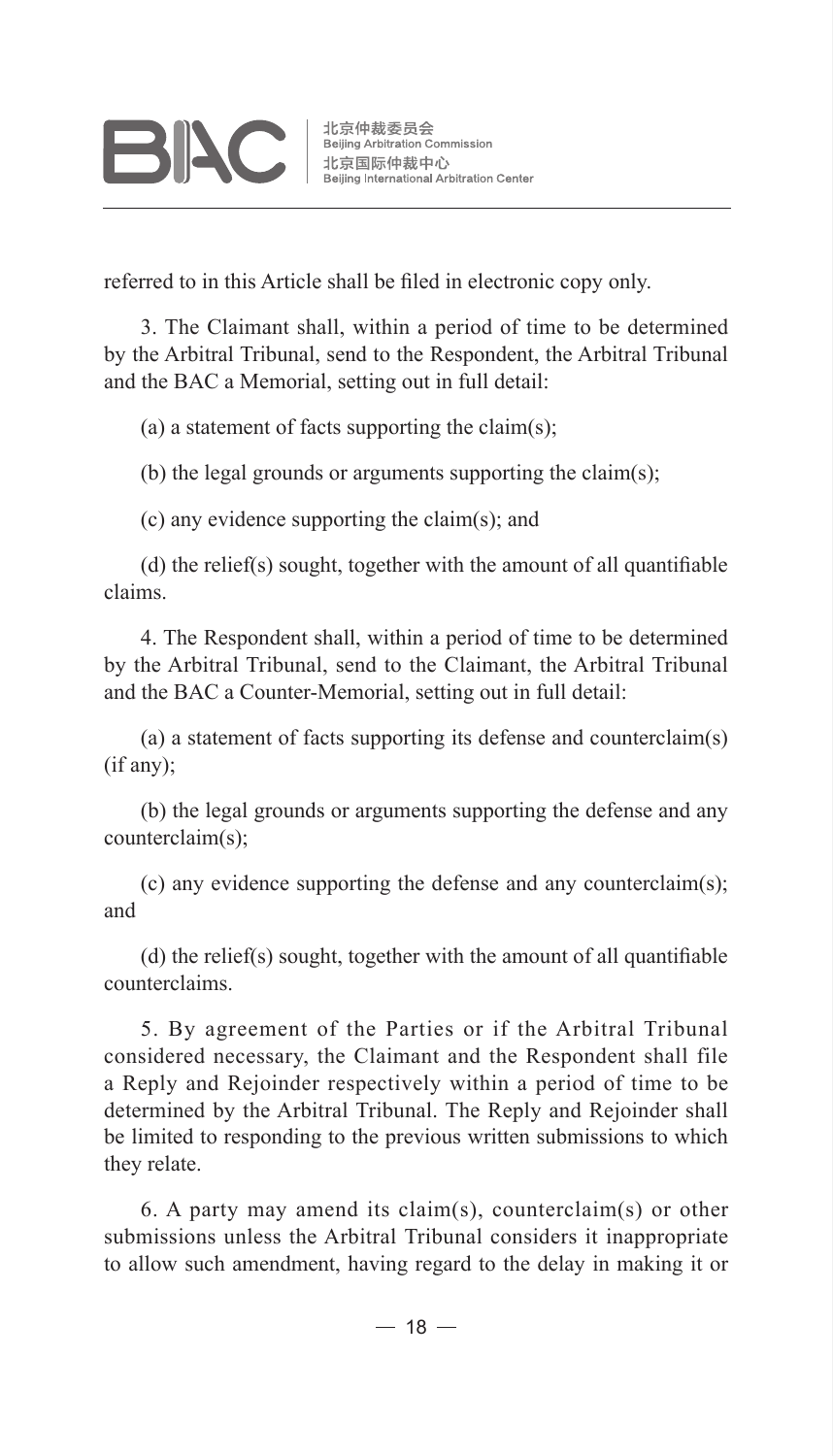referred to in this Article shall be filed in electronic copy only.

3. The Claimant shall, within a period of time to be determined by the Arbitral Tribunal, send to the Respondent, the Arbitral Tribunal and the BAC a Memorial, setting out in full detail:

(a) a statement of facts supporting the claim(s);

(b) the legal grounds or arguments supporting the claim(s);

(c) any evidence supporting the claim(s); and

(d) the relief(s) sought, together with the amount of all quantifiable claims.

4. The Respondent shall, within a period of time to be determined by the Arbitral Tribunal, send to the Claimant, the Arbitral Tribunal and the BAC a Counter-Memorial, setting out in full detail:

(a) a statement of facts supporting its defense and counterclaim(s) (if any);

(b) the legal grounds or arguments supporting the defense and any counterclaim(s);

(c) any evidence supporting the defense and any counterclaim(s); and

(d) the relief(s) sought, together with the amount of all quantifiable counterclaims.

5. By agreement of the Parties or if the Arbitral Tribunal considered necessary, the Claimant and the Respondent shall file a Reply and Rejoinder respectively within a period of time to be determined by the Arbitral Tribunal. The Reply and Rejoinder shall be limited to responding to the previous written submissions to which they relate.

6. A party may amend its claim(s), counterclaim(s) or other submissions unless the Arbitral Tribunal considers it inappropriate to allow such amendment, having regard to the delay in making it or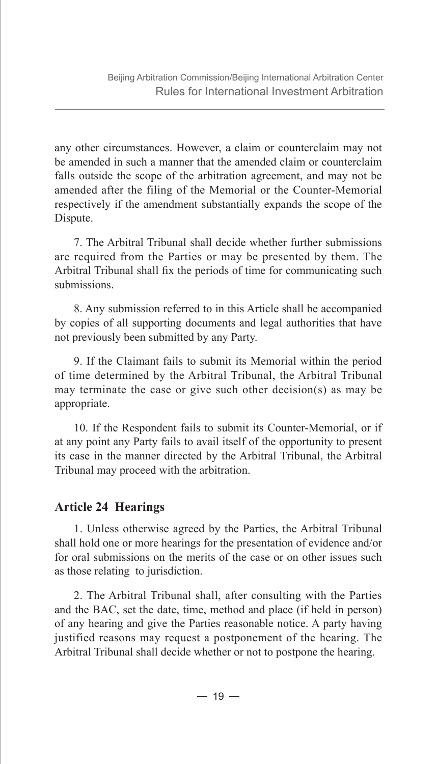any other circumstances. However, a claim or counterclaim may not be amended in such a manner that the amended claim or counterclaim falls outside the scope of the arbitration agreement, and may not be amended after the filing of the Memorial or the Counter-Memorial respectively if the amendment substantially expands the scope of the Dispute.

7. The Arbitral Tribunal shall decide whether further submissions are required from the Parties or may be presented by them. The Arbitral Tribunal shall fix the periods of time for communicating such submissions.

8. Any submission referred to in this Article shall be accompanied by copies of all supporting documents and legal authorities that have not previously been submitted by any Party.

9. If the Claimant fails to submit its Memorial within the period of time determined by the Arbitral Tribunal, the Arbitral Tribunal may terminate the case or give such other decision(s) as may be appropriate.

10. If the Respondent fails to submit its Counter-Memorial, or if at any point any Party fails to avail itself of the opportunity to present its case in the manner directed by the Arbitral Tribunal, the Arbitral Tribunal may proceed with the arbitration.

### Article 24 Hearings

1. Unless otherwise agreed by the Parties, the Arbitral Tribunal shall hold one or more hearings for the presentation of evidence and/or for oral submissions on the merits of the case or on other issues such as those relating to jurisdiction.

2. The Arbitral Tribunal shall, after consulting with the Parties and the BAC, set the date, time, method and place (if held in person) of any hearing and give the Parties reasonable notice. A party having justified reasons may request a postponement of the hearing. The Arbitral Tribunal shall decide whether or not to postpone the hearing.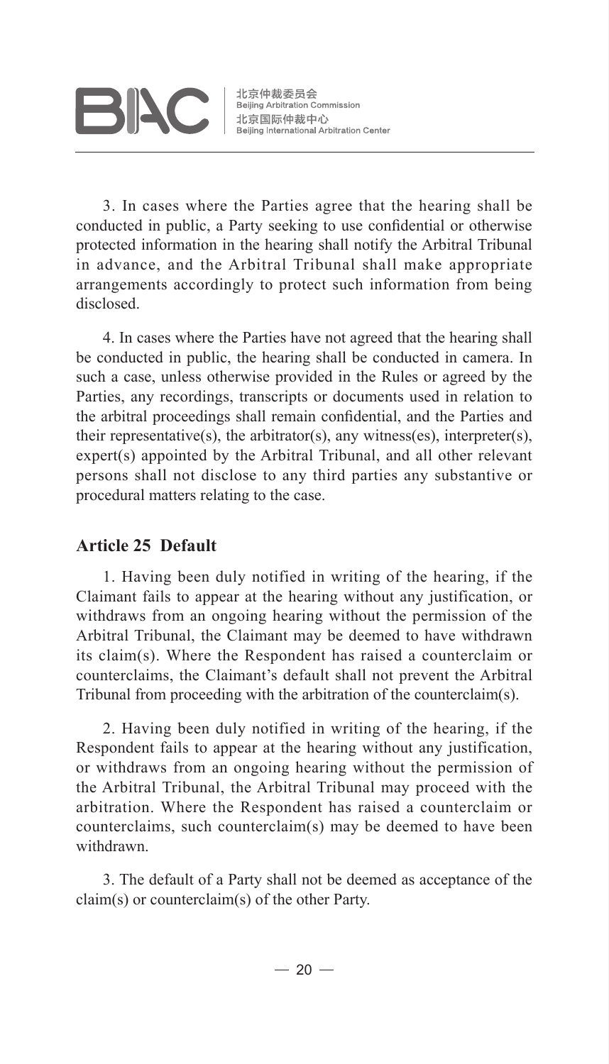3. In cases where the Parties agree that the hearing shall be conducted in public, a Party seeking to use confidential or otherwise protected information in the hearing shall notify the Arbitral Tribunal in advance, and the Arbitral Tribunal shall make appropriate arrangements accordingly to protect such information from being disclosed.

4. In cases where the Parties have not agreed that the hearing shall be conducted in public, the hearing shall be conducted in camera. In such a case, unless otherwise provided in the Rules or agreed by the Parties, any recordings, transcripts or documents used in relation to the arbitral proceedings shall remain confidential, and the Parties and their representative(s), the arbitrator(s), any witness(es), interpreter(s), expert(s) appointed by the Arbitral Tribunal, and all other relevant persons shall not disclose to any third parties any substantive or procedural matters relating to the case.

### Article 25 Default

1. Having been duly notified in writing of the hearing, if the Claimant fails to appear at the hearing without any justification, or withdraws from an ongoing hearing without the permission of the Arbitral Tribunal, the Claimant may be deemed to have withdrawn its claim(s). Where the Respondent has raised a counterclaim or counterclaims, the Claimant's default shall not prevent the Arbitral Tribunal from proceeding with the arbitration of the counterclaim(s).

2. Having been duly notified in writing of the hearing, if the Respondent fails to appear at the hearing without any justification, or withdraws from an ongoing hearing without the permission of the Arbitral Tribunal, the Arbitral Tribunal may proceed with the arbitration. Where the Respondent has raised a counterclaim or counterclaims, such counterclaim(s) may be deemed to have been withdrawn.

3. The default of a Party shall not be deemed as acceptance of the claim(s) or counterclaim(s) of the other Party.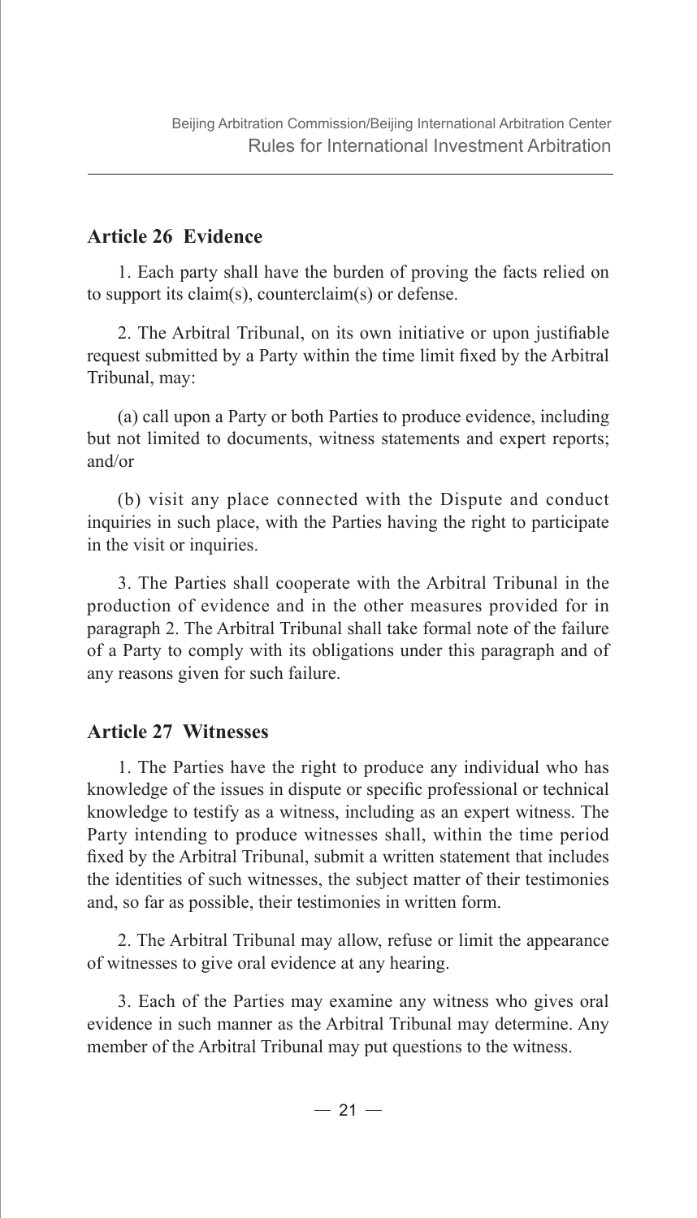## Article 26 Evidence

1. Each party shall have the burden of proving the facts relied on to support its claim(s), counterclaim(s) or defense.

2. The Arbitral Tribunal, on its own initiative or upon justifiable request submitted by a Party within the time limit fixed by the Arbitral Tribunal, may:

(a) call upon a Party or both Parties to produce evidence, including but not limited to documents, witness statements and expert reports; and/or

(b) visit any place connected with the Dispute and conduct inquiries in such place, with the Parties having the right to participate in the visit or inquiries.

3. The Parties shall cooperate with the Arbitral Tribunal in the production of evidence and in the other measures provided for in paragraph 2. The Arbitral Tribunal shall take formal note of the failure of a Party to comply with its obligations under this paragraph and of any reasons given for such failure.

## Article 27 Witnesses

1. The Parties have the right to produce any individual who has knowledge of the issues in dispute or specific professional or technical knowledge to testify as a witness, including as an expert witness. The Party intending to produce witnesses shall, within the time period fixed by the Arbitral Tribunal, submit a written statement that includes the identities of such witnesses, the subject matter of their testimonies and, so far as possible, their testimonies in written form.

2. The Arbitral Tribunal may allow, refuse or limit the appearance of witnesses to give oral evidence at any hearing.

3. Each of the Parties may examine any witness who gives oral evidence in such manner as the Arbitral Tribunal may determine. Any member of the Arbitral Tribunal may put questions to the witness.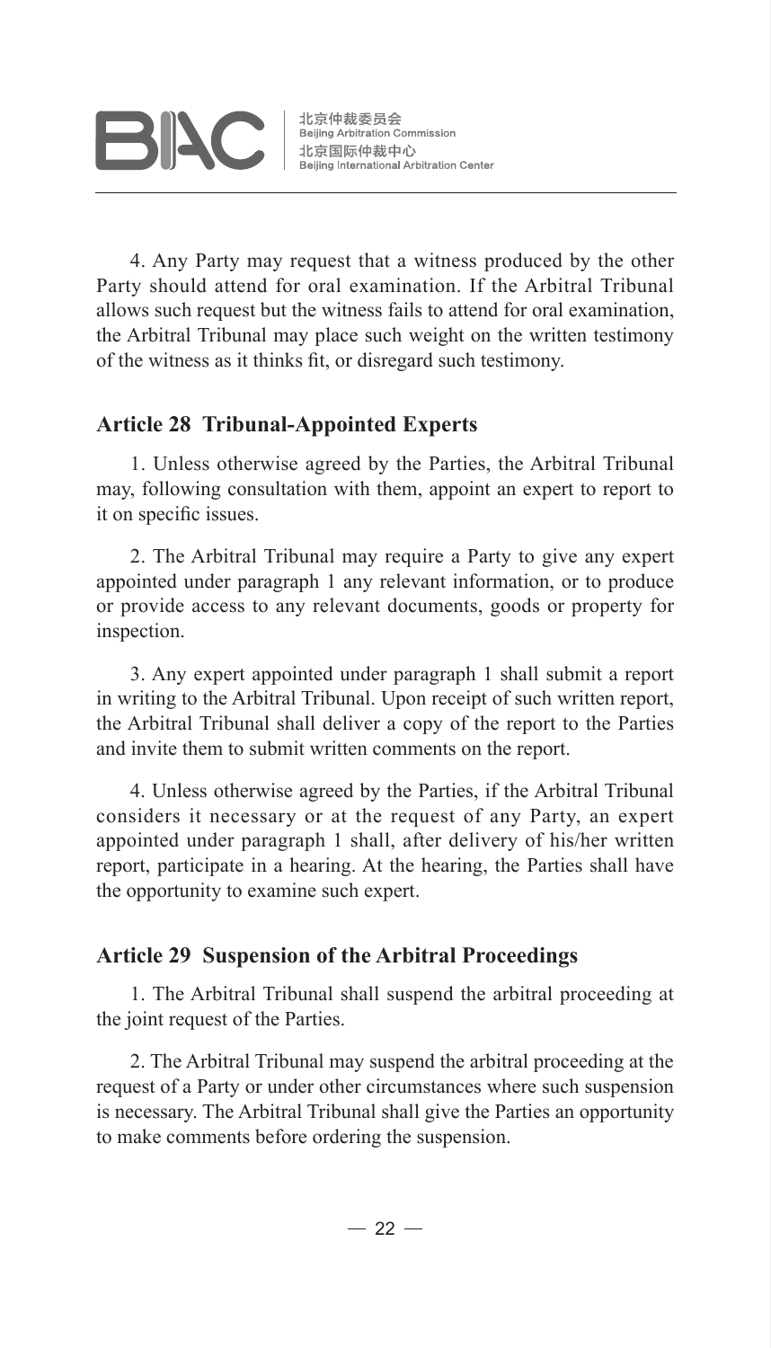4. Any Party may request that a witness produced by the other Party should attend for oral examination. If the Arbitral Tribunal allows such request but the witness fails to attend for oral examination, the Arbitral Tribunal may place such weight on the written testimony of the witness as it thinks fit, or disregard such testimony.

## Article 28 Tribunal-Appointed Experts

1. Unless otherwise agreed by the Parties, the Arbitral Tribunal may, following consultation with them, appoint an expert to report to it on specific issues.

2. The Arbitral Tribunal may require a Party to give any expert appointed under paragraph 1 any relevant information, or to produce or provide access to any relevant documents, goods or property for inspection.

3. Any expert appointed under paragraph 1 shall submit a report in writing to the Arbitral Tribunal. Upon receipt of such written report, the Arbitral Tribunal shall deliver a copy of the report to the Parties and invite them to submit written comments on the report.

4. Unless otherwise agreed by the Parties, if the Arbitral Tribunal considers it necessary or at the request of any Party, an expert appointed under paragraph 1 shall, after delivery of his/her written report, participate in a hearing. At the hearing, the Parties shall have the opportunity to examine such expert.

## Article 29 Suspension of the Arbitral Proceedings

1. The Arbitral Tribunal shall suspend the arbitral proceeding at the joint request of the Parties.

2. The Arbitral Tribunal may suspend the arbitral proceeding at the request of a Party or under other circumstances where such suspension is necessary. The Arbitral Tribunal shall give the Parties an opportunity to make comments before ordering the suspension.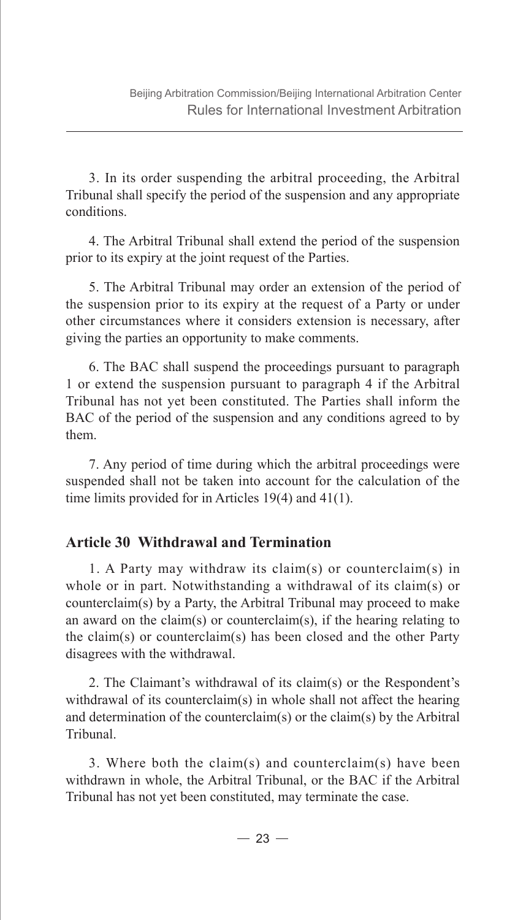3. In its order suspending the arbitral proceeding, the Arbitral Tribunal shall specify the period of the suspension and any appropriate conditions.

4. The Arbitral Tribunal shall extend the period of the suspension prior to its expiry at the joint request of the Parties.

5. The Arbitral Tribunal may order an extension of the period of the suspension prior to its expiry at the request of a Party or under other circumstances where it considers extension is necessary, after giving the parties an opportunity to make comments.

6. The BAC shall suspend the proceedings pursuant to paragraph 1 or extend the suspension pursuant to paragraph 4 if the Arbitral Tribunal has not yet been constituted. The Parties shall inform the BAC of the period of the suspension and any conditions agreed to by them.

7. Any period of time during which the arbitral proceedings were suspended shall not be taken into account for the calculation of the time limits provided for in Articles 19(4) and 41(1).

## Article 30 Withdrawal and Termination

1. A Party may withdraw its claim(s) or counterclaim(s) in whole or in part. Notwithstanding a withdrawal of its claim(s) or counterclaim(s) by a Party, the Arbitral Tribunal may proceed to make an award on the claim(s) or counterclaim(s), if the hearing relating to the claim(s) or counterclaim(s) has been closed and the other Party disagrees with the withdrawal.

2. The Claimant's withdrawal of its claim(s) or the Respondent's withdrawal of its counterclaim(s) in whole shall not affect the hearing and determination of the counterclaim(s) or the claim(s) by the Arbitral Tribunal.

3. Where both the claim(s) and counterclaim(s) have been withdrawn in whole, the Arbitral Tribunal, or the BAC if the Arbitral Tribunal has not yet been constituted, may terminate the case.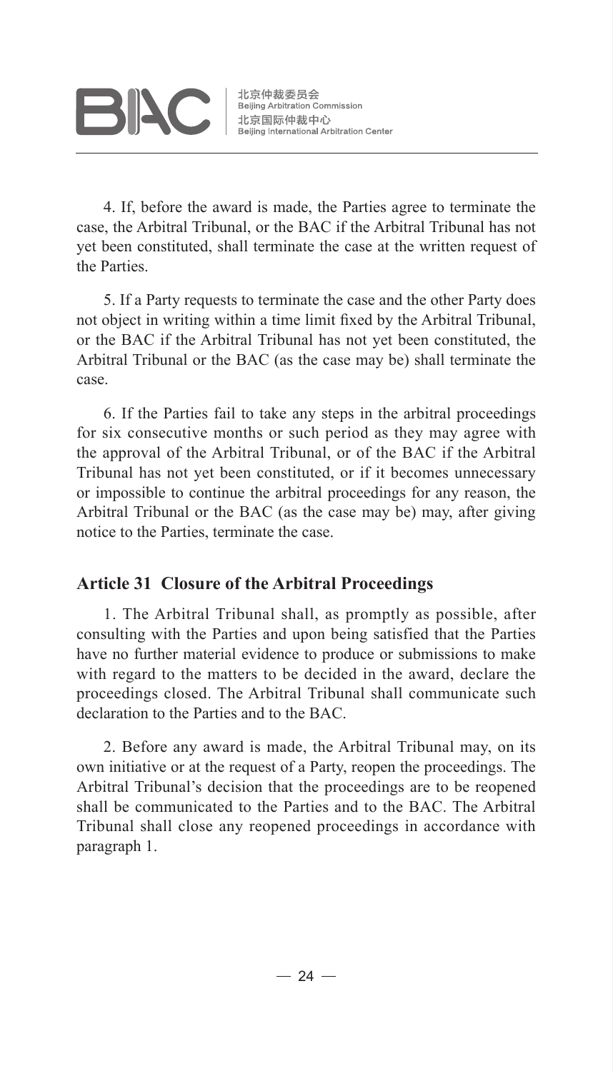4. If, before the award is made, the Parties agree to terminate the case, the Arbitral Tribunal, or the BAC if the Arbitral Tribunal has not yet been constituted, shall terminate the case at the written request of the Parties.

5. If a Party requests to terminate the case and the other Party does not object in writing within a time limit fixed by the Arbitral Tribunal, or the BAC if the Arbitral Tribunal has not yet been constituted, the Arbitral Tribunal or the BAC (as the case may be) shall terminate the case.

6. If the Parties fail to take any steps in the arbitral proceedings for six consecutive months or such period as they may agree with the approval of the Arbitral Tribunal, or of the BAC if the Arbitral Tribunal has not yet been constituted, or if it becomes unnecessary or impossible to continue the arbitral proceedings for any reason, the Arbitral Tribunal or the BAC (as the case may be) may, after giving notice to the Parties, terminate the case.

## Article 31 Closure of the Arbitral Proceedings

1. The Arbitral Tribunal shall, as promptly as possible, after consulting with the Parties and upon being satisfied that the Parties have no further material evidence to produce or submissions to make with regard to the matters to be decided in the award, declare the proceedings closed. The Arbitral Tribunal shall communicate such declaration to the Parties and to the BAC.

2. Before any award is made, the Arbitral Tribunal may, on its own initiative or at the request of a Party, reopen the proceedings. The Arbitral Tribunal's decision that the proceedings are to be reopened shall be communicated to the Parties and to the BAC. The Arbitral Tribunal shall close any reopened proceedings in accordance with paragraph 1.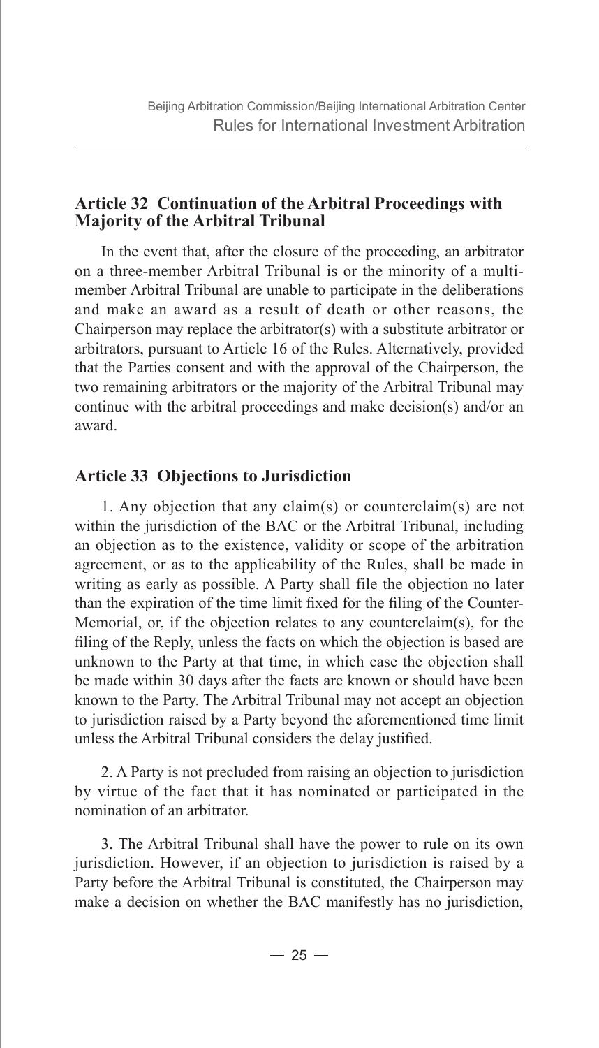## Article 32 Continuation of the Arbitral Proceedings with Majority of the Arbitral Tribunal

In the event that, after the closure of the proceeding, an arbitrator on a three-member Arbitral Tribunal is or the minority of a multi-member Arbitral Tribunal are unable to participate in the deliberations and make an award as a result of death or other reasons, the Chairperson may replace the arbitrator(s) with a substitute arbitrator or arbitrators, pursuant to Article 16 of the Rules. Alternatively, provided that the Parties consent and with the approval of the Chairperson, the two remaining arbitrators or the majority of the Arbitral Tribunal may continue with the arbitral proceedings and make decision(s) and/or an award.

## Article 33 Objections to Jurisdiction

1. Any objection that any claim(s) or counterclaim(s) are not within the jurisdiction of the BAC or the Arbitral Tribunal, including an objection as to the existence, validity or scope of the arbitration agreement, or as to the applicability of the Rules, shall be made in writing as early as possible. A Party shall file the objection no later than the expiration of the time limit fixed for the filing of the Counter-Memorial, or, if the objection relates to any counterclaim(s), for the filing of the Reply, unless the facts on which the objection is based are unknown to the Party at that time, in which case the objection shall be made within 30 days after the facts are known or should have been known to the Party. The Arbitral Tribunal may not accept an objection to jurisdiction raised by a Party beyond the aforementioned time limit unless the Arbitral Tribunal considers the delay justified.

2. A Party is not precluded from raising an objection to jurisdiction by virtue of the fact that it has nominated or participated in the nomination of an arbitrator.

3. The Arbitral Tribunal shall have the power to rule on its own jurisdiction. However, if an objection to jurisdiction is raised by a Party before the Arbitral Tribunal is constituted, the Chairperson may make a decision on whether the BAC manifestly has no jurisdiction,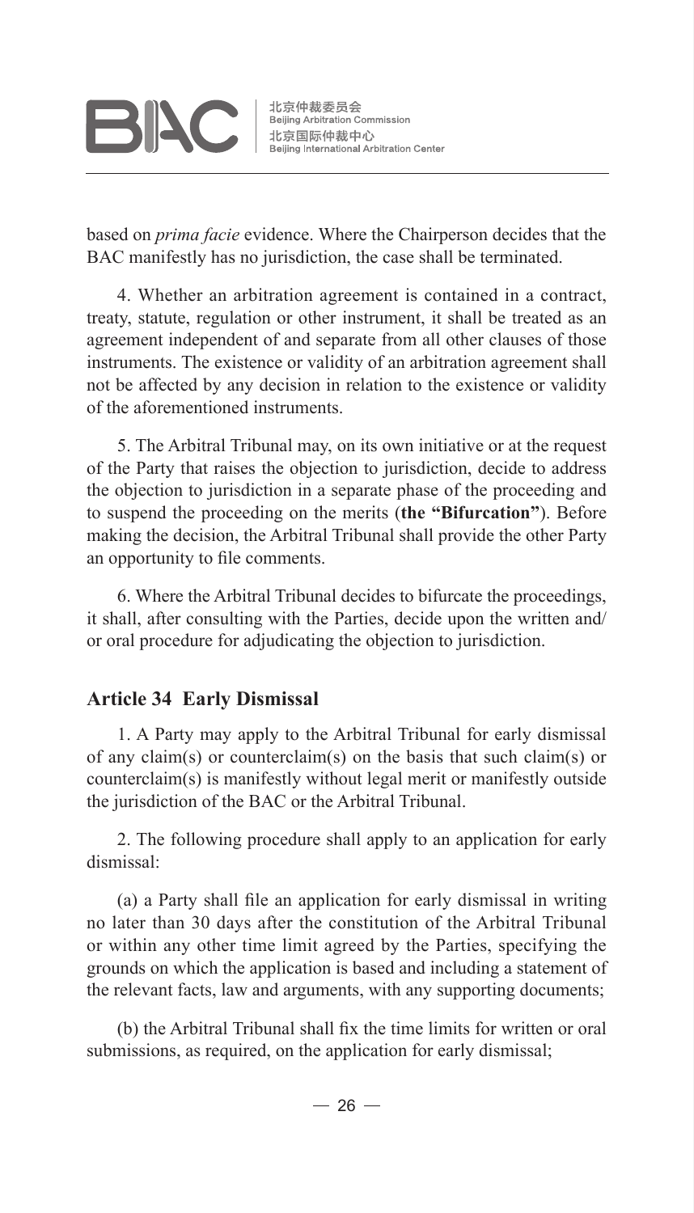based on *prima facie* evidence. Where the Chairperson decides that the BAC manifestly has no jurisdiction, the case shall be terminated.

4. Whether an arbitration agreement is contained in a contract, treaty, statute, regulation or other instrument, it shall be treated as an agreement independent of and separate from all other clauses of those instruments. The existence or validity of an arbitration agreement shall not be affected by any decision in relation to the existence or validity of the aforementioned instruments.

5. The Arbitral Tribunal may, on its own initiative or at the request of the Party that raises the objection to jurisdiction, decide to address the objection to jurisdiction in a separate phase of the proceeding and to suspend the proceeding on the merits (**the "Bifurcation"**). Before making the decision, the Arbitral Tribunal shall provide the other Party an opportunity to file comments.

6. Where the Arbitral Tribunal decides to bifurcate the proceedings, it shall, after consulting with the Parties, decide upon the written and/or oral procedure for adjudicating the objection to jurisdiction.

### Article 34 Early Dismissal

1. A Party may apply to the Arbitral Tribunal for early dismissal of any claim(s) or counterclaim(s) on the basis that such claim(s) or counterclaim(s) is manifestly without legal merit or manifestly outside the jurisdiction of the BAC or the Arbitral Tribunal.

2. The following procedure shall apply to an application for early dismissal:

(a) a Party shall file an application for early dismissal in writing no later than 30 days after the constitution of the Arbitral Tribunal or within any other time limit agreed by the Parties, specifying the grounds on which the application is based and including a statement of the relevant facts, law and arguments, with any supporting documents;

(b) the Arbitral Tribunal shall fix the time limits for written or oral submissions, as required, on the application for early dismissal;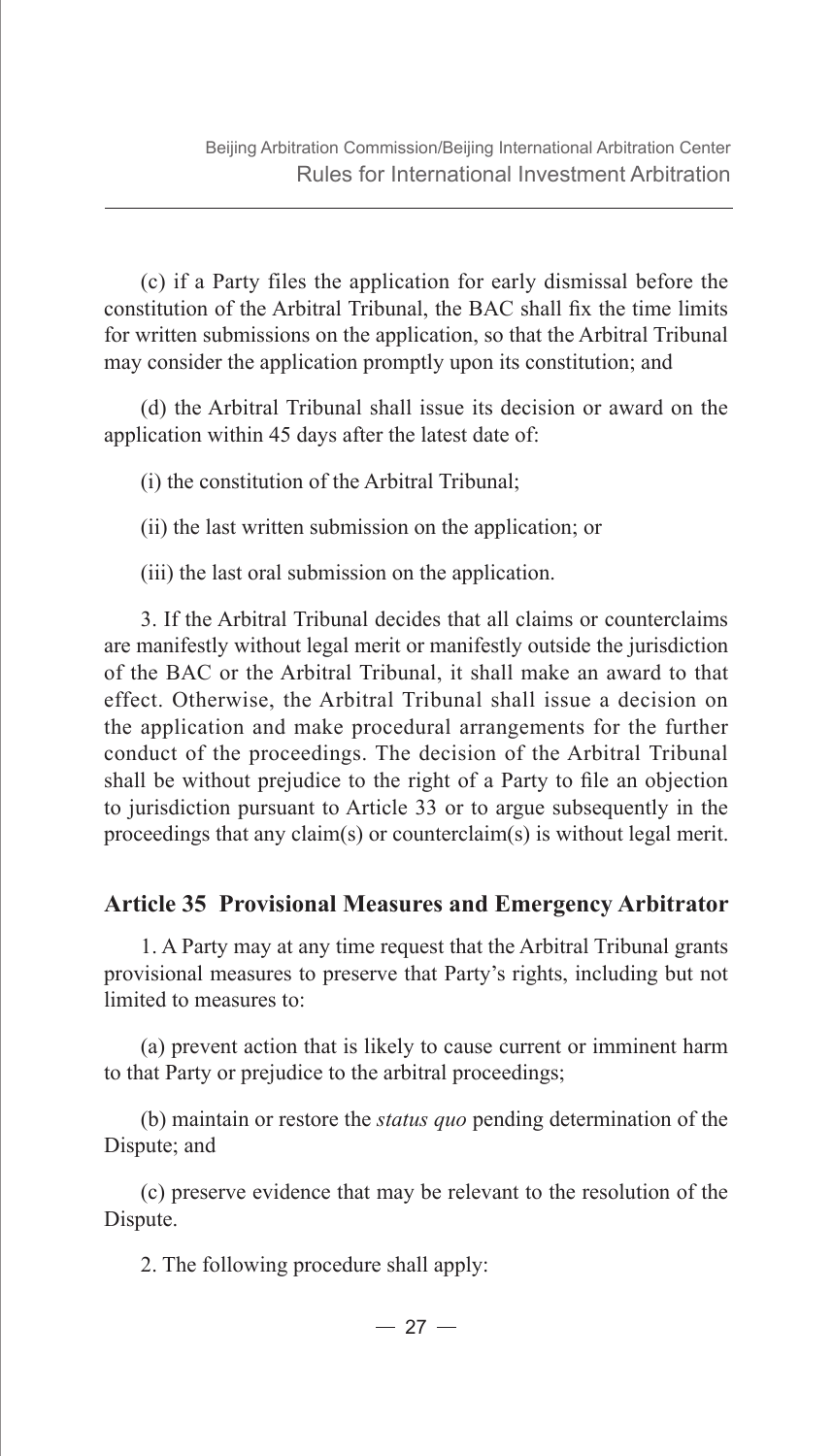(c) if a Party files the application for early dismissal before the constitution of the Arbitral Tribunal, the BAC shall fix the time limits for written submissions on the application, so that the Arbitral Tribunal may consider the application promptly upon its constitution; and

(d) the Arbitral Tribunal shall issue its decision or award on the application within 45 days after the latest date of:

(i) the constitution of the Arbitral Tribunal;

(ii) the last written submission on the application; or

(iii) the last oral submission on the application.

3. If the Arbitral Tribunal decides that all claims or counterclaims are manifestly without legal merit or manifestly outside the jurisdiction of the BAC or the Arbitral Tribunal, it shall make an award to that effect. Otherwise, the Arbitral Tribunal shall issue a decision on the application and make procedural arrangements for the further conduct of the proceedings. The decision of the Arbitral Tribunal shall be without prejudice to the right of a Party to file an objection to jurisdiction pursuant to Article 33 or to argue subsequently in the proceedings that any claim(s) or counterclaim(s) is without legal merit.

### Article 35 Provisional Measures and Emergency Arbitrator

1. A Party may at any time request that the Arbitral Tribunal grants provisional measures to preserve that Party's rights, including but not limited to measures to:

(a) prevent action that is likely to cause current or imminent harm to that Party or prejudice to the arbitral proceedings;

(b) maintain or restore the *status quo* pending determination of the Dispute; and

(c) preserve evidence that may be relevant to the resolution of the Dispute.

2. The following procedure shall apply: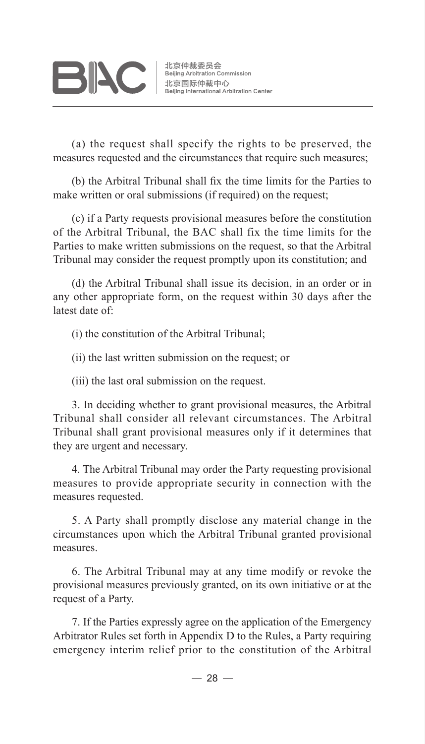(a) the request shall specify the rights to be preserved, the measures requested and the circumstances that require such measures;

(b) the Arbitral Tribunal shall fix the time limits for the Parties to make written or oral submissions (if required) on the request;

(c) if a Party requests provisional measures before the constitution of the Arbitral Tribunal, the BAC shall fix the time limits for the Parties to make written submissions on the request, so that the Arbitral Tribunal may consider the request promptly upon its constitution; and

(d) the Arbitral Tribunal shall issue its decision, in an order or in any other appropriate form, on the request within 30 days after the latest date of:

(i) the constitution of the Arbitral Tribunal;

(ii) the last written submission on the request; or

(iii) the last oral submission on the request.

3. In deciding whether to grant provisional measures, the Arbitral Tribunal shall consider all relevant circumstances. The Arbitral Tribunal shall grant provisional measures only if it determines that they are urgent and necessary.

4. The Arbitral Tribunal may order the Party requesting provisional measures to provide appropriate security in connection with the measures requested.

5. A Party shall promptly disclose any material change in the circumstances upon which the Arbitral Tribunal granted provisional measures.

6. The Arbitral Tribunal may at any time modify or revoke the provisional measures previously granted, on its own initiative or at the request of a Party.

7. If the Parties expressly agree on the application of the Emergency Arbitrator Rules set forth in Appendix D to the Rules, a Party requiring emergency interim relief prior to the constitution of the Arbitral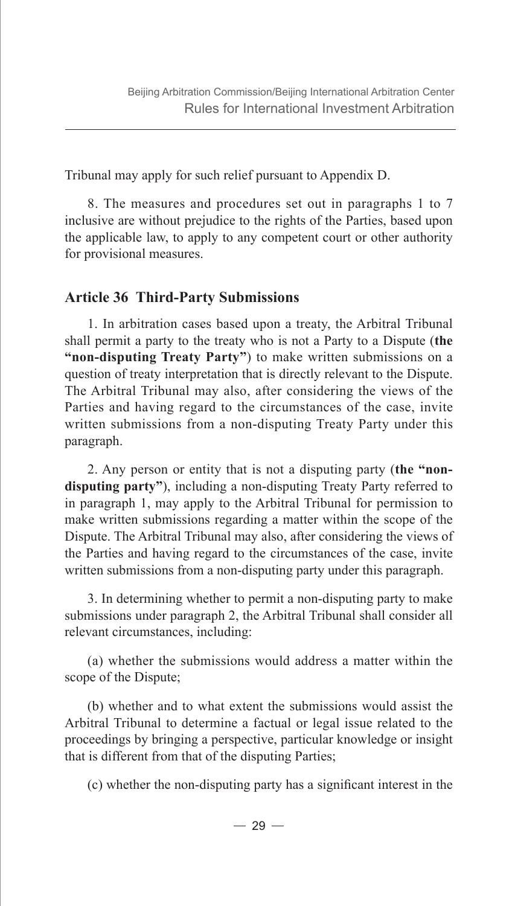Tribunal may apply for such relief pursuant to Appendix D.

8. The measures and procedures set out in paragraphs 1 to 7 inclusive are without prejudice to the rights of the Parties, based upon the applicable law, to apply to any competent court or other authority for provisional measures.

## Article 36 Third-Party Submissions

1. In arbitration cases based upon a treaty, the Arbitral Tribunal shall permit a party to the treaty who is not a Party to a Dispute (**the "non-disputing Treaty Party"**) to make written submissions on a question of treaty interpretation that is directly relevant to the Dispute. The Arbitral Tribunal may also, after considering the views of the Parties and having regard to the circumstances of the case, invite written submissions from a non-disputing Treaty Party under this paragraph.

2. Any person or entity that is not a disputing party (**the "non-disputing party"**), including a non-disputing Treaty Party referred to in paragraph 1, may apply to the Arbitral Tribunal for permission to make written submissions regarding a matter within the scope of the Dispute. The Arbitral Tribunal may also, after considering the views of the Parties and having regard to the circumstances of the case, invite written submissions from a non-disputing party under this paragraph.

3. In determining whether to permit a non-disputing party to make submissions under paragraph 2, the Arbitral Tribunal shall consider all relevant circumstances, including:

(a) whether the submissions would address a matter within the scope of the Dispute;

(b) whether and to what extent the submissions would assist the Arbitral Tribunal to determine a factual or legal issue related to the proceedings by bringing a perspective, particular knowledge or insight that is different from that of the disputing Parties;

(c) whether the non-disputing party has a significant interest in the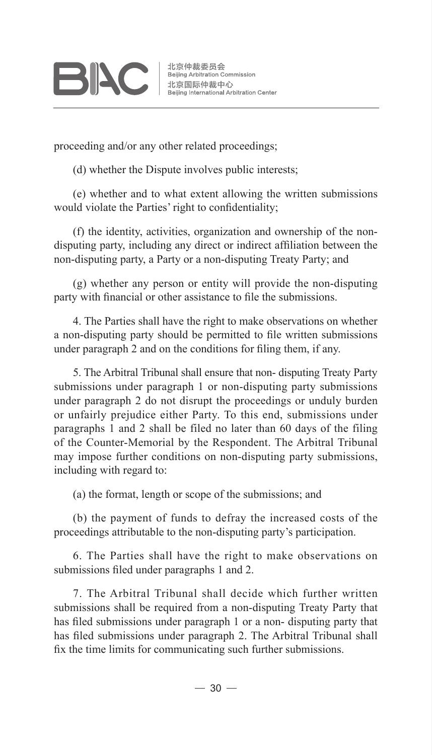proceeding and/or any other related proceedings;

(d) whether the Dispute involves public interests;

(e) whether and to what extent allowing the written submissions would violate the Parties' right to confidentiality;

(f) the identity, activities, organization and ownership of the non-disputing party, including any direct or indirect affiliation between the non-disputing party, a Party or a non-disputing Treaty Party; and

(g) whether any person or entity will provide the non-disputing party with financial or other assistance to file the submissions.

4. The Parties shall have the right to make observations on whether a non-disputing party should be permitted to file written submissions under paragraph 2 and on the conditions for filing them, if any.

5. The Arbitral Tribunal shall ensure that non- disputing Treaty Party submissions under paragraph 1 or non-disputing party submissions under paragraph 2 do not disrupt the proceedings or unduly burden or unfairly prejudice either Party. To this end, submissions under paragraphs 1 and 2 shall be filed no later than 60 days of the filing of the Counter-Memorial by the Respondent. The Arbitral Tribunal may impose further conditions on non-disputing party submissions, including with regard to:

(a) the format, length or scope of the submissions; and

(b) the payment of funds to defray the increased costs of the proceedings attributable to the non-disputing party's participation.

6. The Parties shall have the right to make observations on submissions filed under paragraphs 1 and 2.

7. The Arbitral Tribunal shall decide which further written submissions shall be required from a non-disputing Treaty Party that has filed submissions under paragraph 1 or a non- disputing party that has filed submissions under paragraph 2. The Arbitral Tribunal shall fix the time limits for communicating such further submissions.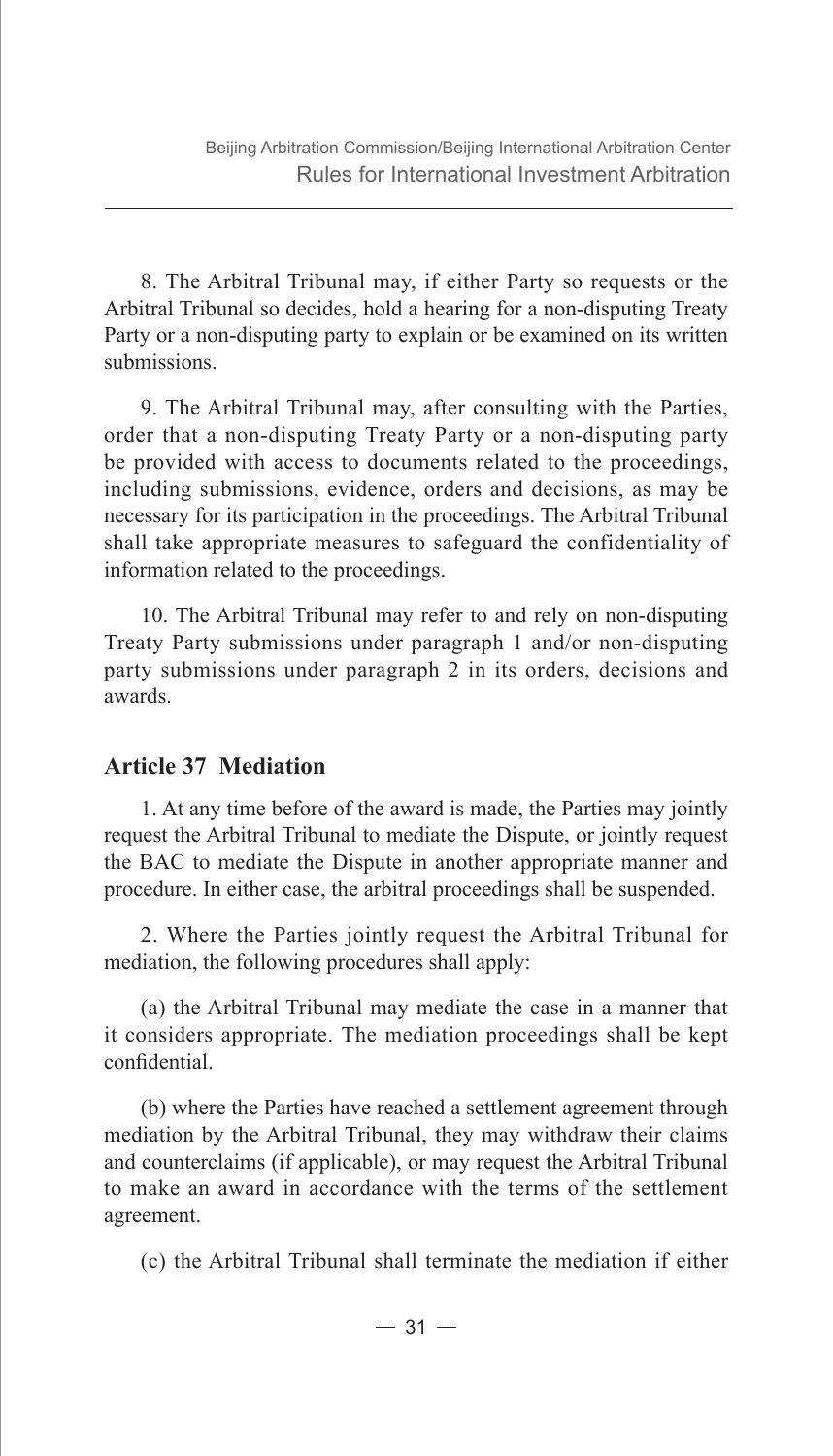8. The Arbitral Tribunal may, if either Party so requests or the Arbitral Tribunal so decides, hold a hearing for a non-disputing Treaty Party or a non-disputing party to explain or be examined on its written submissions.

9. The Arbitral Tribunal may, after consulting with the Parties, order that a non-disputing Treaty Party or a non-disputing party be provided with access to documents related to the proceedings, including submissions, evidence, orders and decisions, as may be necessary for its participation in the proceedings. The Arbitral Tribunal shall take appropriate measures to safeguard the confidentiality of information related to the proceedings.

10. The Arbitral Tribunal may refer to and rely on non-disputing Treaty Party submissions under paragraph 1 and/or non-disputing party submissions under paragraph 2 in its orders, decisions and awards.

## Article 37 Mediation

1. At any time before of the award is made, the Parties may jointly request the Arbitral Tribunal to mediate the Dispute, or jointly request the BAC to mediate the Dispute in another appropriate manner and procedure. In either case, the arbitral proceedings shall be suspended.

2. Where the Parties jointly request the Arbitral Tribunal for mediation, the following procedures shall apply:

(a) the Arbitral Tribunal may mediate the case in a manner that it considers appropriate. The mediation proceedings shall be kept confidential.

(b) where the Parties have reached a settlement agreement through mediation by the Arbitral Tribunal, they may withdraw their claims and counterclaims (if applicable), or may request the Arbitral Tribunal to make an award in accordance with the terms of the settlement agreement.

(c) the Arbitral Tribunal shall terminate the mediation if either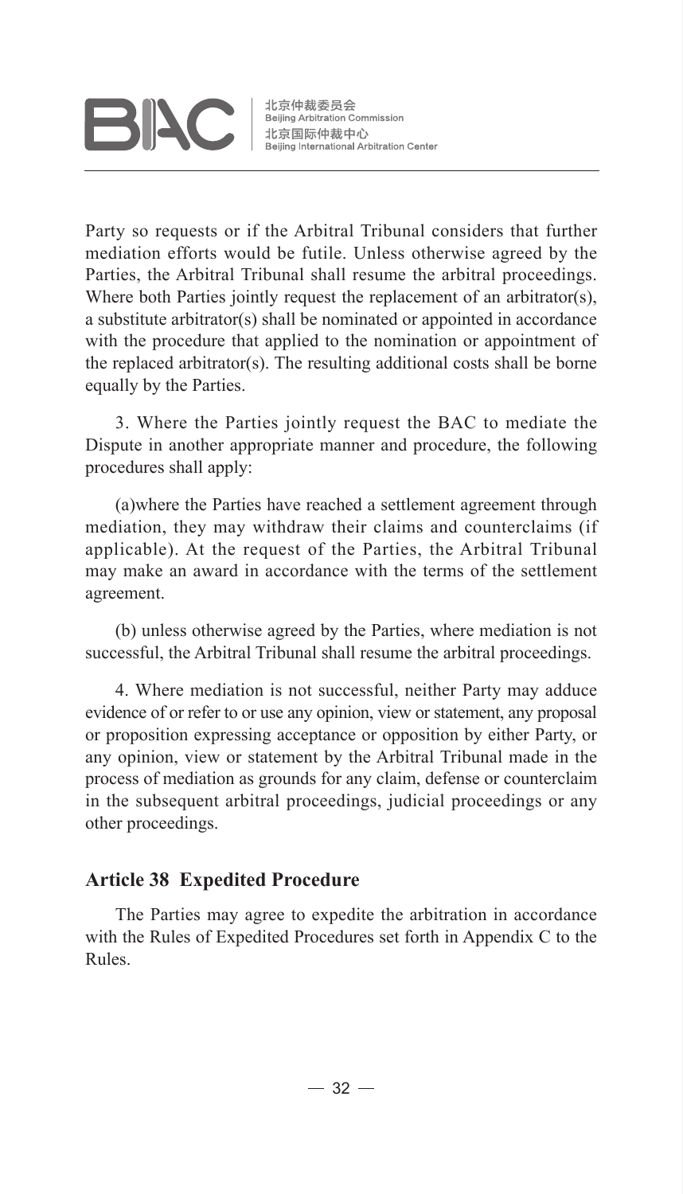Party so requests or if the Arbitral Tribunal considers that further mediation efforts would be futile. Unless otherwise agreed by the Parties, the Arbitral Tribunal shall resume the arbitral proceedings. Where both Parties jointly request the replacement of an arbitrator(s), a substitute arbitrator(s) shall be nominated or appointed in accordance with the procedure that applied to the nomination or appointment of the replaced arbitrator(s). The resulting additional costs shall be borne equally by the Parties.

3. Where the Parties jointly request the BAC to mediate the Dispute in another appropriate manner and procedure, the following procedures shall apply:

(a)where the Parties have reached a settlement agreement through mediation, they may withdraw their claims and counterclaims (if applicable). At the request of the Parties, the Arbitral Tribunal may make an award in accordance with the terms of the settlement agreement.

(b) unless otherwise agreed by the Parties, where mediation is not successful, the Arbitral Tribunal shall resume the arbitral proceedings.

4. Where mediation is not successful, neither Party may adduce evidence of or refer to or use any opinion, view or statement, any proposal or proposition expressing acceptance or opposition by either Party, or any opinion, view or statement by the Arbitral Tribunal made in the process of mediation as grounds for any claim, defense or counterclaim in the subsequent arbitral proceedings, judicial proceedings or any other proceedings.

## Article 38 Expedited Procedure

The Parties may agree to expedite the arbitration in accordance with the Rules of Expedited Procedures set forth in Appendix C to the Rules.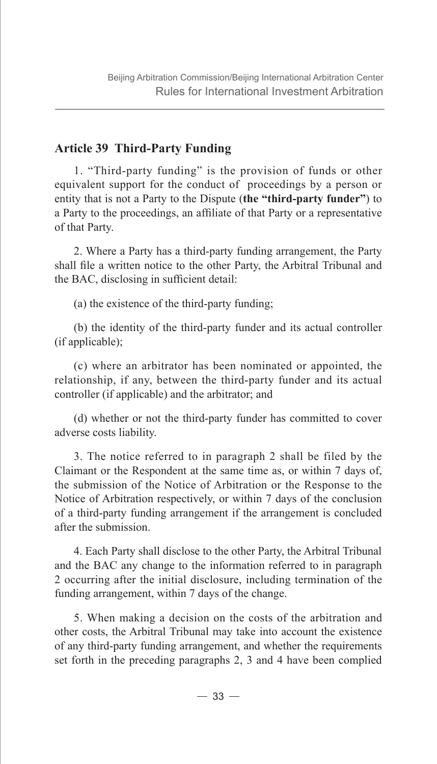### Article 39 Third-Party Funding

1. "Third-party funding" is the provision of funds or other equivalent support for the conduct of proceedings by a person or entity that is not a Party to the Dispute (**the "third-party funder"**) to a Party to the proceedings, an affiliate of that Party or a representative of that Party.

2. Where a Party has a third-party funding arrangement, the Party shall file a written notice to the other Party, the Arbitral Tribunal and the BAC, disclosing in sufficient detail:

(a) the existence of the third-party funding;

(b) the identity of the third-party funder and its actual controller (if applicable);

(c) where an arbitrator has been nominated or appointed, the relationship, if any, between the third-party funder and its actual controller (if applicable) and the arbitrator; and

(d) whether or not the third-party funder has committed to cover adverse costs liability.

3. The notice referred to in paragraph 2 shall be filed by the Claimant or the Respondent at the same time as, or within 7 days of, the submission of the Notice of Arbitration or the Response to the Notice of Arbitration respectively, or within 7 days of the conclusion of a third-party funding arrangement if the arrangement is concluded after the submission.

4. Each Party shall disclose to the other Party, the Arbitral Tribunal and the BAC any change to the information referred to in paragraph 2 occurring after the initial disclosure, including termination of the funding arrangement, within 7 days of the change.

5. When making a decision on the costs of the arbitration and other costs, the Arbitral Tribunal may take into account the existence of any third-party funding arrangement, and whether the requirements set forth in the preceding paragraphs 2, 3 and 4 have been complied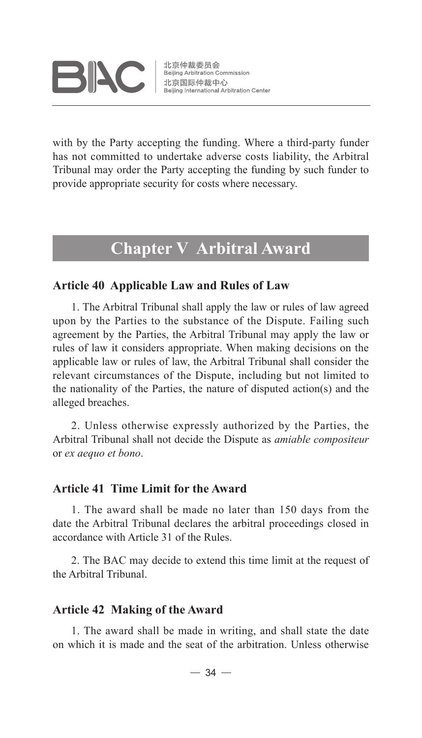with by the Party accepting the funding. Where a third-party funder has not committed to undertake adverse costs liability, the Arbitral Tribunal may order the Party accepting the funding by such funder to provide appropriate security for costs where necessary.

## Chapter V Arbitral Award

### Article 40 Applicable Law and Rules of Law

1. The Arbitral Tribunal shall apply the law or rules of law agreed upon by the Parties to the substance of the Dispute. Failing such agreement by the Parties, the Arbitral Tribunal may apply the law or rules of law it considers appropriate. When making decisions on the applicable law or rules of law, the Arbitral Tribunal shall consider the relevant circumstances of the Dispute, including but not limited to the nationality of the Parties, the nature of disputed action(s) and the alleged breaches.

2. Unless otherwise expressly authorized by the Parties, the Arbitral Tribunal shall not decide the Dispute as *amiable compositeur* or *ex aequo et bono*.

### Article 41 Time Limit for the Award

1. The award shall be made no later than 150 days from the date the Arbitral Tribunal declares the arbitral proceedings closed in accordance with Article 31 of the Rules.

2. The BAC may decide to extend this time limit at the request of the Arbitral Tribunal.

### Article 42 Making of the Award

1. The award shall be made in writing, and shall state the date on which it is made and the seat of the arbitration. Unless otherwise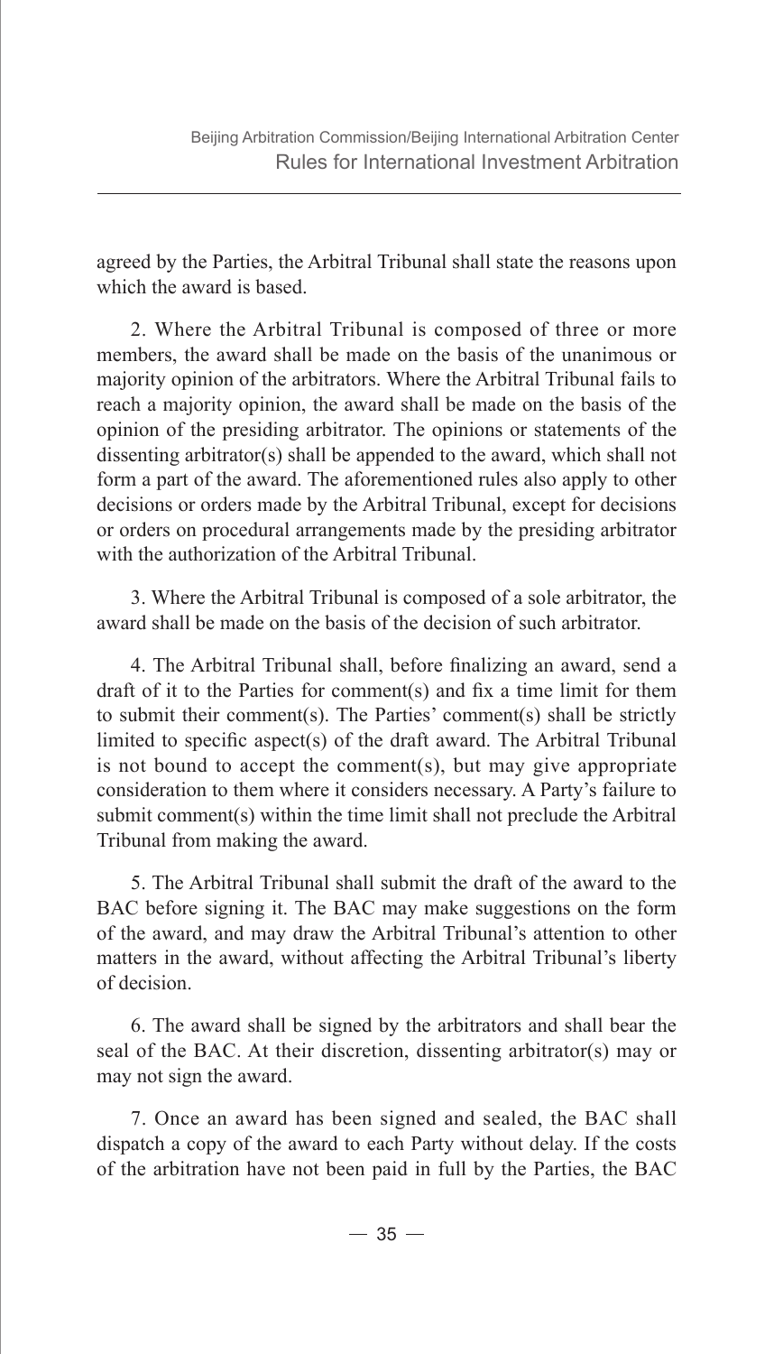agreed by the Parties, the Arbitral Tribunal shall state the reasons upon which the award is based.

2. Where the Arbitral Tribunal is composed of three or more members, the award shall be made on the basis of the unanimous or majority opinion of the arbitrators. Where the Arbitral Tribunal fails to reach a majority opinion, the award shall be made on the basis of the opinion of the presiding arbitrator. The opinions or statements of the dissenting arbitrator(s) shall be appended to the award, which shall not form a part of the award. The aforementioned rules also apply to other decisions or orders made by the Arbitral Tribunal, except for decisions or orders on procedural arrangements made by the presiding arbitrator with the authorization of the Arbitral Tribunal.

3. Where the Arbitral Tribunal is composed of a sole arbitrator, the award shall be made on the basis of the decision of such arbitrator.

4. The Arbitral Tribunal shall, before finalizing an award, send a draft of it to the Parties for comment(s) and fix a time limit for them to submit their comment(s). The Parties' comment(s) shall be strictly limited to specific aspect(s) of the draft award. The Arbitral Tribunal is not bound to accept the comment(s), but may give appropriate consideration to them where it considers necessary. A Party's failure to submit comment(s) within the time limit shall not preclude the Arbitral Tribunal from making the award.

5. The Arbitral Tribunal shall submit the draft of the award to the BAC before signing it. The BAC may make suggestions on the form of the award, and may draw the Arbitral Tribunal's attention to other matters in the award, without affecting the Arbitral Tribunal's liberty of decision.

6. The award shall be signed by the arbitrators and shall bear the seal of the BAC. At their discretion, dissenting arbitrator(s) may or may not sign the award.

7. Once an award has been signed and sealed, the BAC shall dispatch a copy of the award to each Party without delay. If the costs of the arbitration have not been paid in full by the Parties, the BAC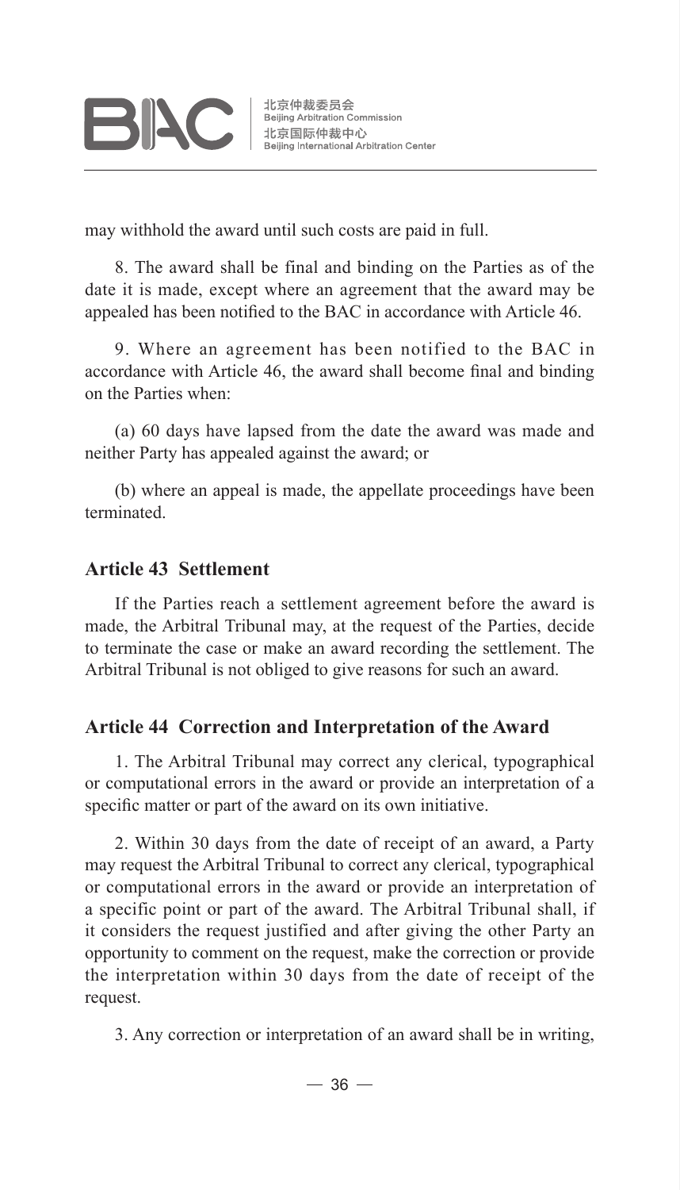may withhold the award until such costs are paid in full.

8. The award shall be final and binding on the Parties as of the date it is made, except where an agreement that the award may be appealed has been notified to the BAC in accordance with Article 46.

9. Where an agreement has been notified to the BAC in accordance with Article 46, the award shall become final and binding on the Parties when:

(a) 60 days have lapsed from the date the award was made and neither Party has appealed against the award; or

(b) where an appeal is made, the appellate proceedings have been terminated.

## Article 43 Settlement

If the Parties reach a settlement agreement before the award is made, the Arbitral Tribunal may, at the request of the Parties, decide to terminate the case or make an award recording the settlement. The Arbitral Tribunal is not obliged to give reasons for such an award.

## Article 44 Correction and Interpretation of the Award

1. The Arbitral Tribunal may correct any clerical, typographical or computational errors in the award or provide an interpretation of a specific matter or part of the award on its own initiative.

2. Within 30 days from the date of receipt of an award, a Party may request the Arbitral Tribunal to correct any clerical, typographical or computational errors in the award or provide an interpretation of a specific point or part of the award. The Arbitral Tribunal shall, if it considers the request justified and after giving the other Party an opportunity to comment on the request, make the correction or provide the interpretation within 30 days from the date of receipt of the request.

3. Any correction or interpretation of an award shall be in writing,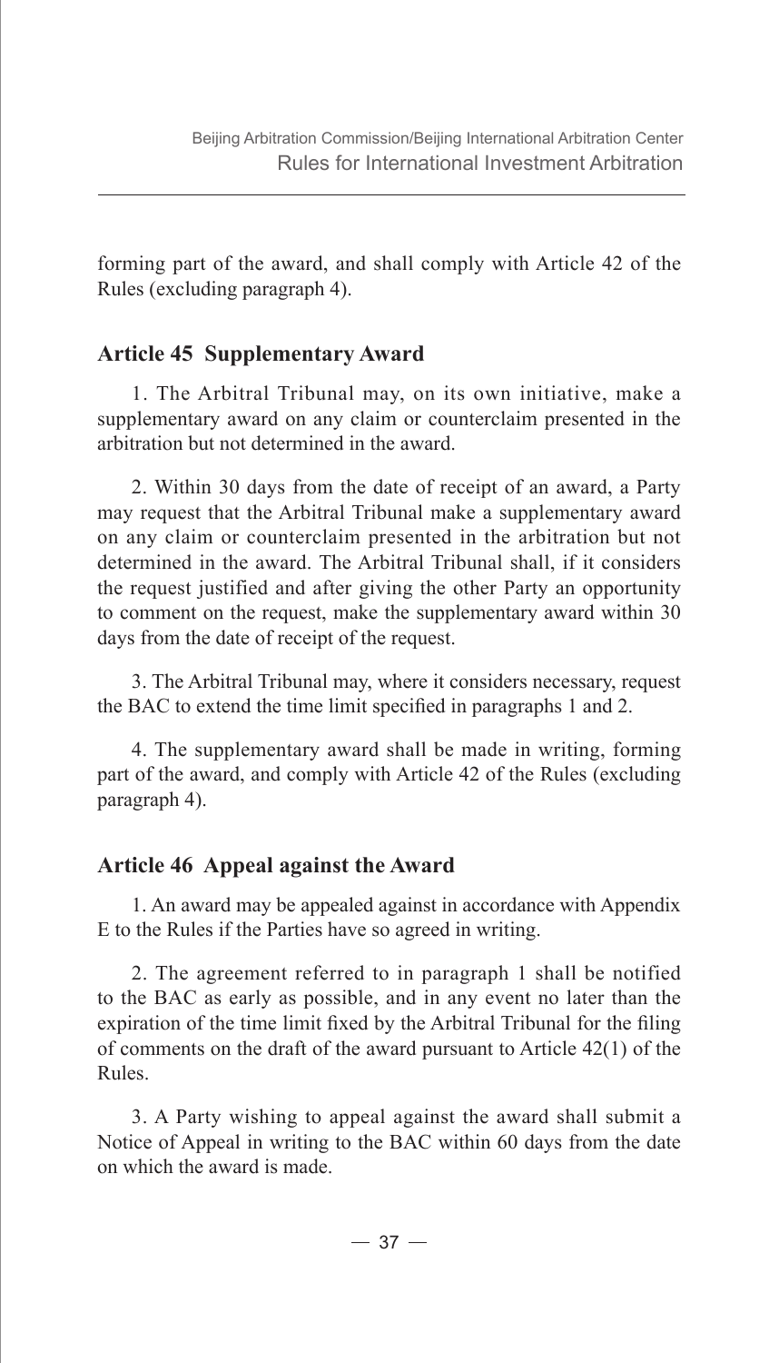forming part of the award, and shall comply with Article 42 of the Rules (excluding paragraph 4).

### Article 45 Supplementary Award

1. The Arbitral Tribunal may, on its own initiative, make a supplementary award on any claim or counterclaim presented in the arbitration but not determined in the award.

2. Within 30 days from the date of receipt of an award, a Party may request that the Arbitral Tribunal make a supplementary award on any claim or counterclaim presented in the arbitration but not determined in the award. The Arbitral Tribunal shall, if it considers the request justified and after giving the other Party an opportunity to comment on the request, make the supplementary award within 30 days from the date of receipt of the request.

3. The Arbitral Tribunal may, where it considers necessary, request the BAC to extend the time limit specified in paragraphs 1 and 2.

4. The supplementary award shall be made in writing, forming part of the award, and comply with Article 42 of the Rules (excluding paragraph 4).

### Article 46 Appeal against the Award

1. An award may be appealed against in accordance with Appendix E to the Rules if the Parties have so agreed in writing.

2. The agreement referred to in paragraph 1 shall be notified to the BAC as early as possible, and in any event no later than the expiration of the time limit fixed by the Arbitral Tribunal for the filing of comments on the draft of the award pursuant to Article 42(1) of the Rules.

3. A Party wishing to appeal against the award shall submit a Notice of Appeal in writing to the BAC within 60 days from the date on which the award is made.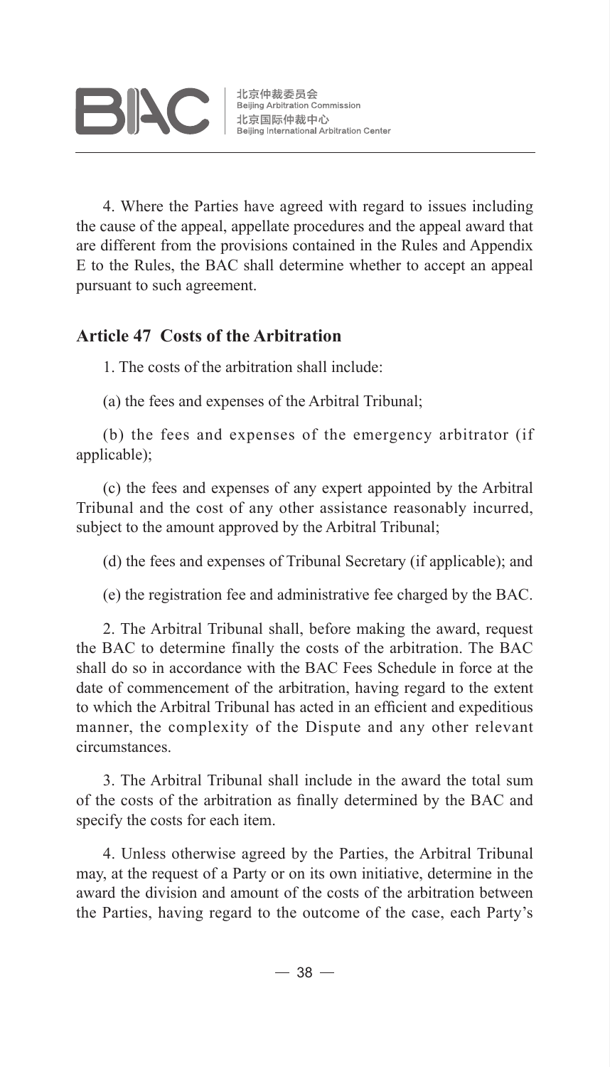4. Where the Parties have agreed with regard to issues including the cause of the appeal, appellate procedures and the appeal award that are different from the provisions contained in the Rules and Appendix E to the Rules, the BAC shall determine whether to accept an appeal pursuant to such agreement.

### Article 47 Costs of the Arbitration

1. The costs of the arbitration shall include:

(a) the fees and expenses of the Arbitral Tribunal;

(b) the fees and expenses of the emergency arbitrator (if applicable);

(c) the fees and expenses of any expert appointed by the Arbitral Tribunal and the cost of any other assistance reasonably incurred, subject to the amount approved by the Arbitral Tribunal;

(d) the fees and expenses of Tribunal Secretary (if applicable); and

(e) the registration fee and administrative fee charged by the BAC.

2. The Arbitral Tribunal shall, before making the award, request the BAC to determine finally the costs of the arbitration. The BAC shall do so in accordance with the BAC Fees Schedule in force at the date of commencement of the arbitration, having regard to the extent to which the Arbitral Tribunal has acted in an efficient and expeditious manner, the complexity of the Dispute and any other relevant circumstances.

3. The Arbitral Tribunal shall include in the award the total sum of the costs of the arbitration as finally determined by the BAC and specify the costs for each item.

4. Unless otherwise agreed by the Parties, the Arbitral Tribunal may, at the request of a Party or on its own initiative, determine in the award the division and amount of the costs of the arbitration between the Parties, having regard to the outcome of the case, each Party's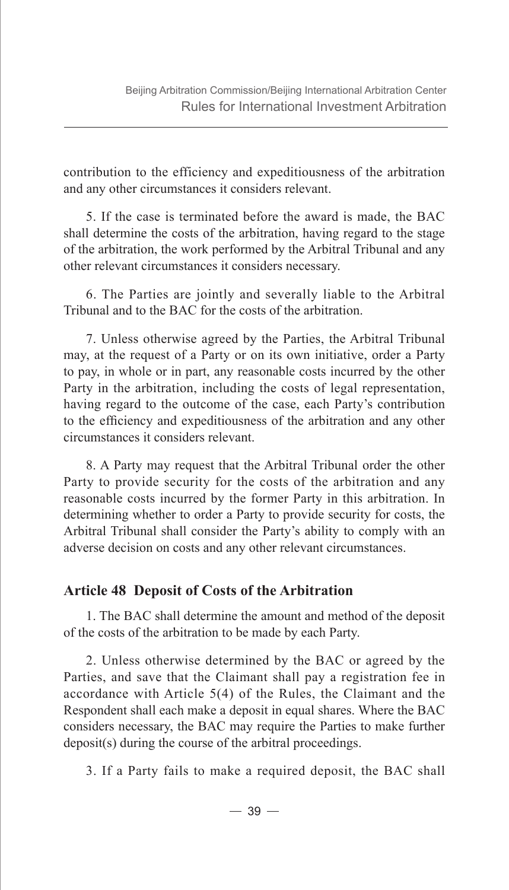contribution to the efficiency and expeditiousness of the arbitration and any other circumstances it considers relevant.

5. If the case is terminated before the award is made, the BAC shall determine the costs of the arbitration, having regard to the stage of the arbitration, the work performed by the Arbitral Tribunal and any other relevant circumstances it considers necessary.

6. The Parties are jointly and severally liable to the Arbitral Tribunal and to the BAC for the costs of the arbitration.

7. Unless otherwise agreed by the Parties, the Arbitral Tribunal may, at the request of a Party or on its own initiative, order a Party to pay, in whole or in part, any reasonable costs incurred by the other Party in the arbitration, including the costs of legal representation, having regard to the outcome of the case, each Party's contribution to the efficiency and expeditiousness of the arbitration and any other circumstances it considers relevant.

8. A Party may request that the Arbitral Tribunal order the other Party to provide security for the costs of the arbitration and any reasonable costs incurred by the former Party in this arbitration. In determining whether to order a Party to provide security for costs, the Arbitral Tribunal shall consider the Party's ability to comply with an adverse decision on costs and any other relevant circumstances.

### Article 48 Deposit of Costs of the Arbitration

1. The BAC shall determine the amount and method of the deposit of the costs of the arbitration to be made by each Party.

2. Unless otherwise determined by the BAC or agreed by the Parties, and save that the Claimant shall pay a registration fee in accordance with Article 5(4) of the Rules, the Claimant and the Respondent shall each make a deposit in equal shares. Where the BAC considers necessary, the BAC may require the Parties to make further deposit(s) during the course of the arbitral proceedings.

3. If a Party fails to make a required deposit, the BAC shall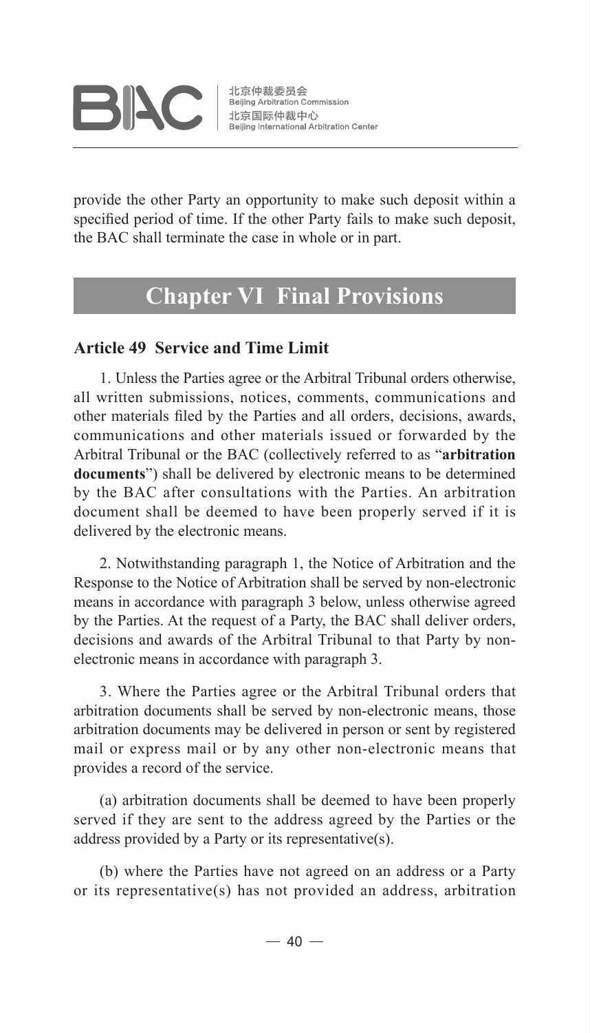provide the other Party an opportunity to make such deposit within a specified period of time. If the other Party fails to make such deposit, the BAC shall terminate the case in whole or in part.

## Chapter VI Final Provisions

### Article 49 Service and Time Limit

1. Unless the Parties agree or the Arbitral Tribunal orders otherwise, all written submissions, notices, comments, communications and other materials filed by the Parties and all orders, decisions, awards, communications and other materials issued or forwarded by the Arbitral Tribunal or the BAC (collectively referred to as "**arbitration documents**") shall be delivered by electronic means to be determined by the BAC after consultations with the Parties. An arbitration document shall be deemed to have been properly served if it is delivered by the electronic means.

2. Notwithstanding paragraph 1, the Notice of Arbitration and the Response to the Notice of Arbitration shall be served by non-electronic means in accordance with paragraph 3 below, unless otherwise agreed by the Parties. At the request of a Party, the BAC shall deliver orders, decisions and awards of the Arbitral Tribunal to that Party by non-electronic means in accordance with paragraph 3.

3. Where the Parties agree or the Arbitral Tribunal orders that arbitration documents shall be served by non-electronic means, those arbitration documents may be delivered in person or sent by registered mail or express mail or by any other non-electronic means that provides a record of the service.

(a) arbitration documents shall be deemed to have been properly served if they are sent to the address agreed by the Parties or the address provided by a Party or its representative(s).

(b) where the Parties have not agreed on an address or a Party or its representative(s) has not provided an address, arbitration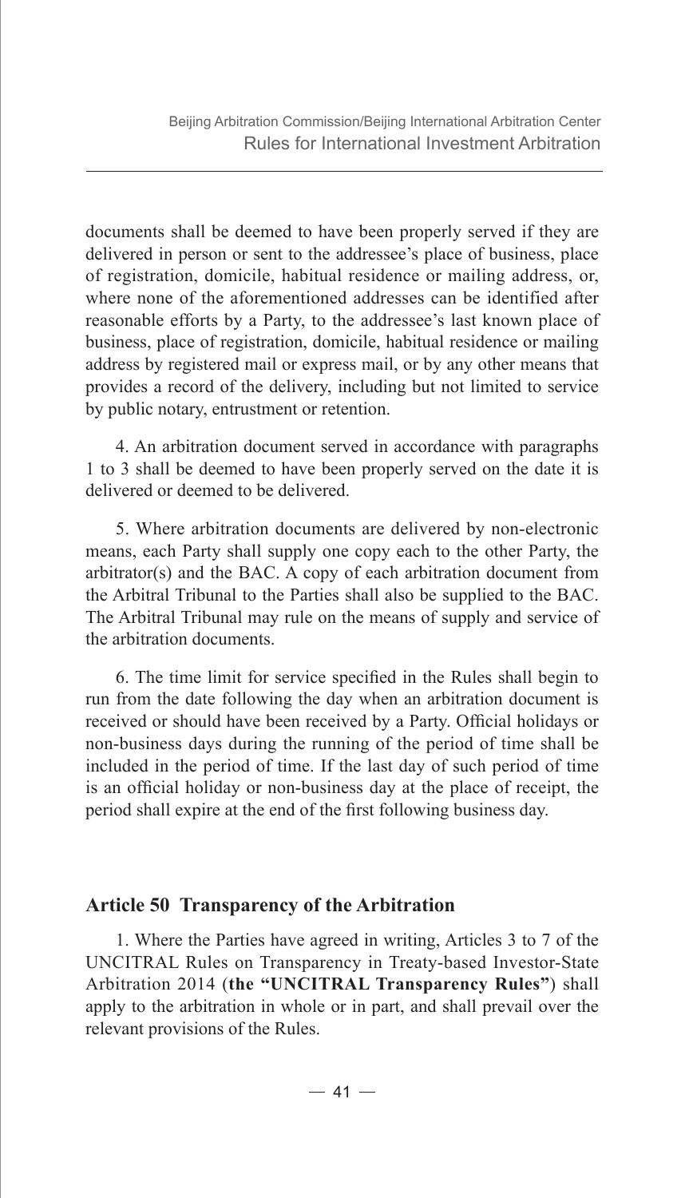documents shall be deemed to have been properly served if they are delivered in person or sent to the addressee's place of business, place of registration, domicile, habitual residence or mailing address, or, where none of the aforementioned addresses can be identified after reasonable efforts by a Party, to the addressee's last known place of business, place of registration, domicile, habitual residence or mailing address by registered mail or express mail, or by any other means that provides a record of the delivery, including but not limited to service by public notary, entrustment or retention.

4. An arbitration document served in accordance with paragraphs 1 to 3 shall be deemed to have been properly served on the date it is delivered or deemed to be delivered.

5. Where arbitration documents are delivered by non-electronic means, each Party shall supply one copy each to the other Party, the arbitrator(s) and the BAC. A copy of each arbitration document from the Arbitral Tribunal to the Parties shall also be supplied to the BAC. The Arbitral Tribunal may rule on the means of supply and service of the arbitration documents.

6. The time limit for service specified in the Rules shall begin to run from the date following the day when an arbitration document is received or should have been received by a Party. Official holidays or non-business days during the running of the period of time shall be included in the period of time. If the last day of such period of time is an official holiday or non-business day at the place of receipt, the period shall expire at the end of the first following business day.

## Article 50 Transparency of the Arbitration

1. Where the Parties have agreed in writing, Articles 3 to 7 of the UNCITRAL Rules on Transparency in Treaty-based Investor-State Arbitration 2014 (**the "UNCITRAL Transparency Rules"**) shall apply to the arbitration in whole or in part, and shall prevail over the relevant provisions of the Rules.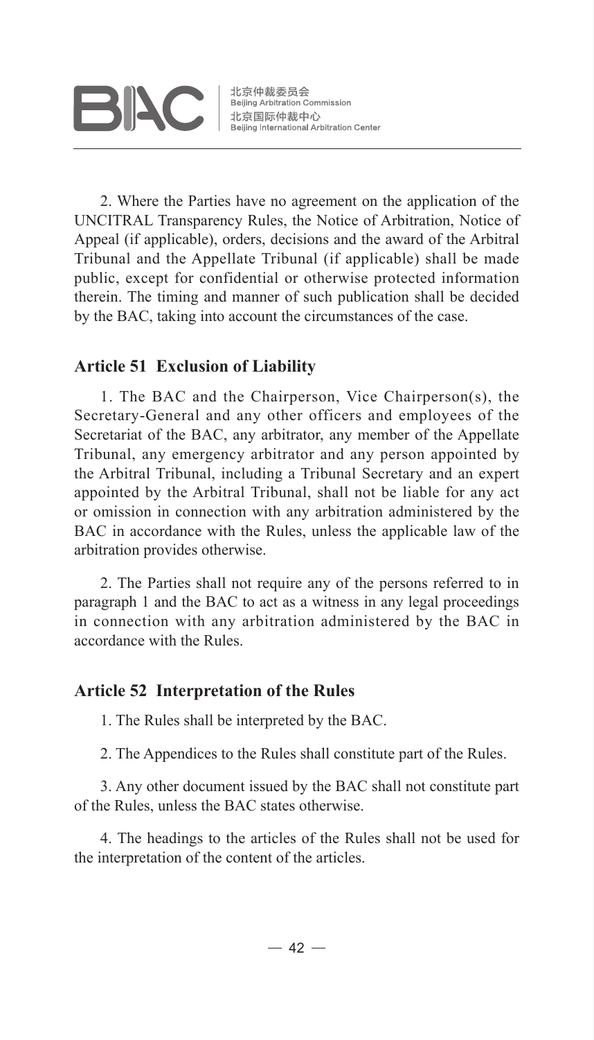2. Where the Parties have no agreement on the application of the UNCITRAL Transparency Rules, the Notice of Arbitration, Notice of Appeal (if applicable), orders, decisions and the award of the Arbitral Tribunal and the Appellate Tribunal (if applicable) shall be made public, except for confidential or otherwise protected information therein. The timing and manner of such publication shall be decided by the BAC, taking into account the circumstances of the case.

### Article 51 Exclusion of Liability

1. The BAC and the Chairperson, Vice Chairperson(s), the Secretary-General and any other officers and employees of the Secretariat of the BAC, any arbitrator, any member of the Appellate Tribunal, any emergency arbitrator and any person appointed by the Arbitral Tribunal, including a Tribunal Secretary and an expert appointed by the Arbitral Tribunal, shall not be liable for any act or omission in connection with any arbitration administered by the BAC in accordance with the Rules, unless the applicable law of the arbitration provides otherwise.

2. The Parties shall not require any of the persons referred to in paragraph 1 and the BAC to act as a witness in any legal proceedings in connection with any arbitration administered by the BAC in accordance with the Rules.

### Article 52 Interpretation of the Rules

1. The Rules shall be interpreted by the BAC.

2. The Appendices to the Rules shall constitute part of the Rules.

3. Any other document issued by the BAC shall not constitute part of the Rules, unless the BAC states otherwise.

4. The headings to the articles of the Rules shall not be used for the interpretation of the content of the articles.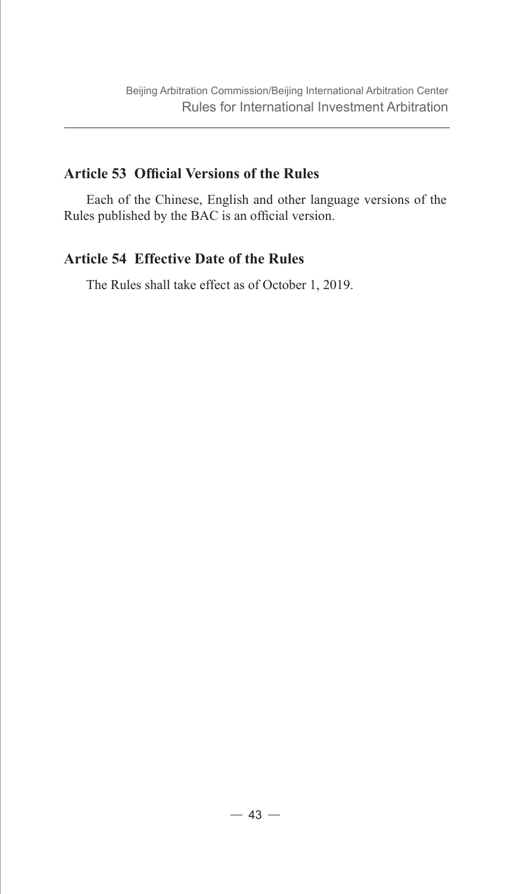## Article 53 Official Versions of the Rules

Each of the Chinese, English and other language versions of the Rules published by the BAC is an official version.

## Article 54 Effective Date of the Rules

The Rules shall take effect as of October 1, 2019.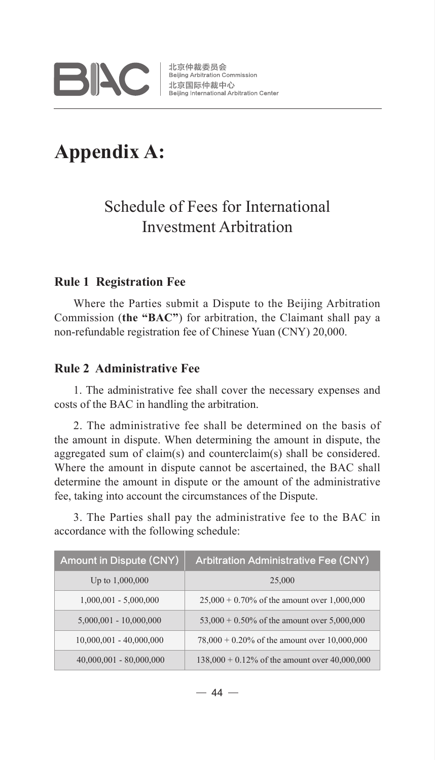# Appendix A:

## Schedule of Fees for International Investment Arbitration

### Rule 1 Registration Fee

Where the Parties submit a Dispute to the Beijing Arbitration Commission (**the "BAC"**) for arbitration, the Claimant shall pay a non-refundable registration fee of Chinese Yuan (CNY) 20,000.

### Rule 2 Administrative Fee

1. The administrative fee shall cover the necessary expenses and costs of the BAC in handling the arbitration.

2. The administrative fee shall be determined on the basis of the amount in dispute. When determining the amount in dispute, the aggregated sum of claim(s) and counterclaim(s) shall be considered. Where the amount in dispute cannot be ascertained, the BAC shall determine the amount in dispute or the amount of the administrative fee, taking into account the circumstances of the Dispute.

3. The Parties shall pay the administrative fee to the BAC in accordance with the following schedule:

| Amount in Dispute (CNY) | Arbitration Administrative Fee (CNY) |
|---|---|
| Up to 1,000,000 | 25,000 |
| 1,000,001 - 5,000,000 | 25,000 + 0.70% of the amount over 1,000,000 |
| 5,000,001 - 10,000,000 | 53,000 + 0.50% of the amount over 5,000,000 |
| 10,000,001 - 40,000,000 | 78,000 + 0.20% of the amount over 10,000,000 |
| 40,000,001 - 80,000,000 | 138,000 + 0.12% of the amount over 40,000,000 |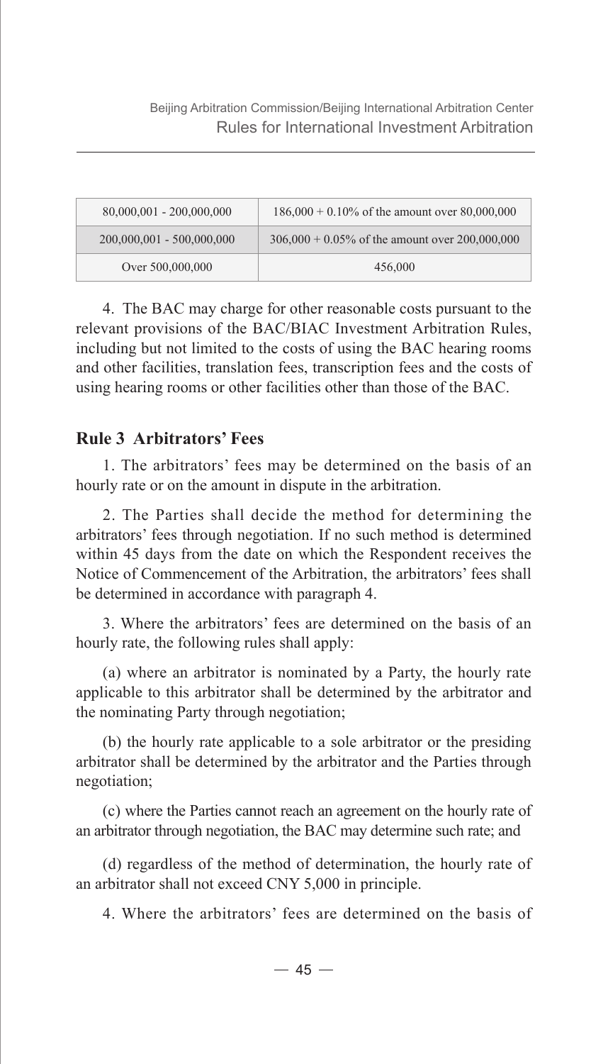| | |
|---|---|
| 80,000,001 - 200,000,000 | 186,000 + 0.10% of the amount over 80,000,000 |
| 200,000,001 - 500,000,000 | 306,000 + 0.05% of the amount over 200,000,000 |
| Over 500,000,000 | 456,000 |

4. The BAC may charge for other reasonable costs pursuant to the relevant provisions of the BAC/BIAC Investment Arbitration Rules, including but not limited to the costs of using the BAC hearing rooms and other facilities, translation fees, transcription fees and the costs of using hearing rooms or other facilities other than those of the BAC.

## Rule 3 Arbitrators' Fees

1. The arbitrators' fees may be determined on the basis of an hourly rate or on the amount in dispute in the arbitration.

2. The Parties shall decide the method for determining the arbitrators' fees through negotiation. If no such method is determined within 45 days from the date on which the Respondent receives the Notice of Commencement of the Arbitration, the arbitrators' fees shall be determined in accordance with paragraph 4.

3. Where the arbitrators' fees are determined on the basis of an hourly rate, the following rules shall apply:

(a) where an arbitrator is nominated by a Party, the hourly rate applicable to this arbitrator shall be determined by the arbitrator and the nominating Party through negotiation;

(b) the hourly rate applicable to a sole arbitrator or the presiding arbitrator shall be determined by the arbitrator and the Parties through negotiation;

(c) where the Parties cannot reach an agreement on the hourly rate of an arbitrator through negotiation, the BAC may determine such rate; and

(d) regardless of the method of determination, the hourly rate of an arbitrator shall not exceed CNY 5,000 in principle.

4. Where the arbitrators' fees are determined on the basis of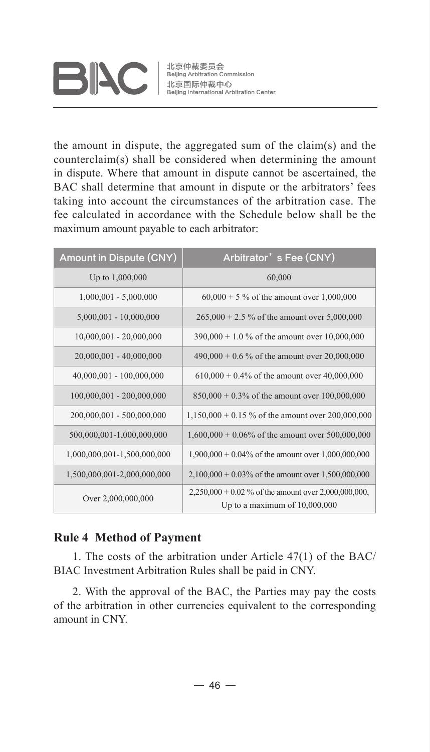the amount in dispute, the aggregated sum of the claim(s) and the counterclaim(s) shall be considered when determining the amount in dispute. Where that amount in dispute cannot be ascertained, the BAC shall determine that amount in dispute or the arbitrators' fees taking into account the circumstances of the arbitration case. The fee calculated in accordance with the Schedule below shall be the maximum amount payable to each arbitrator:

| Amount in Dispute (CNY) | Arbitrator's Fee (CNY) |
|---|---|
| Up to 1,000,000 | 60,000 |
| 1,000,001 - 5,000,000 | 60,000 + 5 % of the amount over 1,000,000 |
| 5,000,001 - 10,000,000 | 265,000 + 2.5 % of the amount over 5,000,000 |
| 10,000,001 - 20,000,000 | 390,000 + 1.0 % of the amount over 10,000,000 |
| 20,000,001 - 40,000,000 | 490,000 + 0.6 % of the amount over 20,000,000 |
| 40,000,001 - 100,000,000 | 610,000 + 0.4% of the amount over 40,000,000 |
| 100,000,001 - 200,000,000 | 850,000 + 0.3% of the amount over 100,000,000 |
| 200,000,001 - 500,000,000 | 1,150,000 + 0.15 % of the amount over 200,000,000 |
| 500,000,001-1,000,000,000 | 1,600,000 + 0.06% of the amount over 500,000,000 |
| 1,000,000,001-1,500,000,000 | 1,900,000 + 0.04% of the amount over 1,000,000,000 |
| 1,500,000,001-2,000,000,000 | 2,100,000 + 0.03% of the amount over 1,500,000,000 |
| Over 2,000,000,000 | 2,250,000 + 0.02 % of the amount over 2,000,000,000, Up to a maximum of 10,000,000 |

### Rule 4 Method of Payment

1. The costs of the arbitration under Article 47(1) of the BAC/BIAC Investment Arbitration Rules shall be paid in CNY.

2. With the approval of the BAC, the Parties may pay the costs of the arbitration in other currencies equivalent to the corresponding amount in CNY.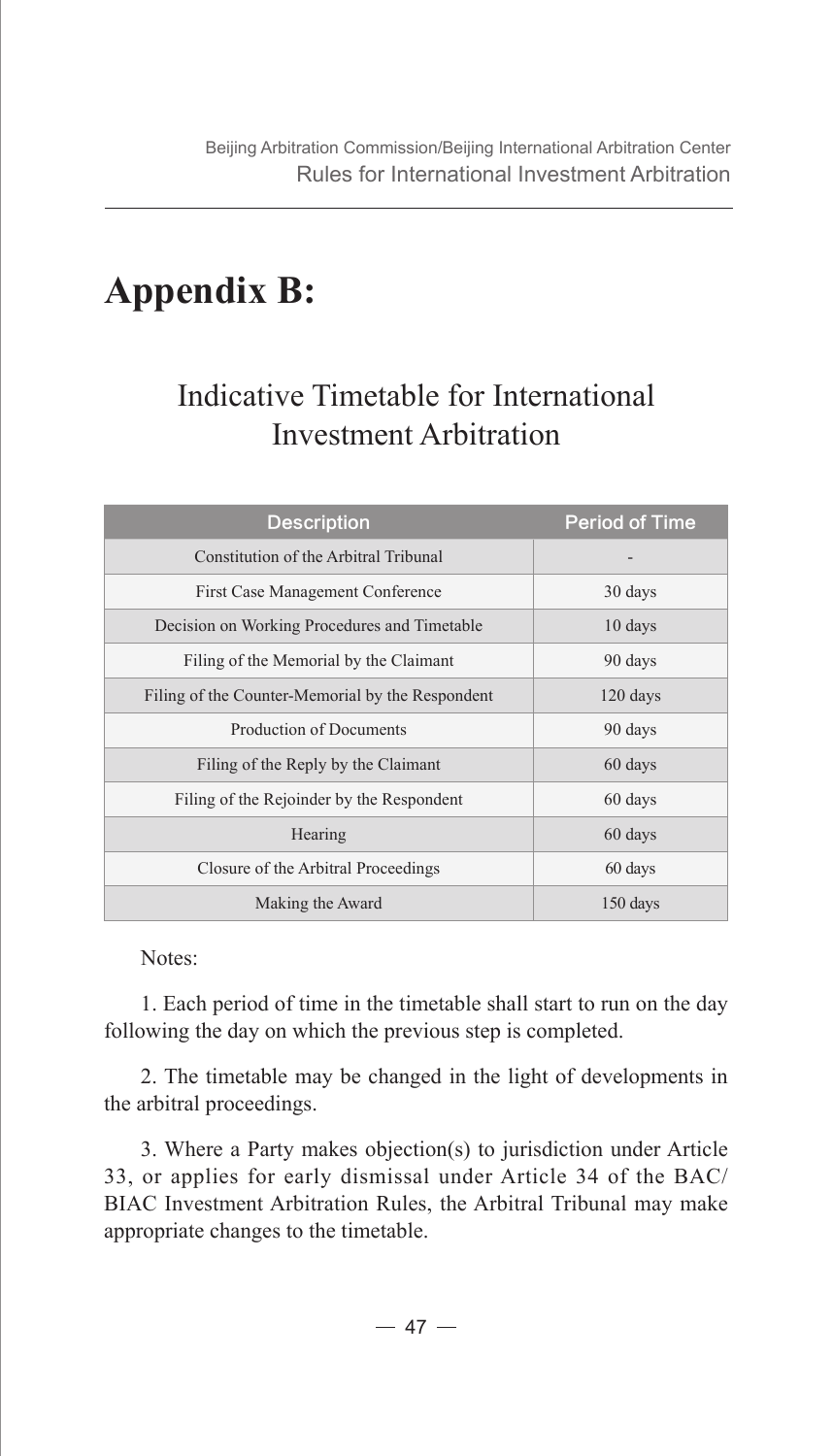# Appendix B:

## Indicative Timetable for International Investment Arbitration

| Description | Period of Time |
|---|---|
| Constitution of the Arbitral Tribunal | - |
| First Case Management Conference | 30 days |
| Decision on Working Procedures and Timetable | 10 days |
| Filing of the Memorial by the Claimant | 90 days |
| Filing of the Counter-Memorial by the Respondent | 120 days |
| Production of Documents | 90 days |
| Filing of the Reply by the Claimant | 60 days |
| Filing of the Rejoinder by the Respondent | 60 days |
| Hearing | 60 days |
| Closure of the Arbitral Proceedings | 60 days |
| Making the Award | 150 days |

Notes:

1. Each period of time in the timetable shall start to run on the day following the day on which the previous step is completed.

2. The timetable may be changed in the light of developments in the arbitral proceedings.

3. Where a Party makes objection(s) to jurisdiction under Article 33, or applies for early dismissal under Article 34 of the BAC/BIAC Investment Arbitration Rules, the Arbitral Tribunal may make appropriate changes to the timetable.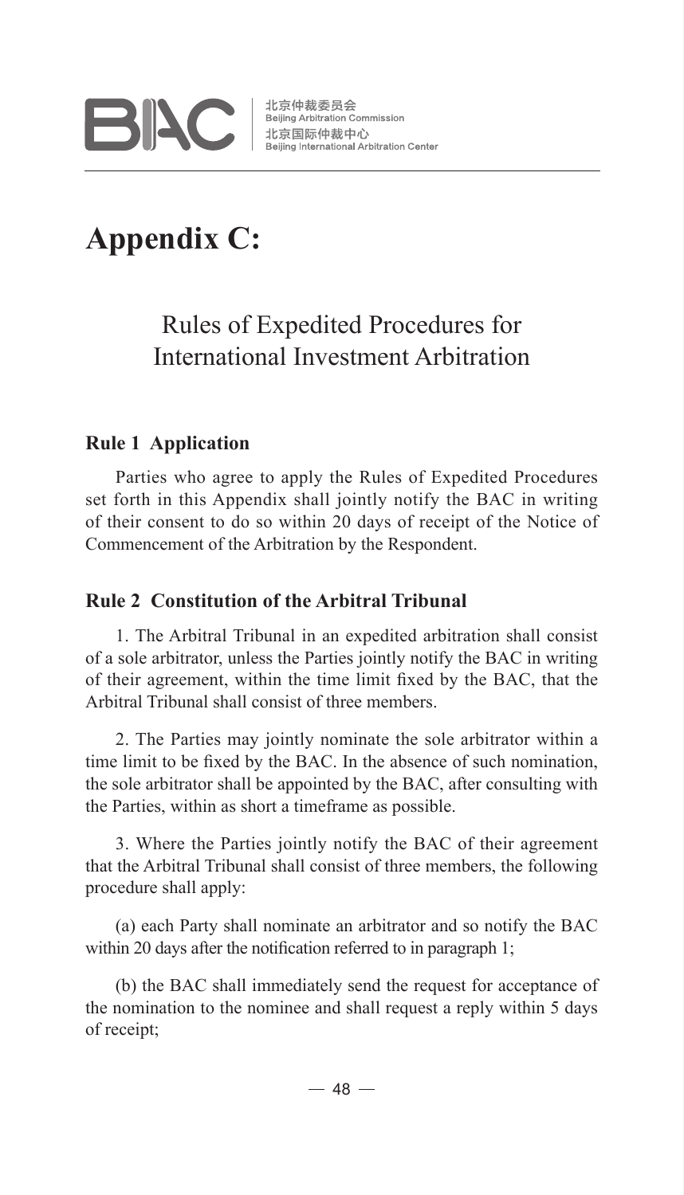# Appendix C:

## Rules of Expedited Procedures for International Investment Arbitration

### Rule 1 Application

Parties who agree to apply the Rules of Expedited Procedures set forth in this Appendix shall jointly notify the BAC in writing of their consent to do so within 20 days of receipt of the Notice of Commencement of the Arbitration by the Respondent.

### Rule 2 Constitution of the Arbitral Tribunal

1. The Arbitral Tribunal in an expedited arbitration shall consist of a sole arbitrator, unless the Parties jointly notify the BAC in writing of their agreement, within the time limit fixed by the BAC, that the Arbitral Tribunal shall consist of three members.

2. The Parties may jointly nominate the sole arbitrator within a time limit to be fixed by the BAC. In the absence of such nomination, the sole arbitrator shall be appointed by the BAC, after consulting with the Parties, within as short a timeframe as possible.

3. Where the Parties jointly notify the BAC of their agreement that the Arbitral Tribunal shall consist of three members, the following procedure shall apply:

(a) each Party shall nominate an arbitrator and so notify the BAC within 20 days after the notification referred to in paragraph 1;

(b) the BAC shall immediately send the request for acceptance of the nomination to the nominee and shall request a reply within 5 days of receipt;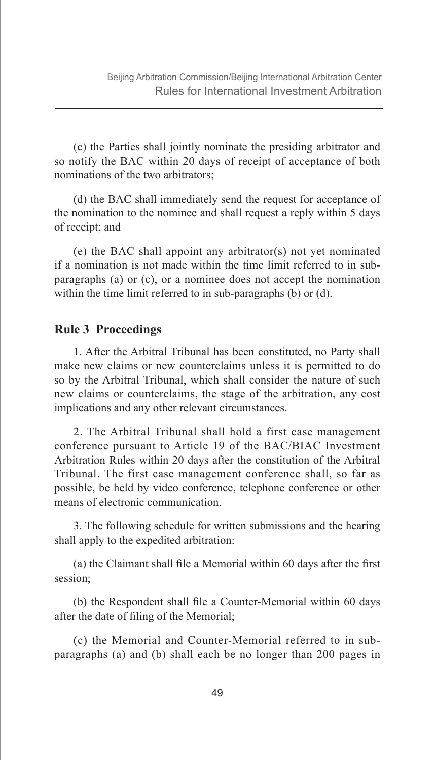(c) the Parties shall jointly nominate the presiding arbitrator and so notify the BAC within 20 days of receipt of acceptance of both nominations of the two arbitrators;

(d) the BAC shall immediately send the request for acceptance of the nomination to the nominee and shall request a reply within 5 days of receipt; and

(e) the BAC shall appoint any arbitrator(s) not yet nominated if a nomination is not made within the time limit referred to in sub-paragraphs (a) or (c), or a nominee does not accept the nomination within the time limit referred to in sub-paragraphs (b) or (d).

### Rule 3 Proceedings

1. After the Arbitral Tribunal has been constituted, no Party shall make new claims or new counterclaims unless it is permitted to do so by the Arbitral Tribunal, which shall consider the nature of such new claims or counterclaims, the stage of the arbitration, any cost implications and any other relevant circumstances.

2. The Arbitral Tribunal shall hold a first case management conference pursuant to Article 19 of the BAC/BIAC Investment Arbitration Rules within 20 days after the constitution of the Arbitral Tribunal. The first case management conference shall, so far as possible, be held by video conference, telephone conference or other means of electronic communication.

3. The following schedule for written submissions and the hearing shall apply to the expedited arbitration:

(a) the Claimant shall file a Memorial within 60 days after the first session;

(b) the Respondent shall file a Counter-Memorial within 60 days after the date of filing of the Memorial;

(c) the Memorial and Counter-Memorial referred to in sub-paragraphs (a) and (b) shall each be no longer than 200 pages in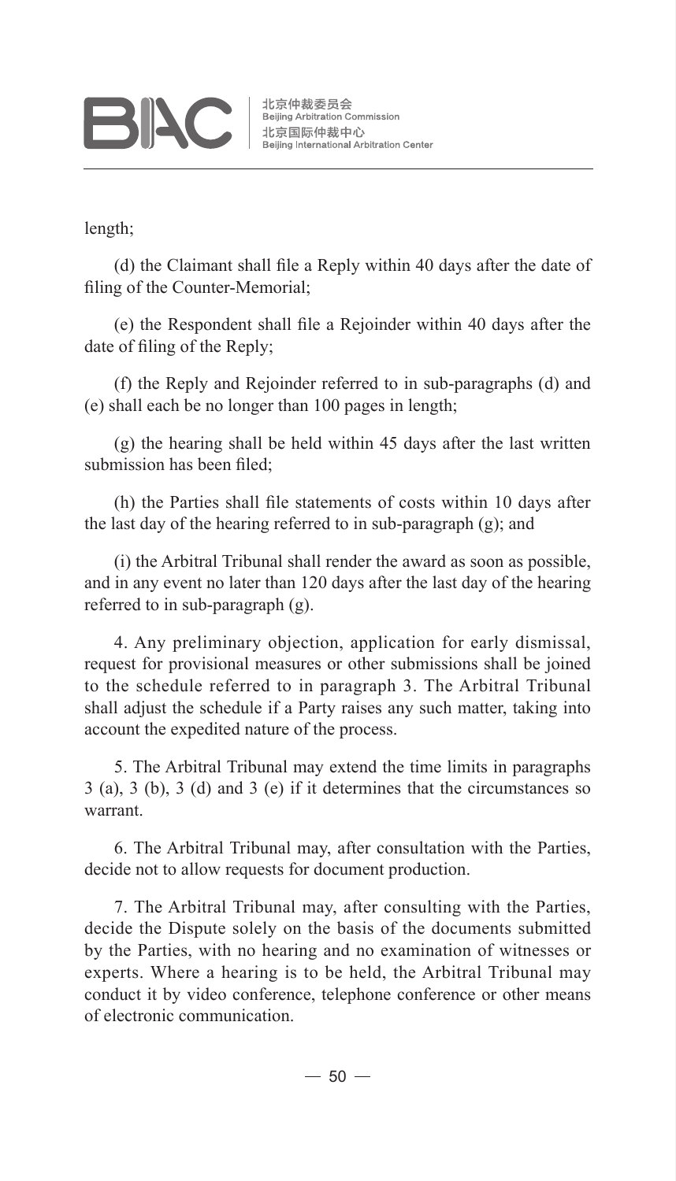length;

(d) the Claimant shall file a Reply within 40 days after the date of filing of the Counter-Memorial;

(e) the Respondent shall file a Rejoinder within 40 days after the date of filing of the Reply;

(f) the Reply and Rejoinder referred to in sub-paragraphs (d) and (e) shall each be no longer than 100 pages in length;

(g) the hearing shall be held within 45 days after the last written submission has been filed;

(h) the Parties shall file statements of costs within 10 days after the last day of the hearing referred to in sub-paragraph (g); and

(i) the Arbitral Tribunal shall render the award as soon as possible, and in any event no later than 120 days after the last day of the hearing referred to in sub-paragraph (g).

4. Any preliminary objection, application for early dismissal, request for provisional measures or other submissions shall be joined to the schedule referred to in paragraph 3. The Arbitral Tribunal shall adjust the schedule if a Party raises any such matter, taking into account the expedited nature of the process.

5. The Arbitral Tribunal may extend the time limits in paragraphs 3 (a), 3 (b), 3 (d) and 3 (e) if it determines that the circumstances so warrant.

6. The Arbitral Tribunal may, after consultation with the Parties, decide not to allow requests for document production.

7. The Arbitral Tribunal may, after consulting with the Parties, decide the Dispute solely on the basis of the documents submitted by the Parties, with no hearing and no examination of witnesses or experts. Where a hearing is to be held, the Arbitral Tribunal may conduct it by video conference, telephone conference or other means of electronic communication.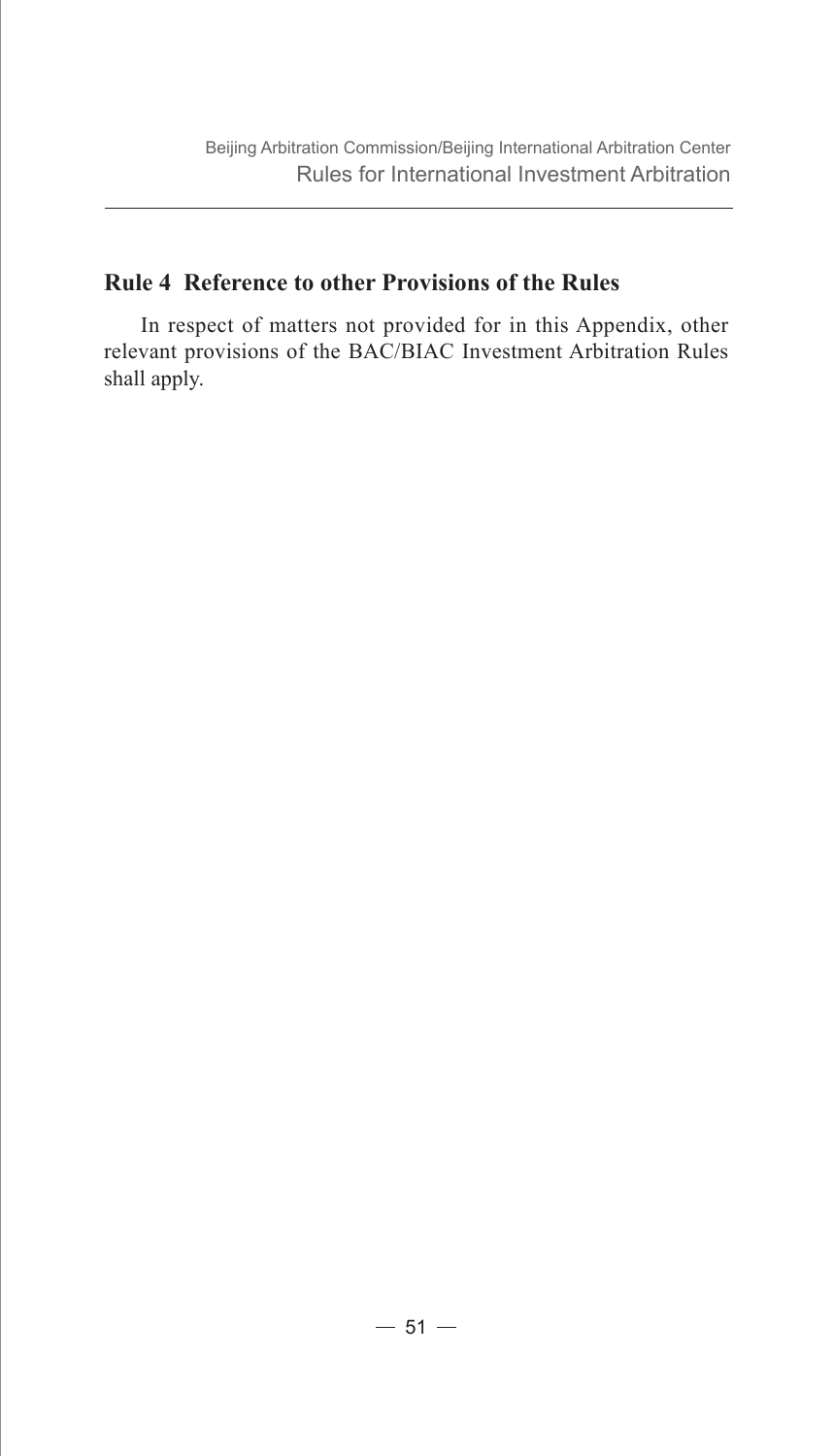## Rule 4 Reference to other Provisions of the Rules

In respect of matters not provided for in this Appendix, other relevant provisions of the BAC/BIAC Investment Arbitration Rules shall apply.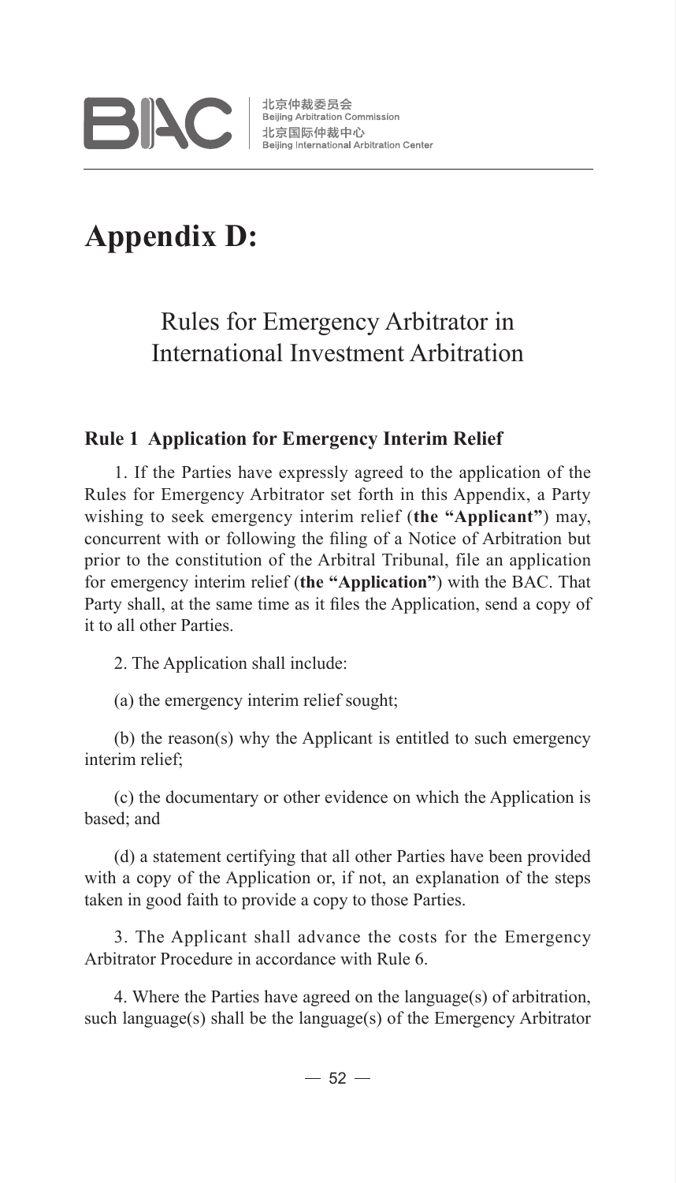# Appendix D:

## Rules for Emergency Arbitrator in International Investment Arbitration

### Rule 1 Application for Emergency Interim Relief

1. If the Parties have expressly agreed to the application of the Rules for Emergency Arbitrator set forth in this Appendix, a Party wishing to seek emergency interim relief (**the "Applicant"**) may, concurrent with or following the filing of a Notice of Arbitration but prior to the constitution of the Arbitral Tribunal, file an application for emergency interim relief (**the "Application"**) with the BAC. That Party shall, at the same time as it files the Application, send a copy of it to all other Parties.

2. The Application shall include:

(a) the emergency interim relief sought;

(b) the reason(s) why the Applicant is entitled to such emergency interim relief;

(c) the documentary or other evidence on which the Application is based; and

(d) a statement certifying that all other Parties have been provided with a copy of the Application or, if not, an explanation of the steps taken in good faith to provide a copy to those Parties.

3. The Applicant shall advance the costs for the Emergency Arbitrator Procedure in accordance with Rule 6.

4. Where the Parties have agreed on the language(s) of arbitration, such language(s) shall be the language(s) of the Emergency Arbitrator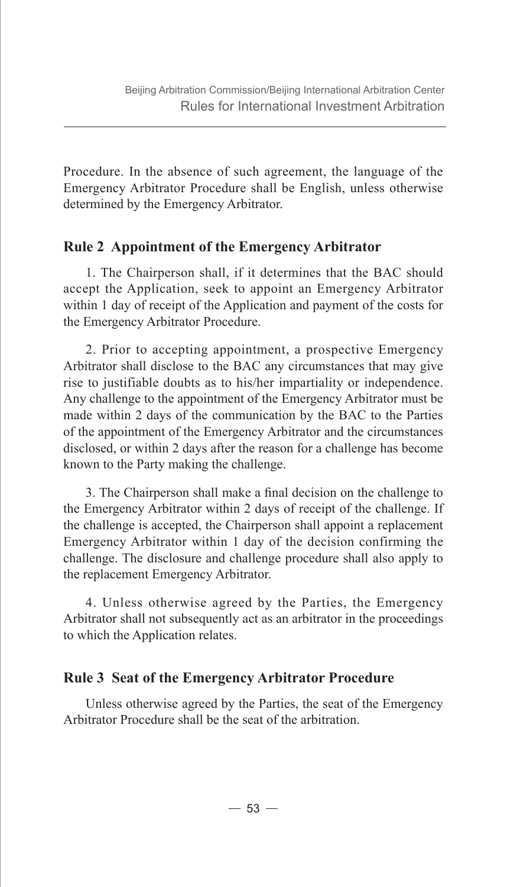Procedure. In the absence of such agreement, the language of the Emergency Arbitrator Procedure shall be English, unless otherwise determined by the Emergency Arbitrator.

## Rule 2 Appointment of the Emergency Arbitrator

1. The Chairperson shall, if it determines that the BAC should accept the Application, seek to appoint an Emergency Arbitrator within 1 day of receipt of the Application and payment of the costs for the Emergency Arbitrator Procedure.

2. Prior to accepting appointment, a prospective Emergency Arbitrator shall disclose to the BAC any circumstances that may give rise to justifiable doubts as to his/her impartiality or independence. Any challenge to the appointment of the Emergency Arbitrator must be made within 2 days of the communication by the BAC to the Parties of the appointment of the Emergency Arbitrator and the circumstances disclosed, or within 2 days after the reason for a challenge has become known to the Party making the challenge.

3. The Chairperson shall make a final decision on the challenge to the Emergency Arbitrator within 2 days of receipt of the challenge. If the challenge is accepted, the Chairperson shall appoint a replacement Emergency Arbitrator within 1 day of the decision confirming the challenge. The disclosure and challenge procedure shall also apply to the replacement Emergency Arbitrator.

4. Unless otherwise agreed by the Parties, the Emergency Arbitrator shall not subsequently act as an arbitrator in the proceedings to which the Application relates.

## Rule 3 Seat of the Emergency Arbitrator Procedure

Unless otherwise agreed by the Parties, the seat of the Emergency Arbitrator Procedure shall be the seat of the arbitration.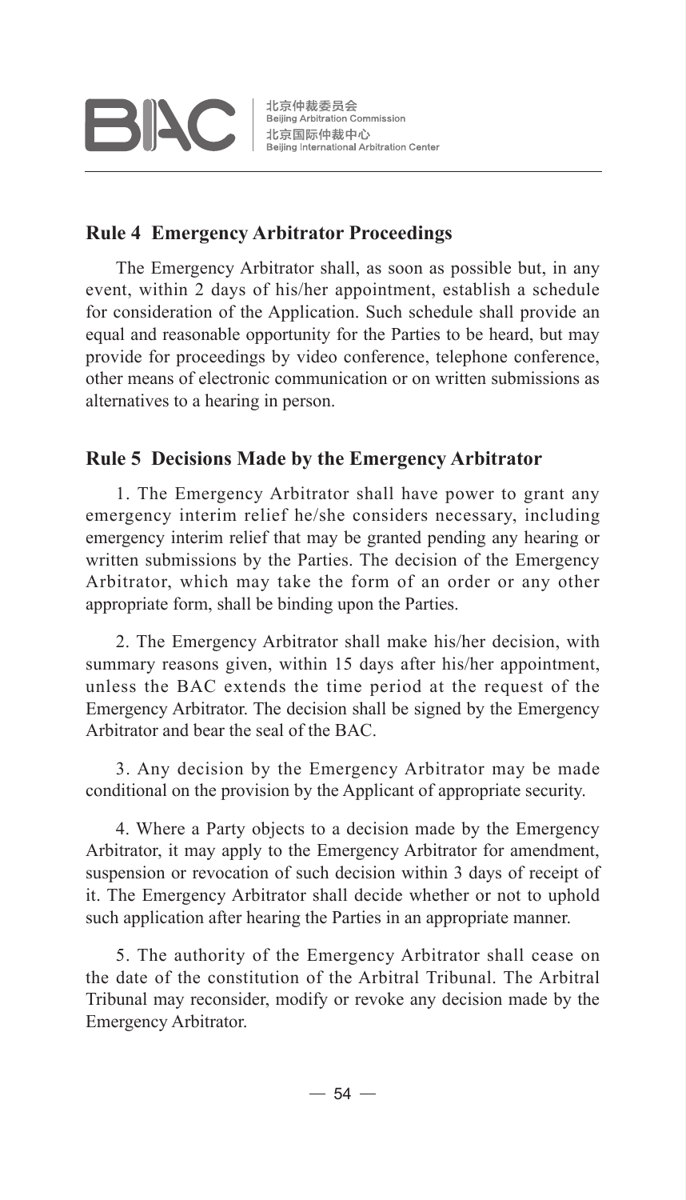## Rule 4 Emergency Arbitrator Proceedings

The Emergency Arbitrator shall, as soon as possible but, in any event, within 2 days of his/her appointment, establish a schedule for consideration of the Application. Such schedule shall provide an equal and reasonable opportunity for the Parties to be heard, but may provide for proceedings by video conference, telephone conference, other means of electronic communication or on written submissions as alternatives to a hearing in person.

## Rule 5 Decisions Made by the Emergency Arbitrator

1. The Emergency Arbitrator shall have power to grant any emergency interim relief he/she considers necessary, including emergency interim relief that may be granted pending any hearing or written submissions by the Parties. The decision of the Emergency Arbitrator, which may take the form of an order or any other appropriate form, shall be binding upon the Parties.

2. The Emergency Arbitrator shall make his/her decision, with summary reasons given, within 15 days after his/her appointment, unless the BAC extends the time period at the request of the Emergency Arbitrator. The decision shall be signed by the Emergency Arbitrator and bear the seal of the BAC.

3. Any decision by the Emergency Arbitrator may be made conditional on the provision by the Applicant of appropriate security.

4. Where a Party objects to a decision made by the Emergency Arbitrator, it may apply to the Emergency Arbitrator for amendment, suspension or revocation of such decision within 3 days of receipt of it. The Emergency Arbitrator shall decide whether or not to uphold such application after hearing the Parties in an appropriate manner.

5. The authority of the Emergency Arbitrator shall cease on the date of the constitution of the Arbitral Tribunal. The Arbitral Tribunal may reconsider, modify or revoke any decision made by the Emergency Arbitrator.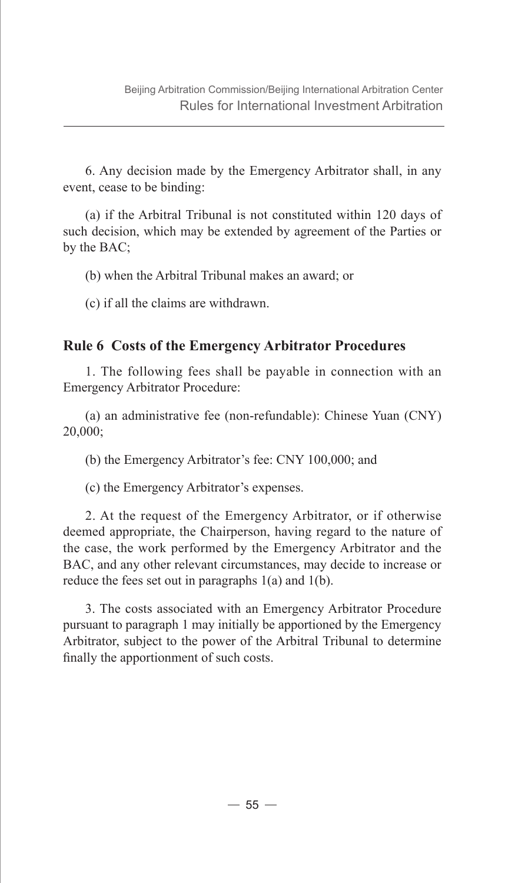6. Any decision made by the Emergency Arbitrator shall, in any event, cease to be binding:

(a) if the Arbitral Tribunal is not constituted within 120 days of such decision, which may be extended by agreement of the Parties or by the BAC;

(b) when the Arbitral Tribunal makes an award; or

(c) if all the claims are withdrawn.

## Rule 6 Costs of the Emergency Arbitrator Procedures

1. The following fees shall be payable in connection with an Emergency Arbitrator Procedure:

(a) an administrative fee (non-refundable): Chinese Yuan (CNY) 20,000;

(b) the Emergency Arbitrator's fee: CNY 100,000; and

(c) the Emergency Arbitrator's expenses.

2. At the request of the Emergency Arbitrator, or if otherwise deemed appropriate, the Chairperson, having regard to the nature of the case, the work performed by the Emergency Arbitrator and the BAC, and any other relevant circumstances, may decide to increase or reduce the fees set out in paragraphs 1(a) and 1(b).

3. The costs associated with an Emergency Arbitrator Procedure pursuant to paragraph 1 may initially be apportioned by the Emergency Arbitrator, subject to the power of the Arbitral Tribunal to determine finally the apportionment of such costs.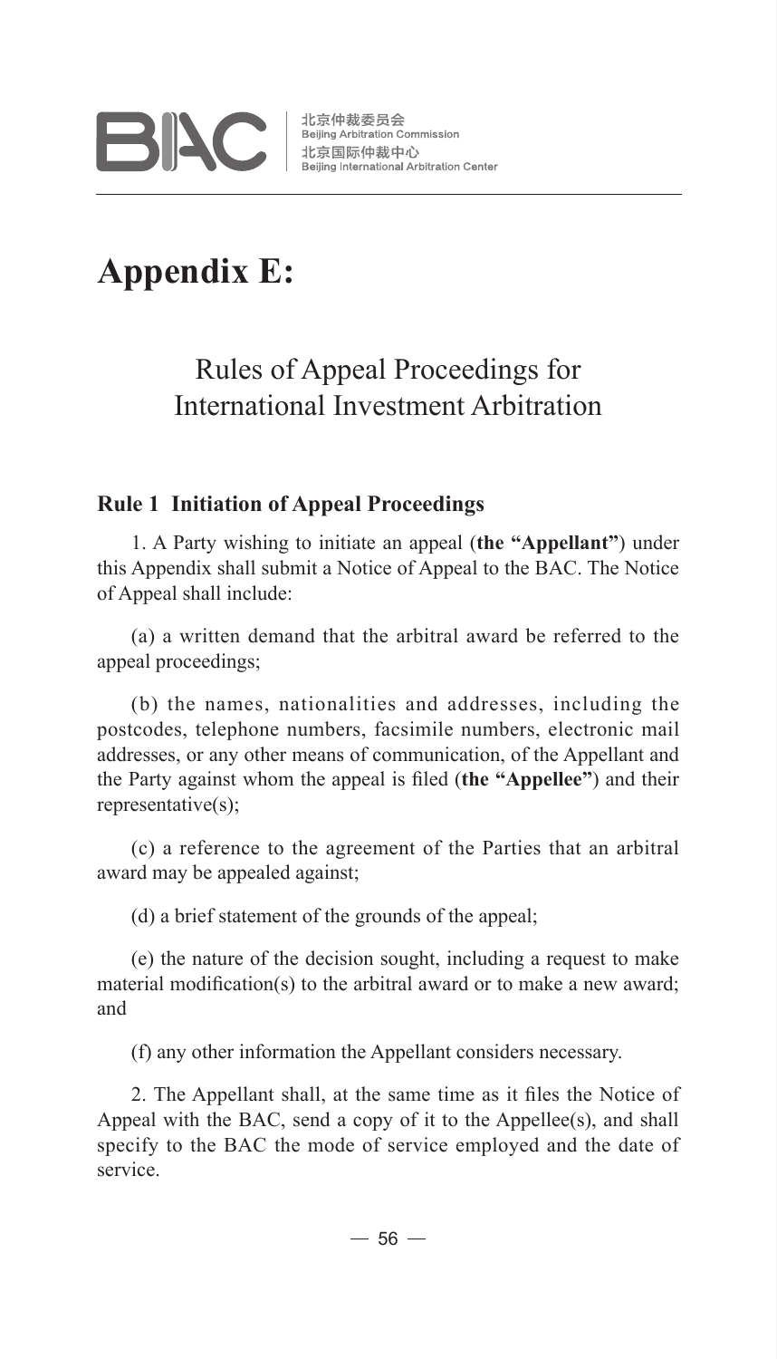# Appendix E:

## Rules of Appeal Proceedings for International Investment Arbitration

### Rule 1 Initiation of Appeal Proceedings

1. A Party wishing to initiate an appeal (**the "Appellant"**) under this Appendix shall submit a Notice of Appeal to the BAC. The Notice of Appeal shall include:

(a) a written demand that the arbitral award be referred to the appeal proceedings;

(b) the names, nationalities and addresses, including the postcodes, telephone numbers, facsimile numbers, electronic mail addresses, or any other means of communication, of the Appellant and the Party against whom the appeal is filed (**the "Appellee"**) and their representative(s);

(c) a reference to the agreement of the Parties that an arbitral award may be appealed against;

(d) a brief statement of the grounds of the appeal;

(e) the nature of the decision sought, including a request to make material modification(s) to the arbitral award or to make a new award; and

(f) any other information the Appellant considers necessary.

2. The Appellant shall, at the same time as it files the Notice of Appeal with the BAC, send a copy of it to the Appellee(s), and shall specify to the BAC the mode of service employed and the date of service.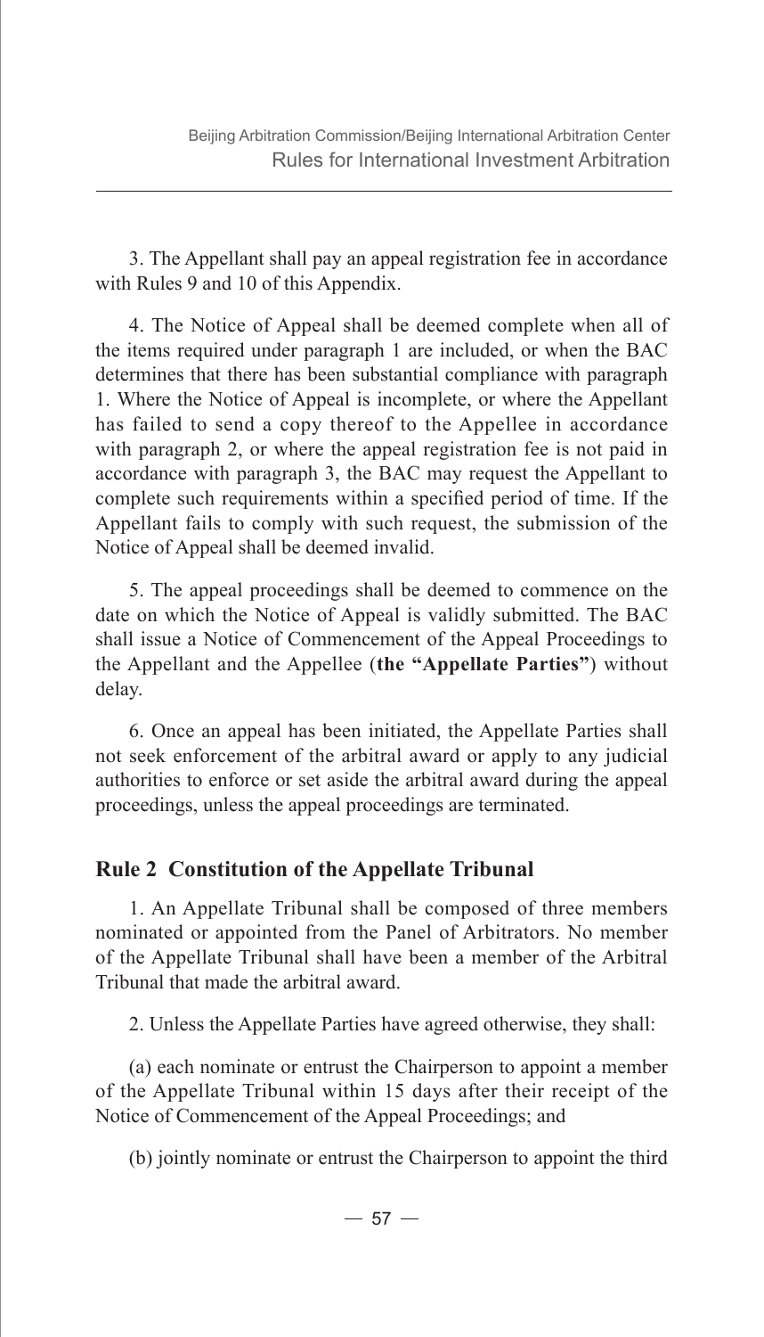3. The Appellant shall pay an appeal registration fee in accordance with Rules 9 and 10 of this Appendix.

4. The Notice of Appeal shall be deemed complete when all of the items required under paragraph 1 are included, or when the BAC determines that there has been substantial compliance with paragraph 1. Where the Notice of Appeal is incomplete, or where the Appellant has failed to send a copy thereof to the Appellee in accordance with paragraph 2, or where the appeal registration fee is not paid in accordance with paragraph 3, the BAC may request the Appellant to complete such requirements within a specified period of time. If the Appellant fails to comply with such request, the submission of the Notice of Appeal shall be deemed invalid.

5. The appeal proceedings shall be deemed to commence on the date on which the Notice of Appeal is validly submitted. The BAC shall issue a Notice of Commencement of the Appeal Proceedings to the Appellant and the Appellee (**the "Appellate Parties"**) without delay.

6. Once an appeal has been initiated, the Appellate Parties shall not seek enforcement of the arbitral award or apply to any judicial authorities to enforce or set aside the arbitral award during the appeal proceedings, unless the appeal proceedings are terminated.

### Rule 2 Constitution of the Appellate Tribunal

1. An Appellate Tribunal shall be composed of three members nominated or appointed from the Panel of Arbitrators. No member of the Appellate Tribunal shall have been a member of the Arbitral Tribunal that made the arbitral award.

2. Unless the Appellate Parties have agreed otherwise, they shall:

(a) each nominate or entrust the Chairperson to appoint a member of the Appellate Tribunal within 15 days after their receipt of the Notice of Commencement of the Appeal Proceedings; and

(b) jointly nominate or entrust the Chairperson to appoint the third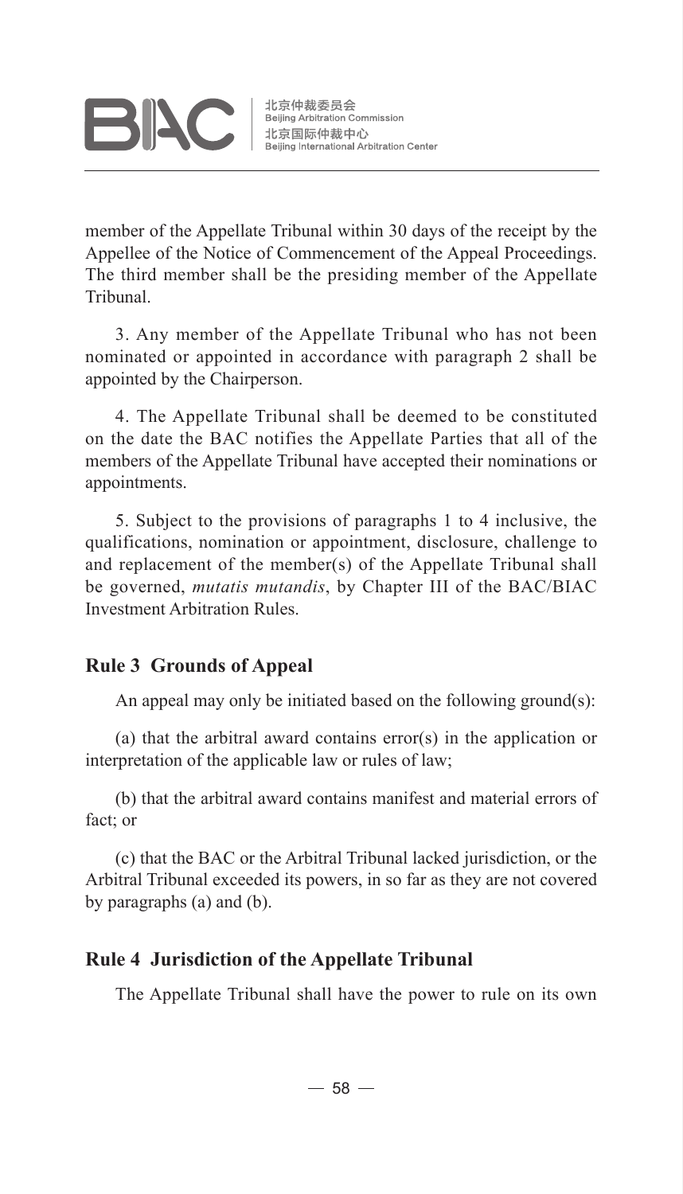member of the Appellate Tribunal within 30 days of the receipt by the Appellee of the Notice of Commencement of the Appeal Proceedings. The third member shall be the presiding member of the Appellate Tribunal.

3. Any member of the Appellate Tribunal who has not been nominated or appointed in accordance with paragraph 2 shall be appointed by the Chairperson.

4. The Appellate Tribunal shall be deemed to be constituted on the date the BAC notifies the Appellate Parties that all of the members of the Appellate Tribunal have accepted their nominations or appointments.

5. Subject to the provisions of paragraphs 1 to 4 inclusive, the qualifications, nomination or appointment, disclosure, challenge to and replacement of the member(s) of the Appellate Tribunal shall be governed, *mutatis mutandis*, by Chapter III of the BAC/BIAC Investment Arbitration Rules.

## Rule 3 Grounds of Appeal

An appeal may only be initiated based on the following ground(s):

(a) that the arbitral award contains error(s) in the application or interpretation of the applicable law or rules of law;

(b) that the arbitral award contains manifest and material errors of fact; or

(c) that the BAC or the Arbitral Tribunal lacked jurisdiction, or the Arbitral Tribunal exceeded its powers, in so far as they are not covered by paragraphs (a) and (b).

## Rule 4 Jurisdiction of the Appellate Tribunal

The Appellate Tribunal shall have the power to rule on its own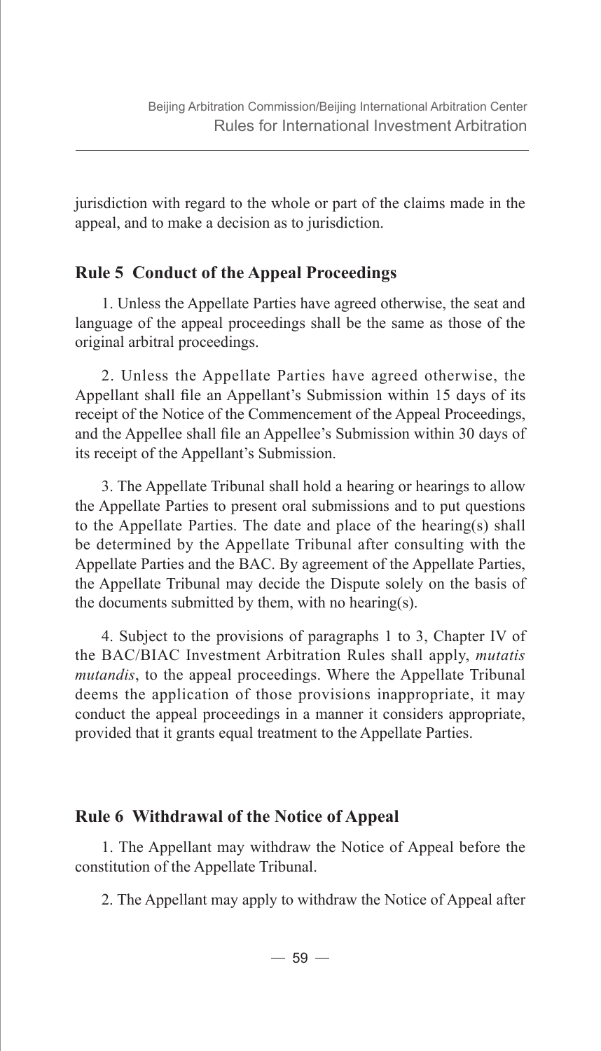jurisdiction with regard to the whole or part of the claims made in the appeal, and to make a decision as to jurisdiction.

## Rule 5 Conduct of the Appeal Proceedings

1. Unless the Appellate Parties have agreed otherwise, the seat and language of the appeal proceedings shall be the same as those of the original arbitral proceedings.

2. Unless the Appellate Parties have agreed otherwise, the Appellant shall file an Appellant's Submission within 15 days of its receipt of the Notice of the Commencement of the Appeal Proceedings, and the Appellee shall file an Appellee's Submission within 30 days of its receipt of the Appellant's Submission.

3. The Appellate Tribunal shall hold a hearing or hearings to allow the Appellate Parties to present oral submissions and to put questions to the Appellate Parties. The date and place of the hearing(s) shall be determined by the Appellate Tribunal after consulting with the Appellate Parties and the BAC. By agreement of the Appellate Parties, the Appellate Tribunal may decide the Dispute solely on the basis of the documents submitted by them, with no hearing(s).

4. Subject to the provisions of paragraphs 1 to 3, Chapter IV of the BAC/BIAC Investment Arbitration Rules shall apply, *mutatis mutandis*, to the appeal proceedings. Where the Appellate Tribunal deems the application of those provisions inappropriate, it may conduct the appeal proceedings in a manner it considers appropriate, provided that it grants equal treatment to the Appellate Parties.

## Rule 6 Withdrawal of the Notice of Appeal

1. The Appellant may withdraw the Notice of Appeal before the constitution of the Appellate Tribunal.

2. The Appellant may apply to withdraw the Notice of Appeal after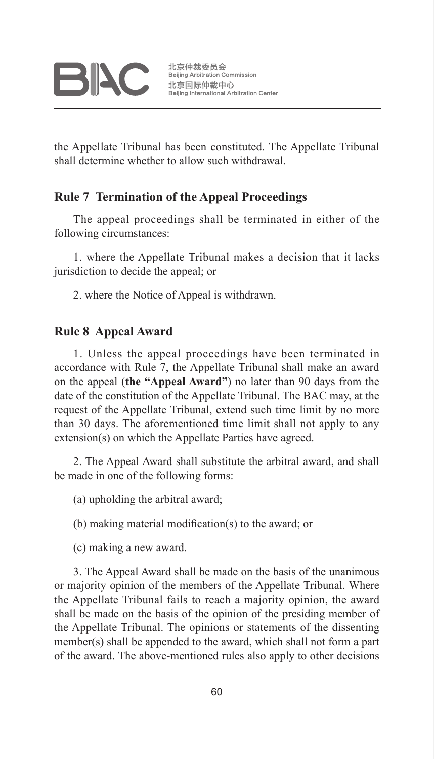the Appellate Tribunal has been constituted. The Appellate Tribunal shall determine whether to allow such withdrawal.

## Rule 7 Termination of the Appeal Proceedings

The appeal proceedings shall be terminated in either of the following circumstances:

1. where the Appellate Tribunal makes a decision that it lacks jurisdiction to decide the appeal; or

2. where the Notice of Appeal is withdrawn.

## Rule 8 Appeal Award

1. Unless the appeal proceedings have been terminated in accordance with Rule 7, the Appellate Tribunal shall make an award on the appeal (**the "Appeal Award"**) no later than 90 days from the date of the constitution of the Appellate Tribunal. The BAC may, at the request of the Appellate Tribunal, extend such time limit by no more than 30 days. The aforementioned time limit shall not apply to any extension(s) on which the Appellate Parties have agreed.

2. The Appeal Award shall substitute the arbitral award, and shall be made in one of the following forms:

(a) upholding the arbitral award;

(b) making material modification(s) to the award; or

(c) making a new award.

3. The Appeal Award shall be made on the basis of the unanimous or majority opinion of the members of the Appellate Tribunal. Where the Appellate Tribunal fails to reach a majority opinion, the award shall be made on the basis of the opinion of the presiding member of the Appellate Tribunal. The opinions or statements of the dissenting member(s) shall be appended to the award, which shall not form a part of the award. The above-mentioned rules also apply to other decisions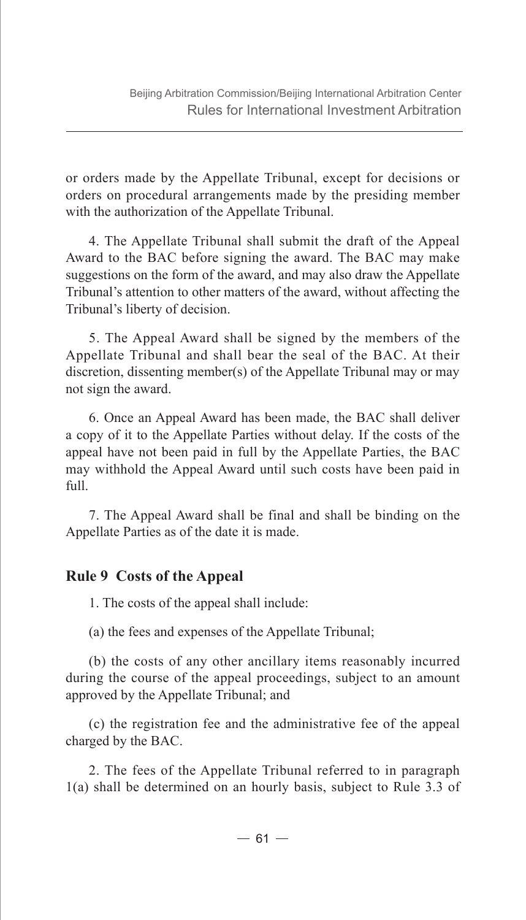or orders made by the Appellate Tribunal, except for decisions or orders on procedural arrangements made by the presiding member with the authorization of the Appellate Tribunal.

4. The Appellate Tribunal shall submit the draft of the Appeal Award to the BAC before signing the award. The BAC may make suggestions on the form of the award, and may also draw the Appellate Tribunal's attention to other matters of the award, without affecting the Tribunal's liberty of decision.

5. The Appeal Award shall be signed by the members of the Appellate Tribunal and shall bear the seal of the BAC. At their discretion, dissenting member(s) of the Appellate Tribunal may or may not sign the award.

6. Once an Appeal Award has been made, the BAC shall deliver a copy of it to the Appellate Parties without delay. If the costs of the appeal have not been paid in full by the Appellate Parties, the BAC may withhold the Appeal Award until such costs have been paid in full.

7. The Appeal Award shall be final and shall be binding on the Appellate Parties as of the date it is made.

## Rule 9 Costs of the Appeal

1. The costs of the appeal shall include:

(a) the fees and expenses of the Appellate Tribunal;

(b) the costs of any other ancillary items reasonably incurred during the course of the appeal proceedings, subject to an amount approved by the Appellate Tribunal; and

(c) the registration fee and the administrative fee of the appeal charged by the BAC.

2. The fees of the Appellate Tribunal referred to in paragraph 1(a) shall be determined on an hourly basis, subject to Rule 3.3 of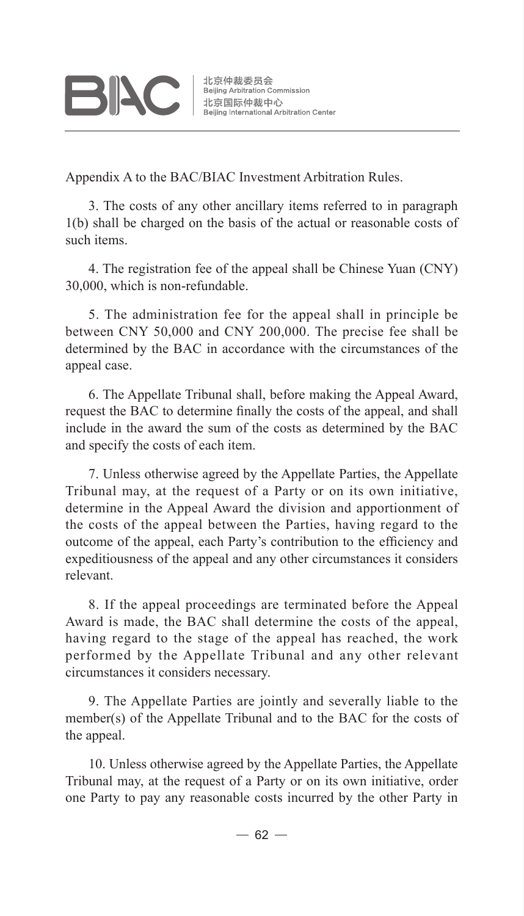Appendix A to the BAC/BIAC Investment Arbitration Rules.

3. The costs of any other ancillary items referred to in paragraph 1(b) shall be charged on the basis of the actual or reasonable costs of such items.

4. The registration fee of the appeal shall be Chinese Yuan (CNY) 30,000, which is non-refundable.

5. The administration fee for the appeal shall in principle be between CNY 50,000 and CNY 200,000. The precise fee shall be determined by the BAC in accordance with the circumstances of the appeal case.

6. The Appellate Tribunal shall, before making the Appeal Award, request the BAC to determine finally the costs of the appeal, and shall include in the award the sum of the costs as determined by the BAC and specify the costs of each item.

7. Unless otherwise agreed by the Appellate Parties, the Appellate Tribunal may, at the request of a Party or on its own initiative, determine in the Appeal Award the division and apportionment of the costs of the appeal between the Parties, having regard to the outcome of the appeal, each Party's contribution to the efficiency and expeditiousness of the appeal and any other circumstances it considers relevant.

8. If the appeal proceedings are terminated before the Appeal Award is made, the BAC shall determine the costs of the appeal, having regard to the stage of the appeal has reached, the work performed by the Appellate Tribunal and any other relevant circumstances it considers necessary.

9. The Appellate Parties are jointly and severally liable to the member(s) of the Appellate Tribunal and to the BAC for the costs of the appeal.

10. Unless otherwise agreed by the Appellate Parties, the Appellate Tribunal may, at the request of a Party or on its own initiative, order one Party to pay any reasonable costs incurred by the other Party in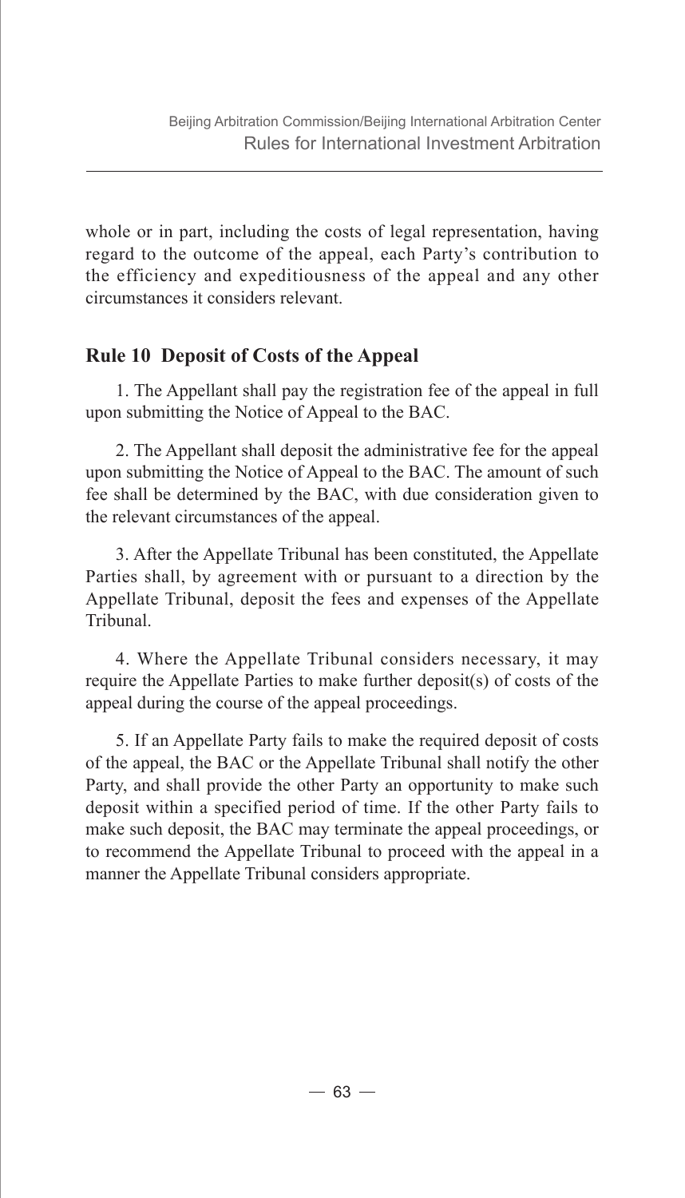whole or in part, including the costs of legal representation, having regard to the outcome of the appeal, each Party's contribution to the efficiency and expeditiousness of the appeal and any other circumstances it considers relevant.

### Rule 10 Deposit of Costs of the Appeal

1. The Appellant shall pay the registration fee of the appeal in full upon submitting the Notice of Appeal to the BAC.

2. The Appellant shall deposit the administrative fee for the appeal upon submitting the Notice of Appeal to the BAC. The amount of such fee shall be determined by the BAC, with due consideration given to the relevant circumstances of the appeal.

3. After the Appellate Tribunal has been constituted, the Appellate Parties shall, by agreement with or pursuant to a direction by the Appellate Tribunal, deposit the fees and expenses of the Appellate Tribunal.

4. Where the Appellate Tribunal considers necessary, it may require the Appellate Parties to make further deposit(s) of costs of the appeal during the course of the appeal proceedings.

5. If an Appellate Party fails to make the required deposit of costs of the appeal, the BAC or the Appellate Tribunal shall notify the other Party, and shall provide the other Party an opportunity to make such deposit within a specified period of time. If the other Party fails to make such deposit, the BAC may terminate the appeal proceedings, or to recommend the Appellate Tribunal to proceed with the appeal in a manner the Appellate Tribunal considers appropriate.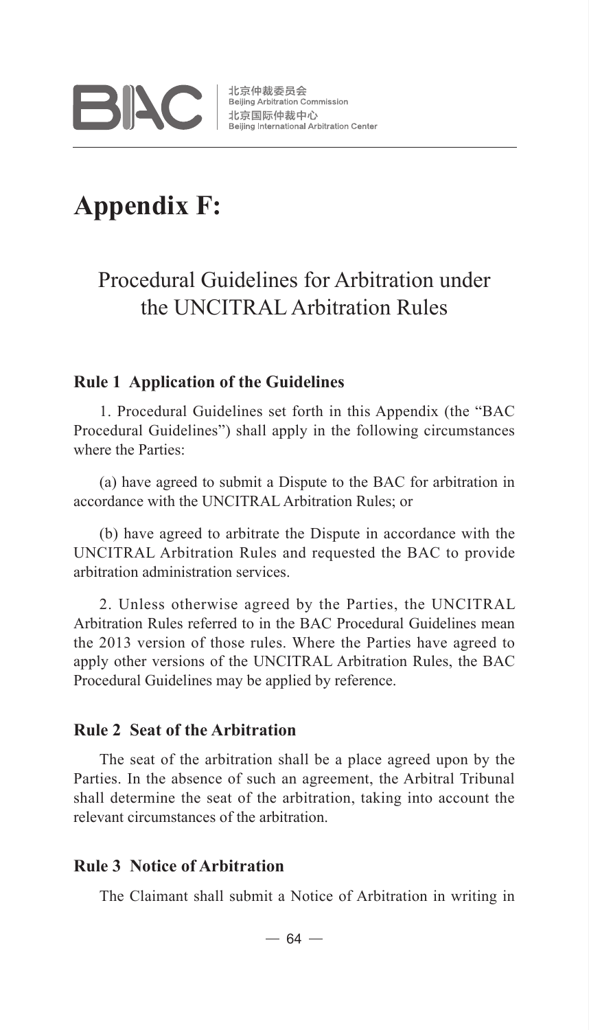# Appendix F:

## Procedural Guidelines for Arbitration under the UNCITRAL Arbitration Rules

### Rule 1 Application of the Guidelines

1. Procedural Guidelines set forth in this Appendix (the "BAC Procedural Guidelines") shall apply in the following circumstances where the Parties:

(a) have agreed to submit a Dispute to the BAC for arbitration in accordance with the UNCITRAL Arbitration Rules; or

(b) have agreed to arbitrate the Dispute in accordance with the UNCITRAL Arbitration Rules and requested the BAC to provide arbitration administration services.

2. Unless otherwise agreed by the Parties, the UNCITRAL Arbitration Rules referred to in the BAC Procedural Guidelines mean the 2013 version of those rules. Where the Parties have agreed to apply other versions of the UNCITRAL Arbitration Rules, the BAC Procedural Guidelines may be applied by reference.

### Rule 2 Seat of the Arbitration

The seat of the arbitration shall be a place agreed upon by the Parties. In the absence of such an agreement, the Arbitral Tribunal shall determine the seat of the arbitration, taking into account the relevant circumstances of the arbitration.

### Rule 3 Notice of Arbitration

The Claimant shall submit a Notice of Arbitration in writing in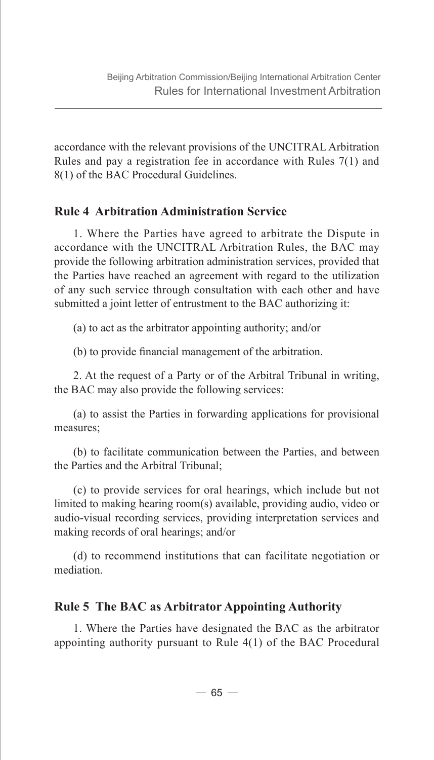accordance with the relevant provisions of the UNCITRAL Arbitration Rules and pay a registration fee in accordance with Rules 7(1) and 8(1) of the BAC Procedural Guidelines.

## Rule 4 Arbitration Administration Service

1. Where the Parties have agreed to arbitrate the Dispute in accordance with the UNCITRAL Arbitration Rules, the BAC may provide the following arbitration administration services, provided that the Parties have reached an agreement with regard to the utilization of any such service through consultation with each other and have submitted a joint letter of entrustment to the BAC authorizing it:

(a) to act as the arbitrator appointing authority; and/or

(b) to provide financial management of the arbitration.

2. At the request of a Party or of the Arbitral Tribunal in writing, the BAC may also provide the following services:

(a) to assist the Parties in forwarding applications for provisional measures;

(b) to facilitate communication between the Parties, and between the Parties and the Arbitral Tribunal;

(c) to provide services for oral hearings, which include but not limited to making hearing room(s) available, providing audio, video or audio-visual recording services, providing interpretation services and making records of oral hearings; and/or

(d) to recommend institutions that can facilitate negotiation or mediation.

## Rule 5 The BAC as Arbitrator Appointing Authority

1. Where the Parties have designated the BAC as the arbitrator appointing authority pursuant to Rule 4(1) of the BAC Procedural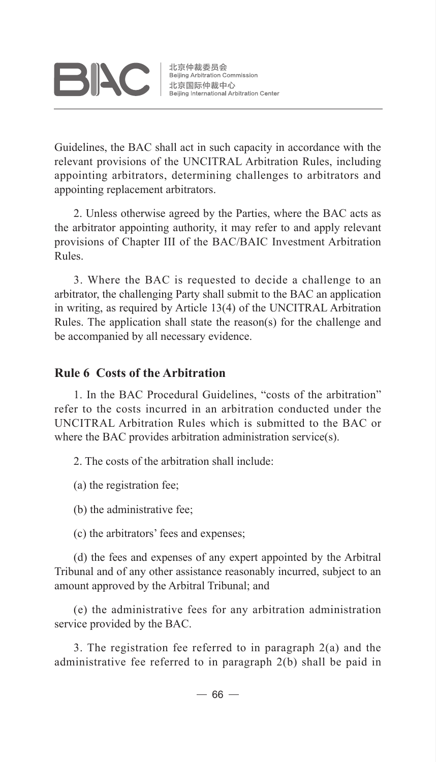Guidelines, the BAC shall act in such capacity in accordance with the relevant provisions of the UNCITRAL Arbitration Rules, including appointing arbitrators, determining challenges to arbitrators and appointing replacement arbitrators.

2. Unless otherwise agreed by the Parties, where the BAC acts as the arbitrator appointing authority, it may refer to and apply relevant provisions of Chapter III of the BAC/BAIC Investment Arbitration Rules.

3. Where the BAC is requested to decide a challenge to an arbitrator, the challenging Party shall submit to the BAC an application in writing, as required by Article 13(4) of the UNCITRAL Arbitration Rules. The application shall state the reason(s) for the challenge and be accompanied by all necessary evidence.

### Rule 6 Costs of the Arbitration

1. In the BAC Procedural Guidelines, "costs of the arbitration" refer to the costs incurred in an arbitration conducted under the UNCITRAL Arbitration Rules which is submitted to the BAC or where the BAC provides arbitration administration service(s).

2. The costs of the arbitration shall include:

(a) the registration fee;

(b) the administrative fee;

(c) the arbitrators' fees and expenses;

(d) the fees and expenses of any expert appointed by the Arbitral Tribunal and of any other assistance reasonably incurred, subject to an amount approved by the Arbitral Tribunal; and

(e) the administrative fees for any arbitration administration service provided by the BAC.

3. The registration fee referred to in paragraph 2(a) and the administrative fee referred to in paragraph 2(b) shall be paid in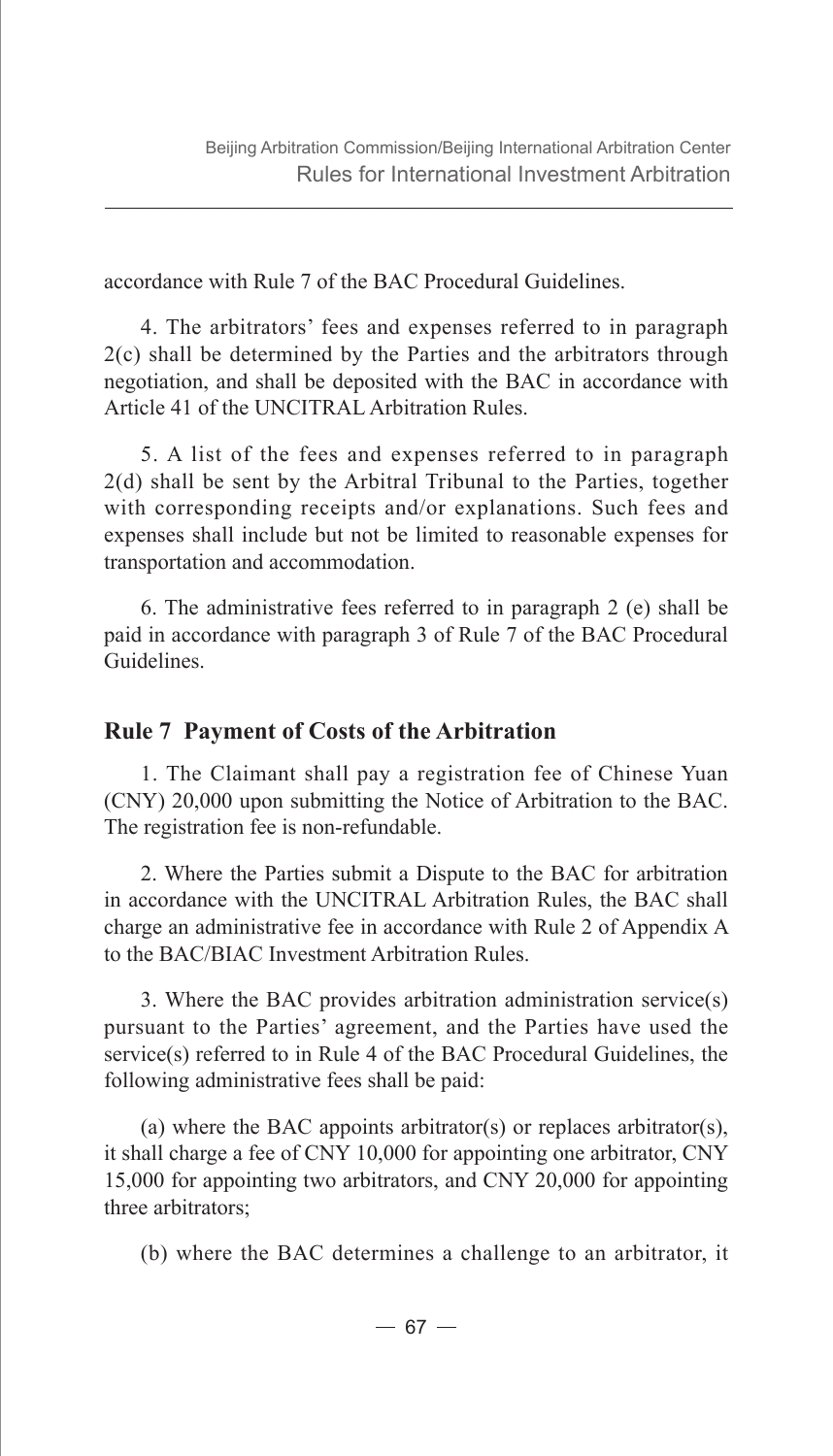accordance with Rule 7 of the BAC Procedural Guidelines.

4. The arbitrators' fees and expenses referred to in paragraph 2(c) shall be determined by the Parties and the arbitrators through negotiation, and shall be deposited with the BAC in accordance with Article 41 of the UNCITRAL Arbitration Rules.

5. A list of the fees and expenses referred to in paragraph 2(d) shall be sent by the Arbitral Tribunal to the Parties, together with corresponding receipts and/or explanations. Such fees and expenses shall include but not be limited to reasonable expenses for transportation and accommodation.

6. The administrative fees referred to in paragraph 2 (e) shall be paid in accordance with paragraph 3 of Rule 7 of the BAC Procedural Guidelines.

## Rule 7 Payment of Costs of the Arbitration

1. The Claimant shall pay a registration fee of Chinese Yuan (CNY) 20,000 upon submitting the Notice of Arbitration to the BAC. The registration fee is non-refundable.

2. Where the Parties submit a Dispute to the BAC for arbitration in accordance with the UNCITRAL Arbitration Rules, the BAC shall charge an administrative fee in accordance with Rule 2 of Appendix A to the BAC/BIAC Investment Arbitration Rules.

3. Where the BAC provides arbitration administration service(s) pursuant to the Parties' agreement, and the Parties have used the service(s) referred to in Rule 4 of the BAC Procedural Guidelines, the following administrative fees shall be paid:

(a) where the BAC appoints arbitrator(s) or replaces arbitrator(s), it shall charge a fee of CNY 10,000 for appointing one arbitrator, CNY 15,000 for appointing two arbitrators, and CNY 20,000 for appointing three arbitrators;

(b) where the BAC determines a challenge to an arbitrator, it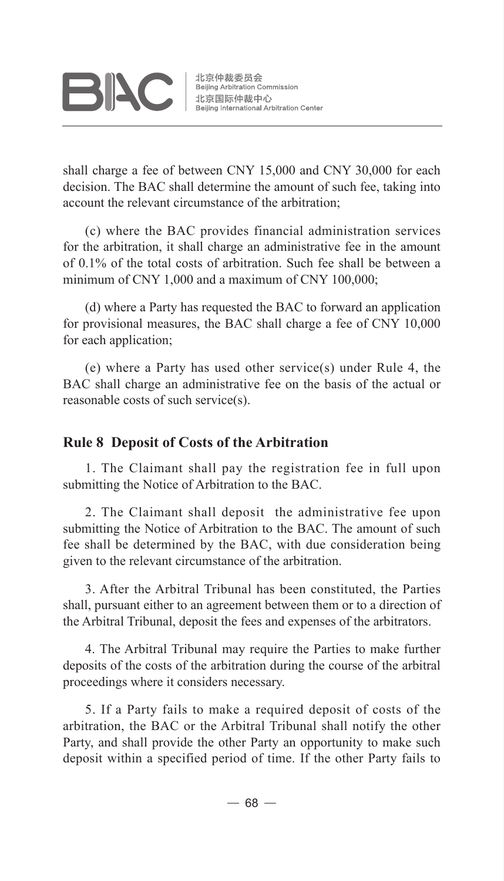shall charge a fee of between CNY 15,000 and CNY 30,000 for each decision. The BAC shall determine the amount of such fee, taking into account the relevant circumstance of the arbitration;

(c) where the BAC provides financial administration services for the arbitration, it shall charge an administrative fee in the amount of 0.1% of the total costs of arbitration. Such fee shall be between a minimum of CNY 1,000 and a maximum of CNY 100,000;

(d) where a Party has requested the BAC to forward an application for provisional measures, the BAC shall charge a fee of CNY 10,000 for each application;

(e) where a Party has used other service(s) under Rule 4, the BAC shall charge an administrative fee on the basis of the actual or reasonable costs of such service(s).

## Rule 8 Deposit of Costs of the Arbitration

1. The Claimant shall pay the registration fee in full upon submitting the Notice of Arbitration to the BAC.

2. The Claimant shall deposit the administrative fee upon submitting the Notice of Arbitration to the BAC. The amount of such fee shall be determined by the BAC, with due consideration being given to the relevant circumstance of the arbitration.

3. After the Arbitral Tribunal has been constituted, the Parties shall, pursuant either to an agreement between them or to a direction of the Arbitral Tribunal, deposit the fees and expenses of the arbitrators.

4. The Arbitral Tribunal may require the Parties to make further deposits of the costs of the arbitration during the course of the arbitral proceedings where it considers necessary.

5. If a Party fails to make a required deposit of costs of the arbitration, the BAC or the Arbitral Tribunal shall notify the other Party, and shall provide the other Party an opportunity to make such deposit within a specified period of time. If the other Party fails to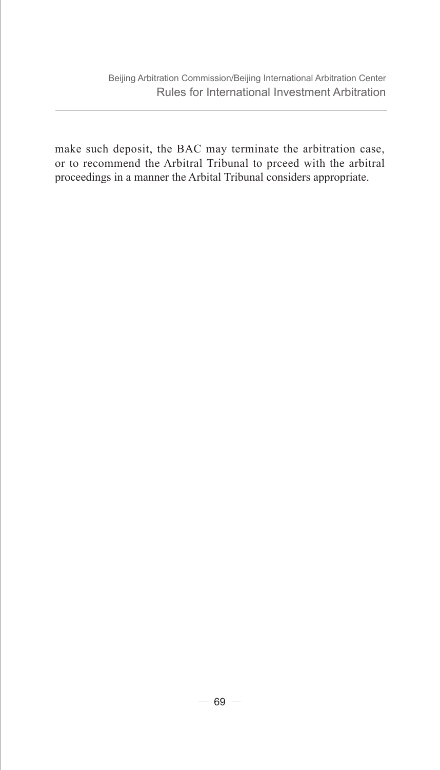make such deposit, the BAC may terminate the arbitration case, or to recommend the Arbitral Tribunal to prceed with the arbitral proceedings in a manner the Arbital Tribunal considers appropriate.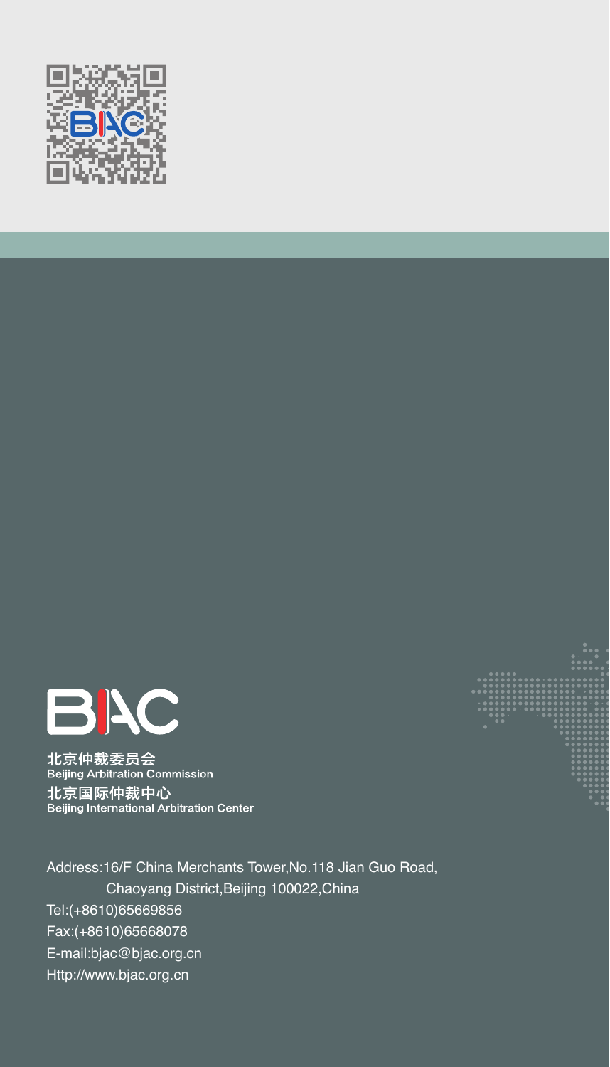BIAC

北京仲裁委员会
Beijing Arbitration Commission

北京国际仲裁中心
Beijing International Arbitration Center

Address:16/F China Merchants Tower,No.118 Jian Guo Road,
Chaoyang District,Beijing 100022,China

Tel:(+8610)65669856

Fax:(+8610)65668078

E-mail:bjac@bjac.org.cn

Http://www.bjac.org.cn